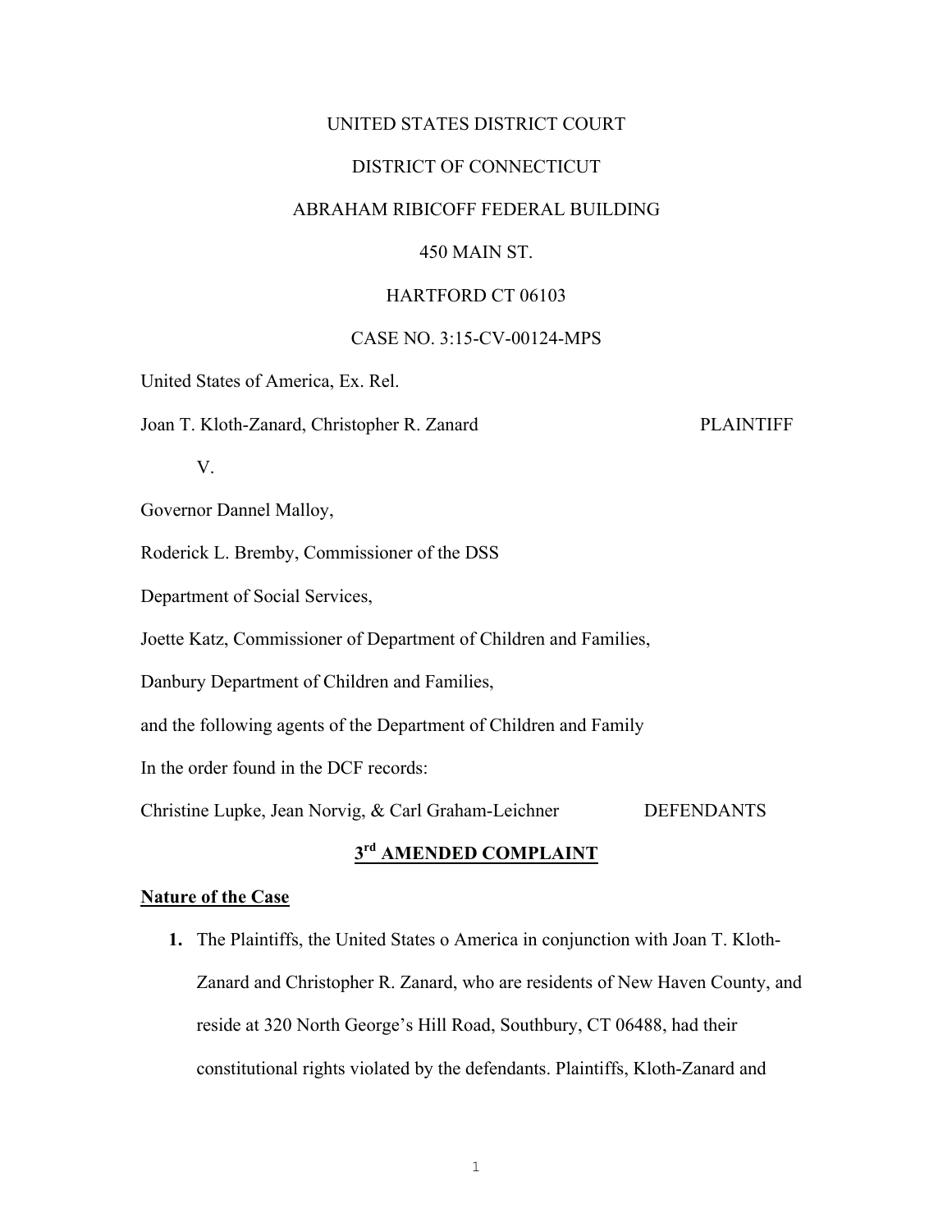UNITED STATES DISTRICT COURT

DISTRICT OF CONNECTICUT

ABRAHAM RIBICOFF FEDERAL BUILDING

450 MAIN ST.

HARTFORD CT 06103

CASE NO. 3:15-CV-00124-MPS

United States of America, Ex. Rel.

Joan T. Kloth-Zanard, Christopher R. Zanard PLAINTIFF

V.

Governor Dannel Malloy,

Roderick L. Bremby, Commissioner of the DSS

Department of Social Services,

Joette Katz, Commissioner of Department of Children and Families,

Danbury Department of Children and Families,

and the following agents of the Department of Children and Family

In the order found in the DCF records:

Christine Lupke, Jean Norvig, & Carl Graham-Leichner DEFENDANTS

## 3rd AMENDED COMPLAINT

### Nature of the Case

1. The Plaintiffs, the United States o America in conjunction with Joan T. Kloth-Zanard and Christopher R. Zanard, who are residents of New Haven County, and reside at 320 North George's Hill Road, Southbury, CT 06488, had their constitutional rights violated by the defendants. Plaintiffs, Kloth-Zanard and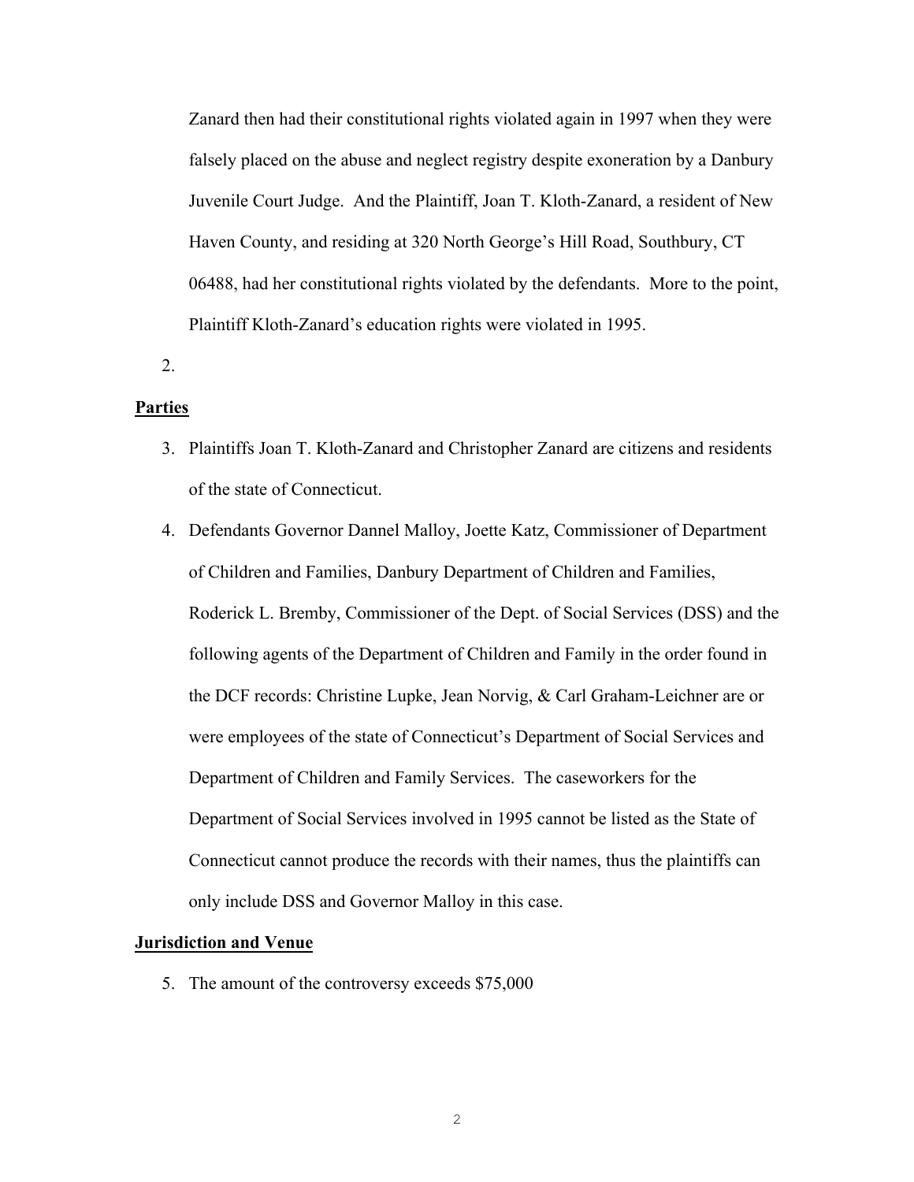Zanard then had their constitutional rights violated again in 1997 when they were falsely placed on the abuse and neglect registry despite exoneration by a Danbury Juvenile Court Judge. And the Plaintiff, Joan T. Kloth-Zanard, a resident of New Haven County, and residing at 320 North George's Hill Road, Southbury, CT 06488, had her constitutional rights violated by the defendants. More to the point, Plaintiff Kloth-Zanard's education rights were violated in 1995.

2.

**Parties**

3. Plaintiffs Joan T. Kloth-Zanard and Christopher Zanard are citizens and residents of the state of Connecticut.
4. Defendants Governor Dannel Malloy, Joette Katz, Commissioner of Department of Children and Families, Danbury Department of Children and Families, Roderick L. Bremby, Commissioner of the Dept. of Social Services (DSS) and the following agents of the Department of Children and Family in the order found in the DCF records: Christine Lupke, Jean Norvig, & Carl Graham-Leichner are or were employees of the state of Connecticut's Department of Social Services and Department of Children and Family Services. The caseworkers for the Department of Social Services involved in 1995 cannot be listed as the State of Connecticut cannot produce the records with their names, thus the plaintiffs can only include DSS and Governor Malloy in this case.

**Jurisdiction and Venue**

5. The amount of the controversy exceeds $75,000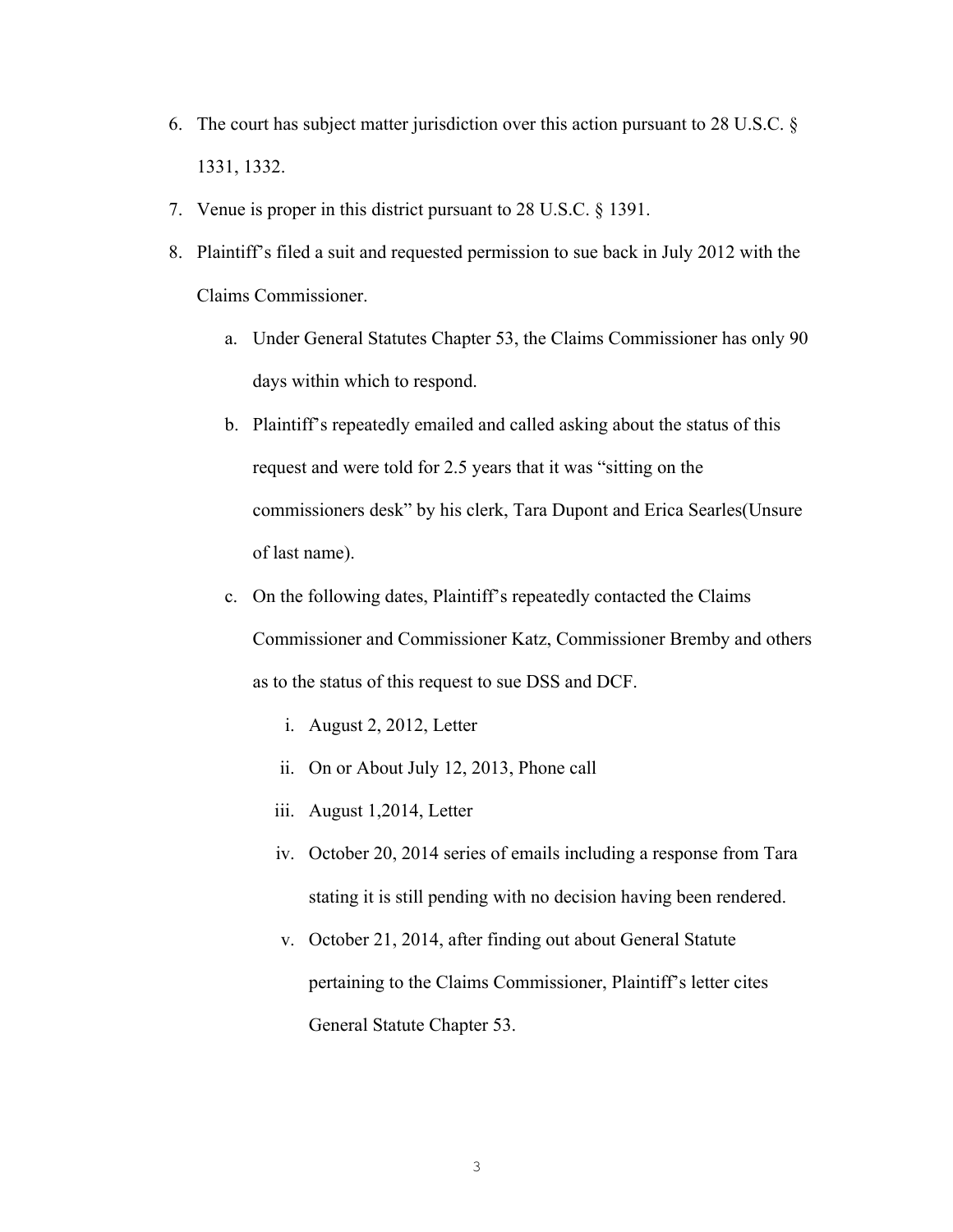6. The court has subject matter jurisdiction over this action pursuant to 28 U.S.C. § 1331, 1332.
7. Venue is proper in this district pursuant to 28 U.S.C. § 1391.
8. Plaintiff's filed a suit and requested permission to sue back in July 2012 with the Claims Commissioner.
   a. Under General Statutes Chapter 53, the Claims Commissioner has only 90 days within which to respond.
   b. Plaintiff's repeatedly emailed and called asking about the status of this request and were told for 2.5 years that it was "sitting on the commissioners desk" by his clerk, Tara Dupont and Erica Searles(Unsure of last name).
   c. On the following dates, Plaintiff's repeatedly contacted the Claims Commissioner and Commissioner Katz, Commissioner Bremby and others as to the status of this request to sue DSS and DCF.
      i. August 2, 2012, Letter
      ii. On or About July 12, 2013, Phone call
      iii. August 1,2014, Letter
      iv. October 20, 2014 series of emails including a response from Tara stating it is still pending with no decision having been rendered.
      v. October 21, 2014, after finding out about General Statute pertaining to the Claims Commissioner, Plaintiff's letter cites General Statute Chapter 53.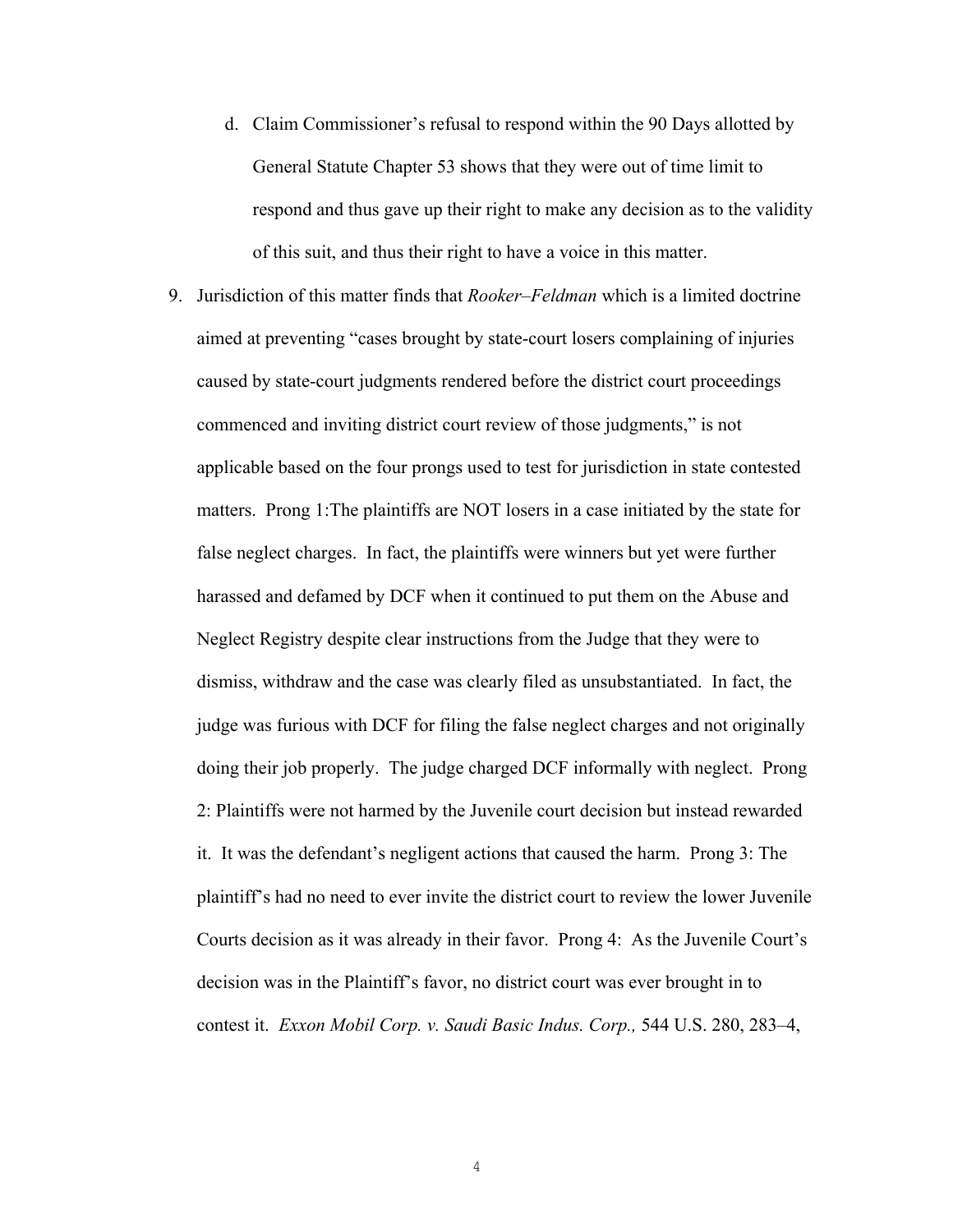d. Claim Commissioner's refusal to respond within the 90 Days allotted by General Statute Chapter 53 shows that they were out of time limit to respond and thus gave up their right to make any decision as to the validity of this suit, and thus their right to have a voice in this matter.

9. Jurisdiction of this matter finds that *Rooker–Feldman* which is a limited doctrine aimed at preventing "cases brought by state-court losers complaining of injuries caused by state-court judgments rendered before the district court proceedings commenced and inviting district court review of those judgments," is not applicable based on the four prongs used to test for jurisdiction in state contested matters. Prong 1:The plaintiffs are NOT losers in a case initiated by the state for false neglect charges. In fact, the plaintiffs were winners but yet were further harassed and defamed by DCF when it continued to put them on the Abuse and Neglect Registry despite clear instructions from the Judge that they were to dismiss, withdraw and the case was clearly filed as unsubstantiated. In fact, the judge was furious with DCF for filing the false neglect charges and not originally doing their job properly. The judge charged DCF informally with neglect. Prong 2: Plaintiffs were not harmed by the Juvenile court decision but instead rewarded it. It was the defendant's negligent actions that caused the harm. Prong 3: The plaintiff's had no need to ever invite the district court to review the lower Juvenile Courts decision as it was already in their favor. Prong 4: As the Juvenile Court's decision was in the Plaintiff's favor, no district court was ever brought in to contest it. *Exxon Mobil Corp. v. Saudi Basic Indus. Corp.,* 544 U.S. 280, 283–4,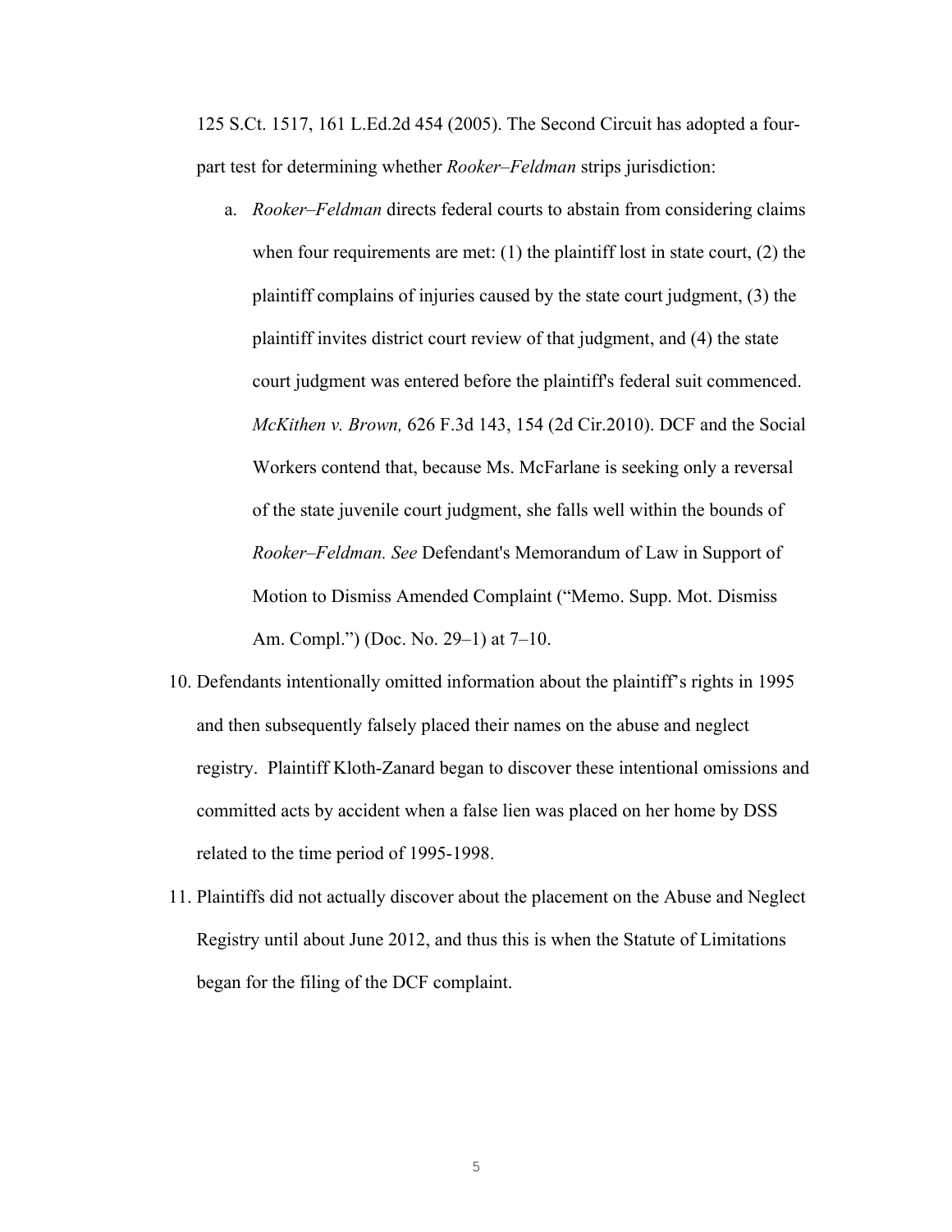125 S.Ct. 1517, 161 L.Ed.2d 454 (2005). The Second Circuit has adopted a four-part test for determining whether *Rooker–Feldman* strips jurisdiction:

a. *Rooker–Feldman* directs federal courts to abstain from considering claims when four requirements are met: (1) the plaintiff lost in state court, (2) the plaintiff complains of injuries caused by the state court judgment, (3) the plaintiff invites district court review of that judgment, and (4) the state court judgment was entered before the plaintiff's federal suit commenced. *McKithen v. Brown,* 626 F.3d 143, 154 (2d Cir.2010). DCF and the Social Workers contend that, because Ms. McFarlane is seeking only a reversal of the state juvenile court judgment, she falls well within the bounds of *Rooker–Feldman. See* Defendant's Memorandum of Law in Support of Motion to Dismiss Amended Complaint ("Memo. Supp. Mot. Dismiss Am. Compl.") (Doc. No. 29–1) at 7–10.

10. Defendants intentionally omitted information about the plaintiff's rights in 1995 and then subsequently falsely placed their names on the abuse and neglect registry. Plaintiff Kloth-Zanard began to discover these intentional omissions and committed acts by accident when a false lien was placed on her home by DSS related to the time period of 1995-1998.

11. Plaintiffs did not actually discover about the placement on the Abuse and Neglect Registry until about June 2012, and thus this is when the Statute of Limitations began for the filing of the DCF complaint.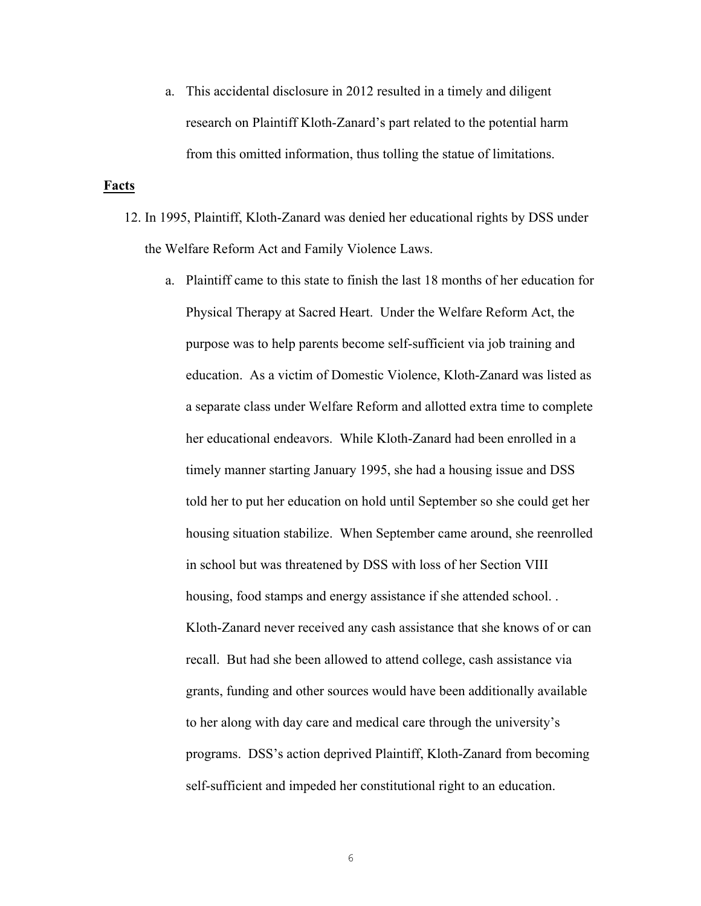a. This accidental disclosure in 2012 resulted in a timely and diligent research on Plaintiff Kloth-Zanard's part related to the potential harm from this omitted information, thus tolling the statue of limitations.

**Facts**

12. In 1995, Plaintiff, Kloth-Zanard was denied her educational rights by DSS under the Welfare Reform Act and Family Violence Laws.

    a. Plaintiff came to this state to finish the last 18 months of her education for Physical Therapy at Sacred Heart. Under the Welfare Reform Act, the purpose was to help parents become self-sufficient via job training and education. As a victim of Domestic Violence, Kloth-Zanard was listed as a separate class under Welfare Reform and allotted extra time to complete her educational endeavors. While Kloth-Zanard had been enrolled in a timely manner starting January 1995, she had a housing issue and DSS told her to put her education on hold until September so she could get her housing situation stabilize. When September came around, she reenrolled in school but was threatened by DSS with loss of her Section VIII housing, food stamps and energy assistance if she attended school. . Kloth-Zanard never received any cash assistance that she knows of or can recall. But had she been allowed to attend college, cash assistance via grants, funding and other sources would have been additionally available to her along with day care and medical care through the university's programs. DSS's action deprived Plaintiff, Kloth-Zanard from becoming self-sufficient and impeded her constitutional right to an education.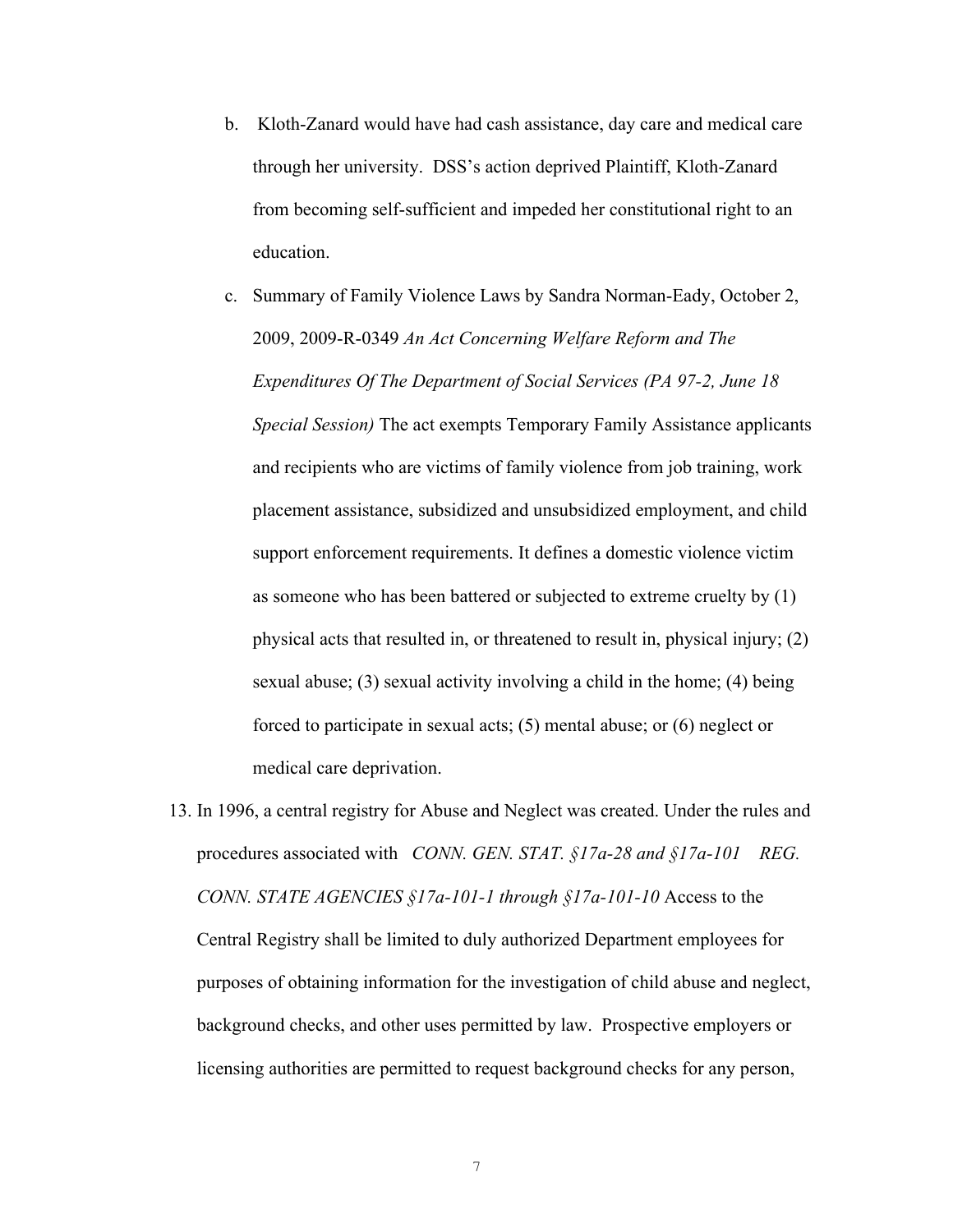b. Kloth-Zanard would have had cash assistance, day care and medical care through her university. DSS's action deprived Plaintiff, Kloth-Zanard from becoming self-sufficient and impeded her constitutional right to an education.

c. Summary of Family Violence Laws by Sandra Norman-Eady, October 2, 2009, 2009-R-0349 *An Act Concerning Welfare Reform and The Expenditures Of The Department of Social Services (PA 97-2, June 18 Special Session)* The act exempts Temporary Family Assistance applicants and recipients who are victims of family violence from job training, work placement assistance, subsidized and unsubsidized employment, and child support enforcement requirements. It defines a domestic violence victim as someone who has been battered or subjected to extreme cruelty by (1) physical acts that resulted in, or threatened to result in, physical injury; (2) sexual abuse; (3) sexual activity involving a child in the home; (4) being forced to participate in sexual acts; (5) mental abuse; or (6) neglect or medical care deprivation.

13. In 1996, a central registry for Abuse and Neglect was created. Under the rules and procedures associated with *CONN. GEN. STAT. §17a-28 and §17a-101 REG. CONN. STATE AGENCIES §17a-101-1 through §17a-101-10* Access to the Central Registry shall be limited to duly authorized Department employees for purposes of obtaining information for the investigation of child abuse and neglect, background checks, and other uses permitted by law. Prospective employers or licensing authorities are permitted to request background checks for any person,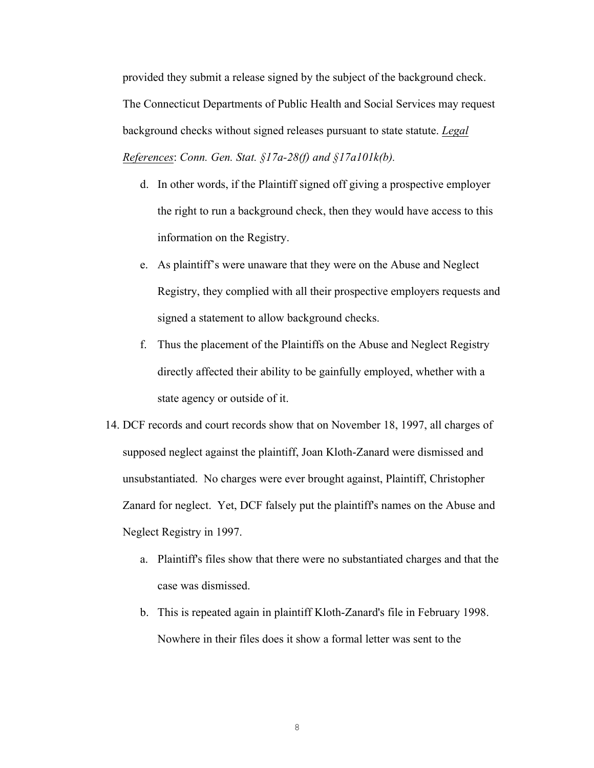provided they submit a release signed by the subject of the background check. The Connecticut Departments of Public Health and Social Services may request background checks without signed releases pursuant to state statute. ***Legal References***: *Conn. Gen. Stat. §17a-28(f) and §17a101k(b).*

d. In other words, if the Plaintiff signed off giving a prospective employer the right to run a background check, then they would have access to this information on the Registry.

e. As plaintiff's were unaware that they were on the Abuse and Neglect Registry, they complied with all their prospective employers requests and signed a statement to allow background checks.

f. Thus the placement of the Plaintiffs on the Abuse and Neglect Registry directly affected their ability to be gainfully employed, whether with a state agency or outside of it.

14. DCF records and court records show that on November 18, 1997, all charges of supposed neglect against the plaintiff, Joan Kloth-Zanard were dismissed and unsubstantiated. No charges were ever brought against, Plaintiff, Christopher Zanard for neglect. Yet, DCF falsely put the plaintiff's names on the Abuse and Neglect Registry in 1997.

    a. Plaintiff's files show that there were no substantiated charges and that the case was dismissed.

    b. This is repeated again in plaintiff Kloth-Zanard's file in February 1998. Nowhere in their files does it show a formal letter was sent to the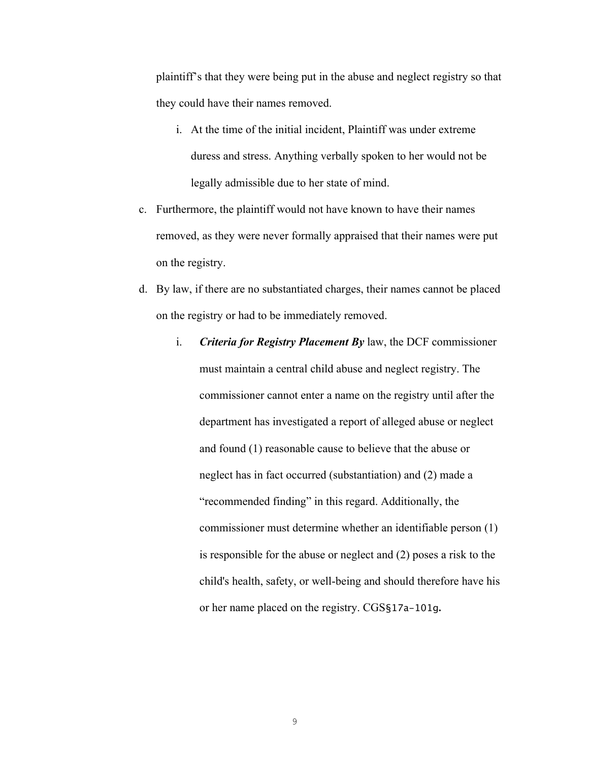plaintiff's that they were being put in the abuse and neglect registry so that they could have their names removed.

   i. At the time of the initial incident, Plaintiff was under extreme duress and stress. Anything verbally spoken to her would not be legally admissible due to her state of mind.

c. Furthermore, the plaintiff would not have known to have their names removed, as they were never formally appraised that their names were put on the registry.

d. By law, if there are no substantiated charges, their names cannot be placed on the registry or had to be immediately removed.

   i. ***Criteria for Registry Placement By*** law, the DCF commissioner must maintain a central child abuse and neglect registry. The commissioner cannot enter a name on the registry until after the department has investigated a report of alleged abuse or neglect and found (1) reasonable cause to believe that the abuse or neglect has in fact occurred (substantiation) and (2) made a "recommended finding" in this regard. Additionally, the commissioner must determine whether an identifiable person (1) is responsible for the abuse or neglect and (2) poses a risk to the child's health, safety, or well-being and should therefore have his or her name placed on the registry. CGS§17a-101g.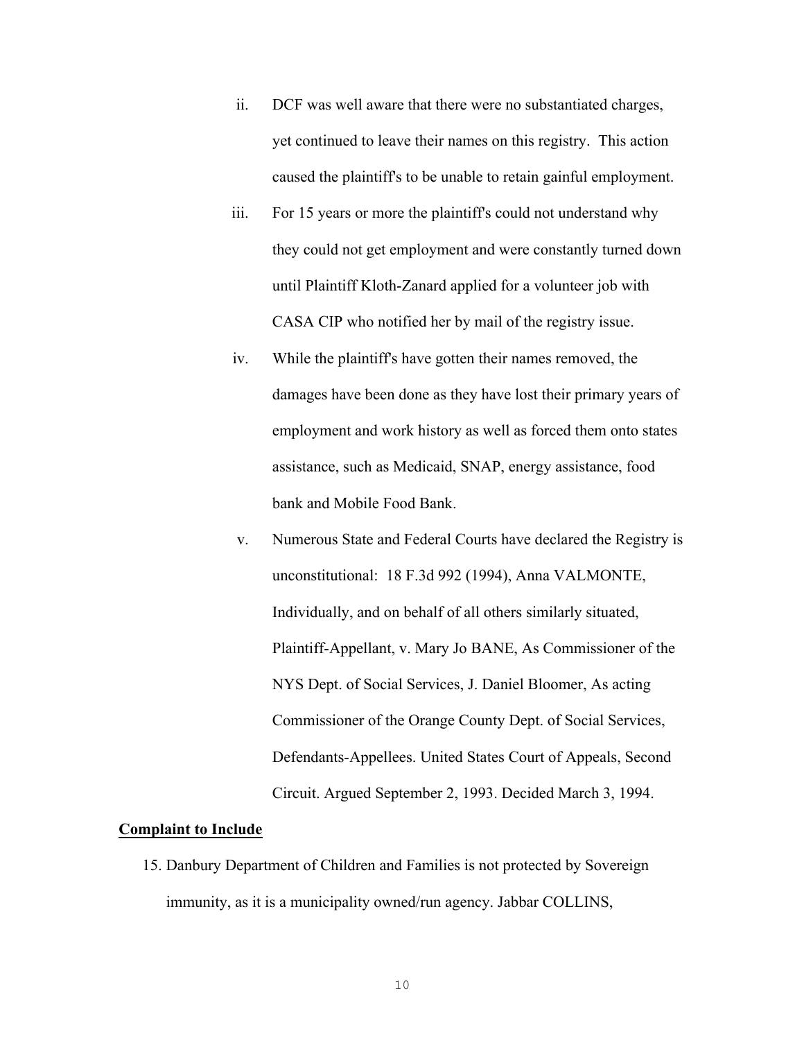ii. DCF was well aware that there were no substantiated charges, yet continued to leave their names on this registry. This action caused the plaintiff's to be unable to retain gainful employment.

iii. For 15 years or more the plaintiff's could not understand why they could not get employment and were constantly turned down until Plaintiff Kloth-Zanard applied for a volunteer job with CASA CIP who notified her by mail of the registry issue.

iv. While the plaintiff's have gotten their names removed, the damages have been done as they have lost their primary years of employment and work history as well as forced them onto states assistance, such as Medicaid, SNAP, energy assistance, food bank and Mobile Food Bank.

v. Numerous State and Federal Courts have declared the Registry is unconstitutional: 18 F.3d 992 (1994), Anna VALMONTE, Individually, and on behalf of all others similarly situated, Plaintiff-Appellant, v. Mary Jo BANE, As Commissioner of the NYS Dept. of Social Services, J. Daniel Bloomer, As acting Commissioner of the Orange County Dept. of Social Services, Defendants-Appellees. United States Court of Appeals, Second Circuit. Argued September 2, 1993. Decided March 3, 1994.

**Complaint to Include**

15. Danbury Department of Children and Families is not protected by Sovereign immunity, as it is a municipality owned/run agency. Jabbar COLLINS,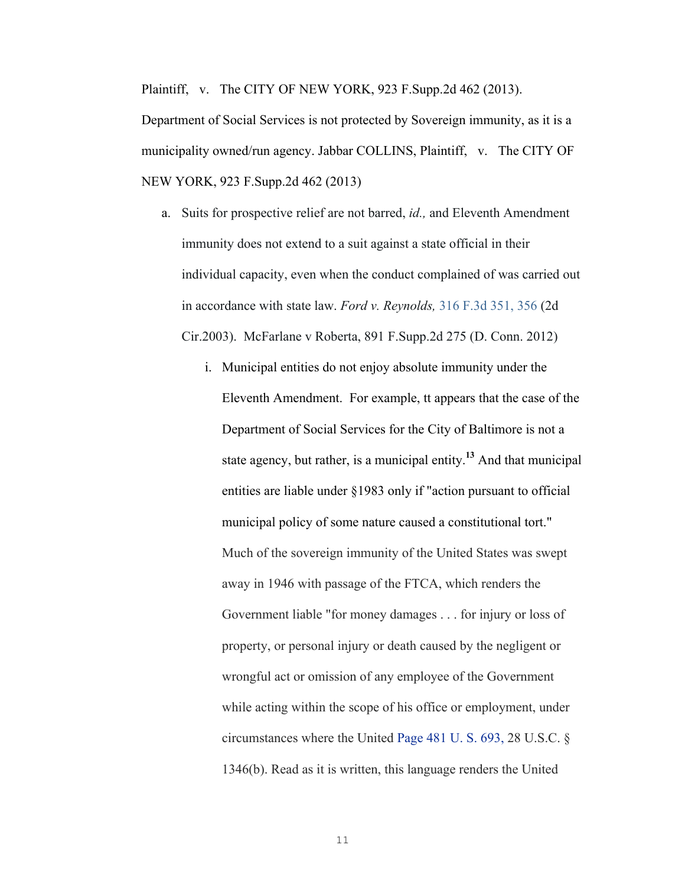Plaintiff, v. The CITY OF NEW YORK, 923 F.Supp.2d 462 (2013). Department of Social Services is not protected by Sovereign immunity, as it is a municipality owned/run agency. Jabbar COLLINS, Plaintiff, v. The CITY OF NEW YORK, 923 F.Supp.2d 462 (2013)

a. Suits for prospective relief are not barred, *id.,* and Eleventh Amendment immunity does not extend to a suit against a state official in their individual capacity, even when the conduct complained of was carried out in accordance with state law. *Ford v. Reynolds,* 316 F.3d 351, 356 (2d Cir.2003). McFarlane v Roberta, 891 F.Supp.2d 275 (D. Conn. 2012)

   i. Municipal entities do not enjoy absolute immunity under the Eleventh Amendment. For example, tt appears that the case of the Department of Social Services for the City of Baltimore is not a state agency, but rather, is a municipal entity.[13] And that municipal entities are liable under §1983 only if "action pursuant to official municipal policy of some nature caused a constitutional tort." Much of the sovereign immunity of the United States was swept away in 1946 with passage of the FTCA, which renders the Government liable "for money damages . . . for injury or loss of property, or personal injury or death caused by the negligent or wrongful act or omission of any employee of the Government while acting within the scope of his office or employment, under circumstances where the United Page 481 U. S. 693, 28 U.S.C. § 1346(b). Read as it is written, this language renders the United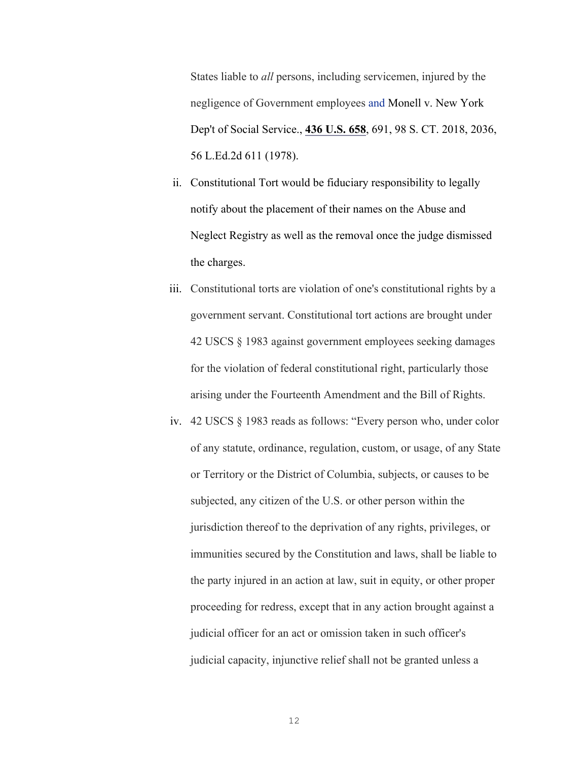States liable to *all* persons, including servicemen, injured by the negligence of Government employees and Monell v. New York Dep't of Social Service., **436 U.S. 658**, 691, 98 S. CT. 2018, 2036, 56 L.Ed.2d 611 (1978).

ii. Constitutional Tort would be fiduciary responsibility to legally notify about the placement of their names on the Abuse and Neglect Registry as well as the removal once the judge dismissed the charges.

iii. Constitutional torts are violation of one's constitutional rights by a government servant. Constitutional tort actions are brought under 42 USCS § 1983 against government employees seeking damages for the violation of federal constitutional right, particularly those arising under the Fourteenth Amendment and the Bill of Rights.

iv. 42 USCS § 1983 reads as follows: "Every person who, under color of any statute, ordinance, regulation, custom, or usage, of any State or Territory or the District of Columbia, subjects, or causes to be subjected, any citizen of the U.S. or other person within the jurisdiction thereof to the deprivation of any rights, privileges, or immunities secured by the Constitution and laws, shall be liable to the party injured in an action at law, suit in equity, or other proper proceeding for redress, except that in any action brought against a judicial officer for an act or omission taken in such officer's judicial capacity, injunctive relief shall not be granted unless a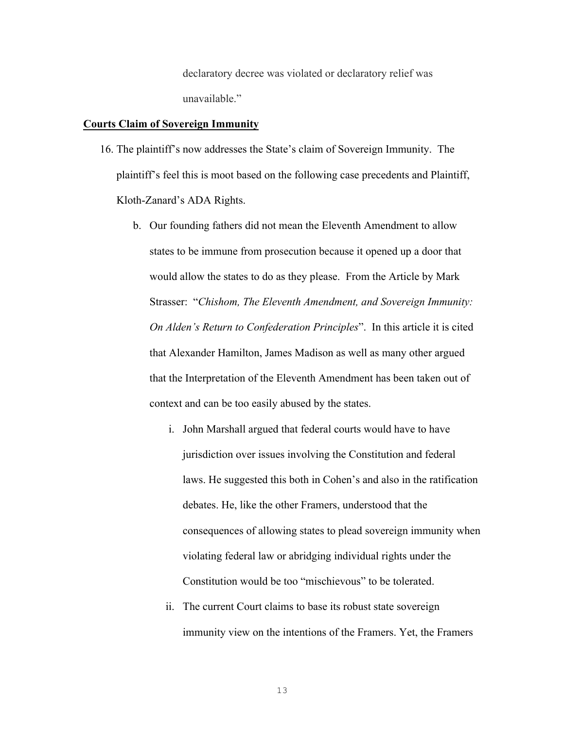declaratory decree was violated or declaratory relief was unavailable."

**<u>Courts Claim of Sovereign Immunity</u>**

16. The plaintiff's now addresses the State's claim of Sovereign Immunity. The plaintiff's feel this is moot based on the following case precedents and Plaintiff, Kloth-Zanard's ADA Rights.

    b. Our founding fathers did not mean the Eleventh Amendment to allow states to be immune from prosecution because it opened up a door that would allow the states to do as they please. From the Article by Mark Strasser: "*Chishom, The Eleventh Amendment, and Sovereign Immunity: On Alden's Return to Confederation Principles*". In this article it is cited that Alexander Hamilton, James Madison as well as many other argued that the Interpretation of the Eleventh Amendment has been taken out of context and can be too easily abused by the states.

        i. John Marshall argued that federal courts would have to have jurisdiction over issues involving the Constitution and federal laws. He suggested this both in Cohen's and also in the ratification debates. He, like the other Framers, understood that the consequences of allowing states to plead sovereign immunity when violating federal law or abridging individual rights under the Constitution would be too "mischievous" to be tolerated.

        ii. The current Court claims to base its robust state sovereign immunity view on the intentions of the Framers. Yet, the Framers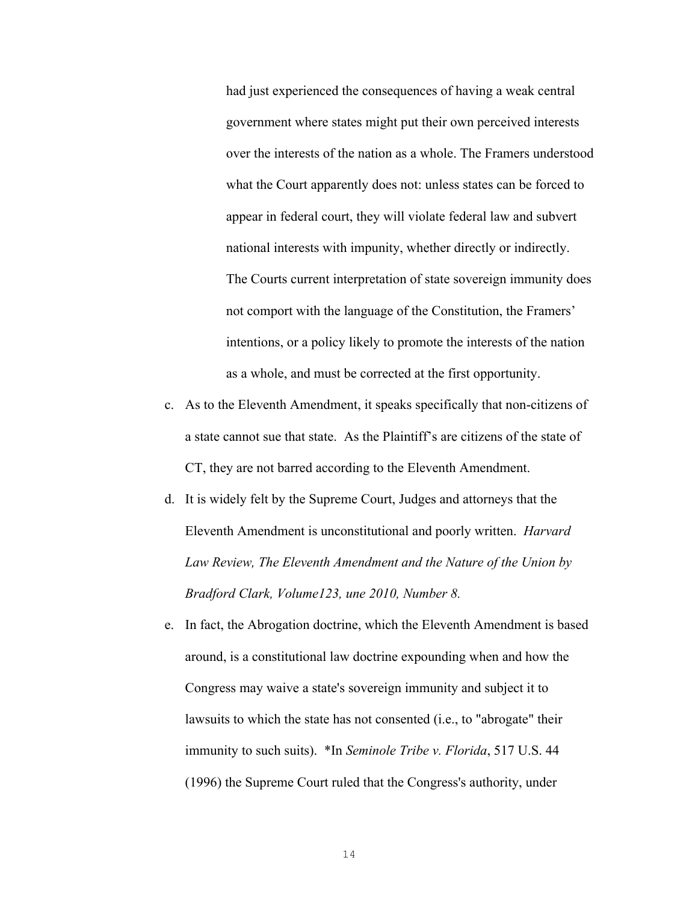had just experienced the consequences of having a weak central government where states might put their own perceived interests over the interests of the nation as a whole. The Framers understood what the Court apparently does not: unless states can be forced to appear in federal court, they will violate federal law and subvert national interests with impunity, whether directly or indirectly. The Courts current interpretation of state sovereign immunity does not comport with the language of the Constitution, the Framers' intentions, or a policy likely to promote the interests of the nation as a whole, and must be corrected at the first opportunity.

c. As to the Eleventh Amendment, it speaks specifically that non-citizens of a state cannot sue that state. As the Plaintiff's are citizens of the state of CT, they are not barred according to the Eleventh Amendment.

d. It is widely felt by the Supreme Court, Judges and attorneys that the Eleventh Amendment is unconstitutional and poorly written. *Harvard Law Review, The Eleventh Amendment and the Nature of the Union by Bradford Clark, Volume123, une 2010, Number 8.*

e. In fact, the Abrogation doctrine, which the Eleventh Amendment is based around, is a constitutional law doctrine expounding when and how the Congress may waive a state's sovereign immunity and subject it to lawsuits to which the state has not consented (i.e., to "abrogate" their immunity to such suits). *In *Seminole Tribe v. Florida*, 517 U.S. 44 (1996) the Supreme Court ruled that the Congress's authority, under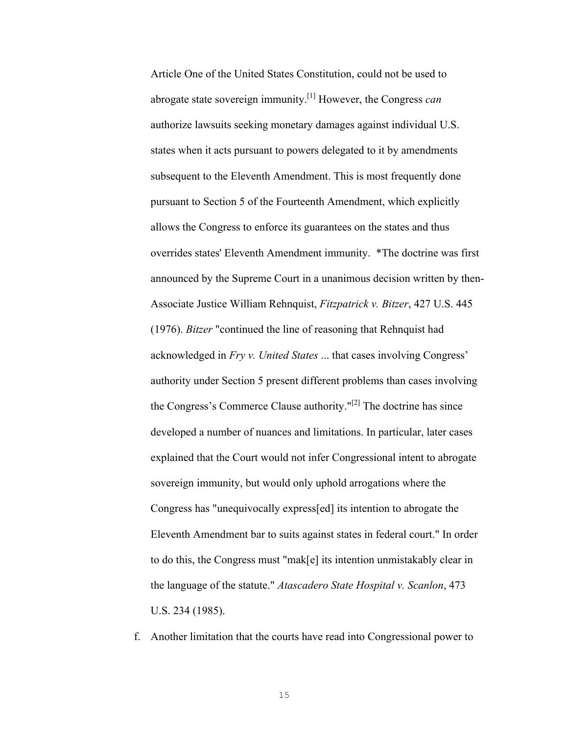Article One of the United States Constitution, could not be used to abrogate state sovereign immunity.[1] However, the Congress *can* authorize lawsuits seeking monetary damages against individual U.S. states when it acts pursuant to powers delegated to it by amendments subsequent to the Eleventh Amendment. This is most frequently done pursuant to Section 5 of the Fourteenth Amendment, which explicitly allows the Congress to enforce its guarantees on the states and thus overrides states' Eleventh Amendment immunity. *The doctrine was first announced by the Supreme Court in a unanimous decision written by then-Associate Justice William Rehnquist, *Fitzpatrick v. Bitzer*, 427 U.S. 445 (1976). *Bitzer* "continued the line of reasoning that Rehnquist had acknowledged in *Fry v. United States* ... that cases involving Congress' authority under Section 5 present different problems than cases involving the Congress's Commerce Clause authority."[2] The doctrine has since developed a number of nuances and limitations. In particular, later cases explained that the Court would not infer Congressional intent to abrogate sovereign immunity, but would only uphold arrogations where the Congress has "unequivocally express[ed] its intention to abrogate the Eleventh Amendment bar to suits against states in federal court." In order to do this, the Congress must "mak[e] its intention unmistakably clear in the language of the statute." *Atascadero State Hospital v. Scanlon*, 473 U.S. 234 (1985).

f. Another limitation that the courts have read into Congressional power to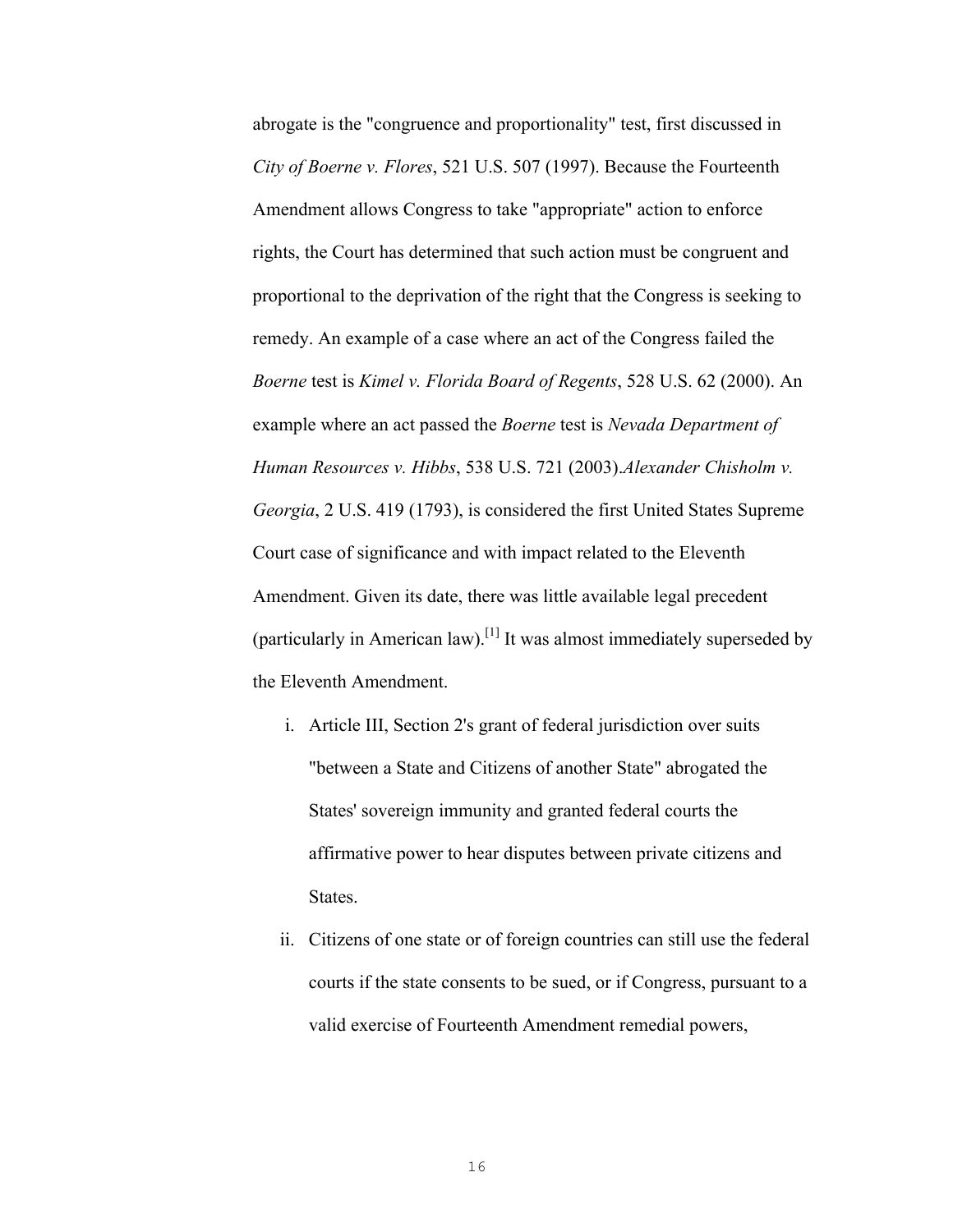abrogate is the "congruence and proportionality" test, first discussed in *City of Boerne v. Flores*, 521 U.S. 507 (1997). Because the Fourteenth Amendment allows Congress to take "appropriate" action to enforce rights, the Court has determined that such action must be congruent and proportional to the deprivation of the right that the Congress is seeking to remedy. An example of a case where an act of the Congress failed the *Boerne* test is *Kimel v. Florida Board of Regents*, 528 U.S. 62 (2000). An example where an act passed the *Boerne* test is *Nevada Department of Human Resources v. Hibbs*, 538 U.S. 721 (2003).*Alexander Chisholm v. Georgia*, 2 U.S. 419 (1793), is considered the first United States Supreme Court case of significance and with impact related to the Eleventh Amendment. Given its date, there was little available legal precedent (particularly in American law).[1] It was almost immediately superseded by the Eleventh Amendment.

i. Article III, Section 2's grant of federal jurisdiction over suits "between a State and Citizens of another State" abrogated the States' sovereign immunity and granted federal courts the affirmative power to hear disputes between private citizens and States.

ii. Citizens of one state or of foreign countries can still use the federal courts if the state consents to be sued, or if Congress, pursuant to a valid exercise of Fourteenth Amendment remedial powers,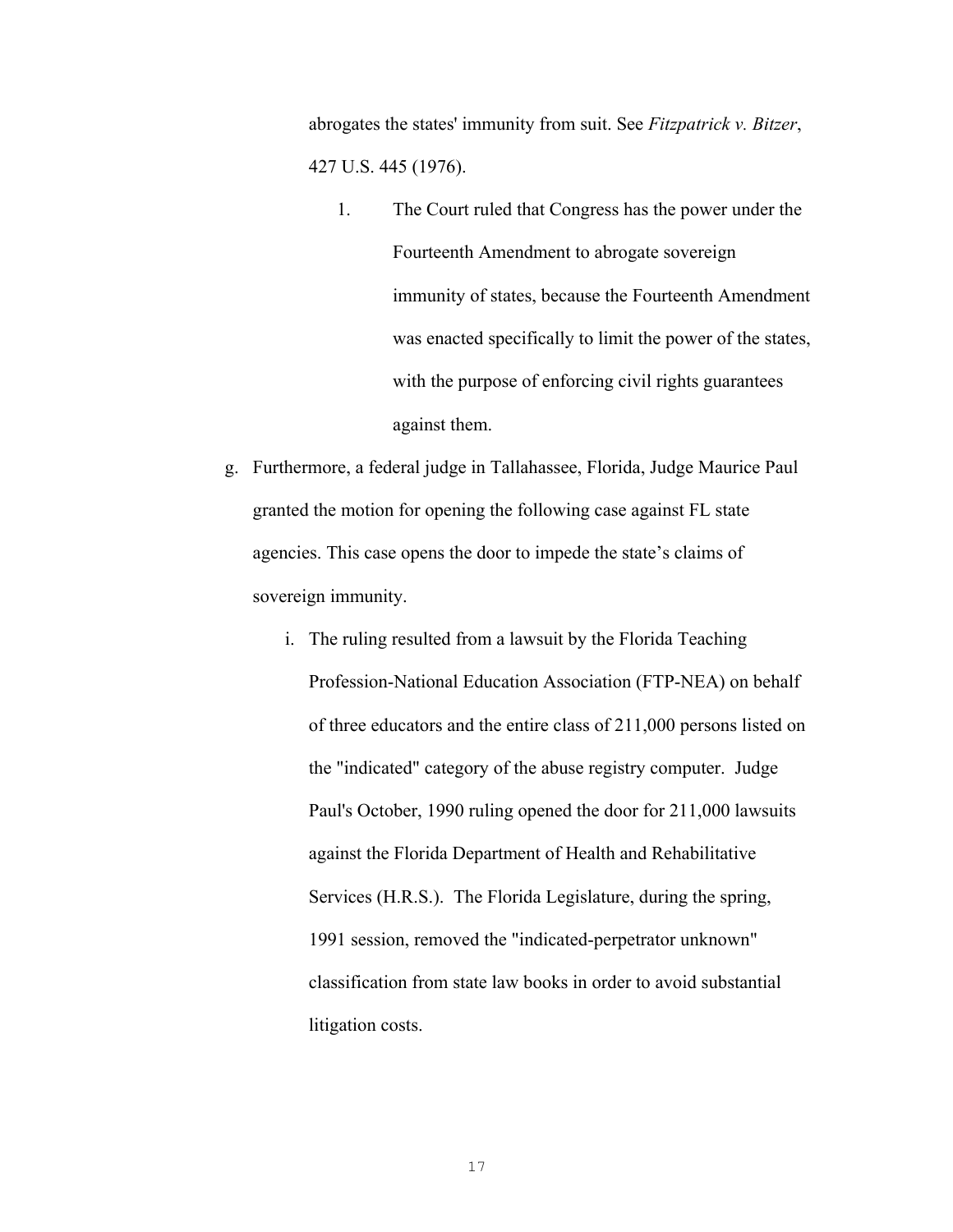abrogates the states' immunity from suit. See *Fitzpatrick v. Bitzer*, 427 U.S. 445 (1976).

1. The Court ruled that Congress has the power under the Fourteenth Amendment to abrogate sovereign immunity of states, because the Fourteenth Amendment was enacted specifically to limit the power of the states, with the purpose of enforcing civil rights guarantees against them.

g. Furthermore, a federal judge in Tallahassee, Florida, Judge Maurice Paul granted the motion for opening the following case against FL state agencies. This case opens the door to impede the state's claims of sovereign immunity.

   i. The ruling resulted from a lawsuit by the Florida Teaching Profession-National Education Association (FTP-NEA) on behalf of three educators and the entire class of 211,000 persons listed on the "indicated" category of the abuse registry computer. Judge Paul's October, 1990 ruling opened the door for 211,000 lawsuits against the Florida Department of Health and Rehabilitative Services (H.R.S.). The Florida Legislature, during the spring, 1991 session, removed the "indicated-perpetrator unknown" classification from state law books in order to avoid substantial litigation costs.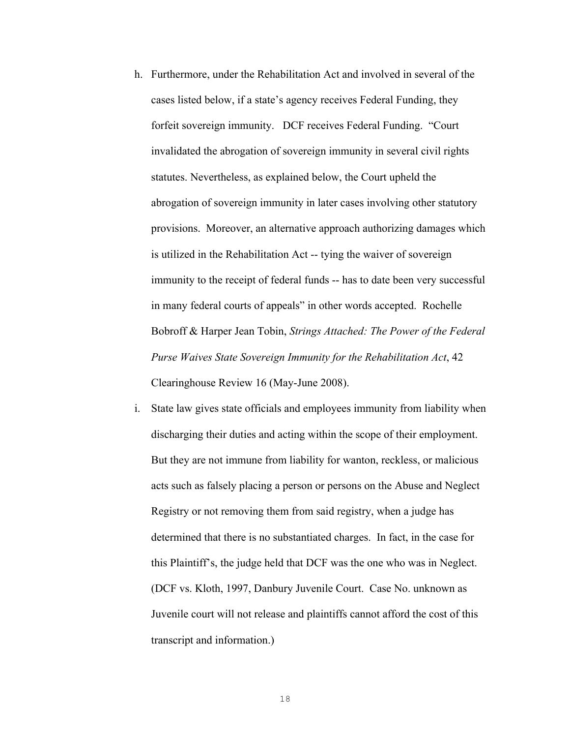h. Furthermore, under the Rehabilitation Act and involved in several of the cases listed below, if a state's agency receives Federal Funding, they forfeit sovereign immunity. DCF receives Federal Funding. "Court invalidated the abrogation of sovereign immunity in several civil rights statutes. Nevertheless, as explained below, the Court upheld the abrogation of sovereign immunity in later cases involving other statutory provisions. Moreover, an alternative approach authorizing damages which is utilized in the Rehabilitation Act -- tying the waiver of sovereign immunity to the receipt of federal funds -- has to date been very successful in many federal courts of appeals" in other words accepted. Rochelle Bobroff & Harper Jean Tobin, *Strings Attached: The Power of the Federal Purse Waives State Sovereign Immunity for the Rehabilitation Act*, 42 Clearinghouse Review 16 (May-June 2008).

i. State law gives state officials and employees immunity from liability when discharging their duties and acting within the scope of their employment. But they are not immune from liability for wanton, reckless, or malicious acts such as falsely placing a person or persons on the Abuse and Neglect Registry or not removing them from said registry, when a judge has determined that there is no substantiated charges. In fact, in the case for this Plaintiff's, the judge held that DCF was the one who was in Neglect. (DCF vs. Kloth, 1997, Danbury Juvenile Court. Case No. unknown as Juvenile court will not release and plaintiffs cannot afford the cost of this transcript and information.)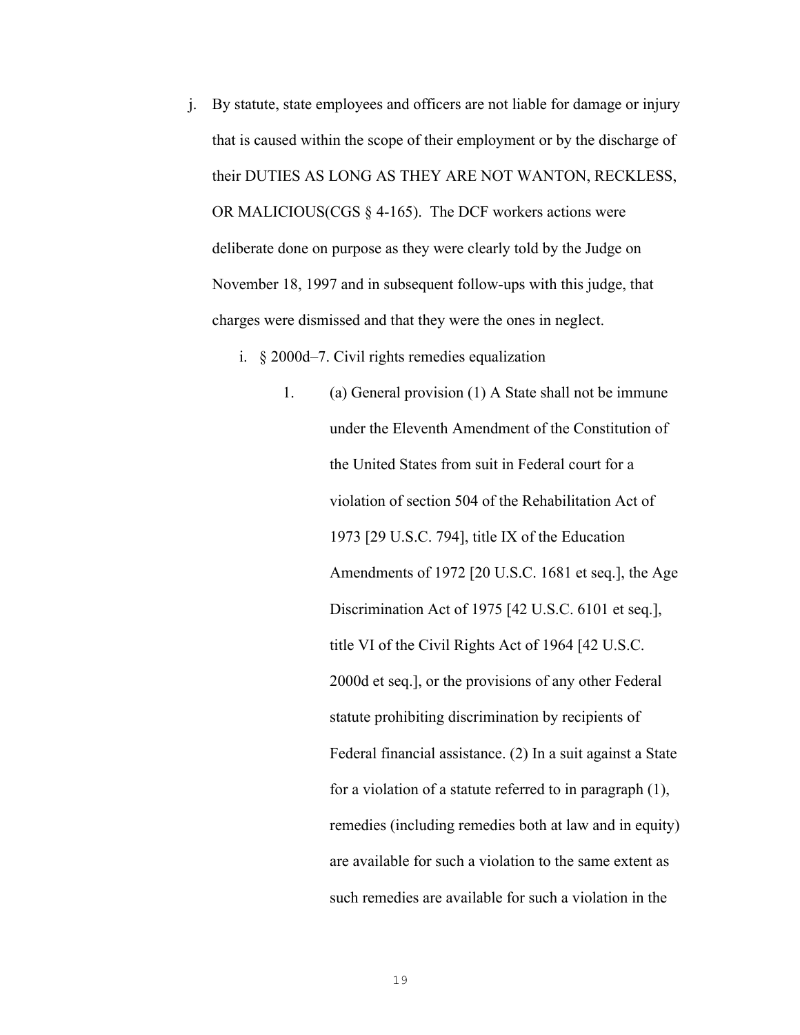j. By statute, state employees and officers are not liable for damage or injury that is caused within the scope of their employment or by the discharge of their DUTIES AS LONG AS THEY ARE NOT WANTON, RECKLESS, OR MALICIOUS(CGS § 4-165). The DCF workers actions were deliberate done on purpose as they were clearly told by the Judge on November 18, 1997 and in subsequent follow-ups with this judge, that charges were dismissed and that they were the ones in neglect.

   i. § 2000d–7. Civil rights remedies equalization

      1. (a) General provision (1) A State shall not be immune under the Eleventh Amendment of the Constitution of the United States from suit in Federal court for a violation of section 504 of the Rehabilitation Act of 1973 [29 U.S.C. 794], title IX of the Education Amendments of 1972 [20 U.S.C. 1681 et seq.], the Age Discrimination Act of 1975 [42 U.S.C. 6101 et seq.], title VI of the Civil Rights Act of 1964 [42 U.S.C. 2000d et seq.], or the provisions of any other Federal statute prohibiting discrimination by recipients of Federal financial assistance. (2) In a suit against a State for a violation of a statute referred to in paragraph (1), remedies (including remedies both at law and in equity) are available for such a violation to the same extent as such remedies are available for such a violation in the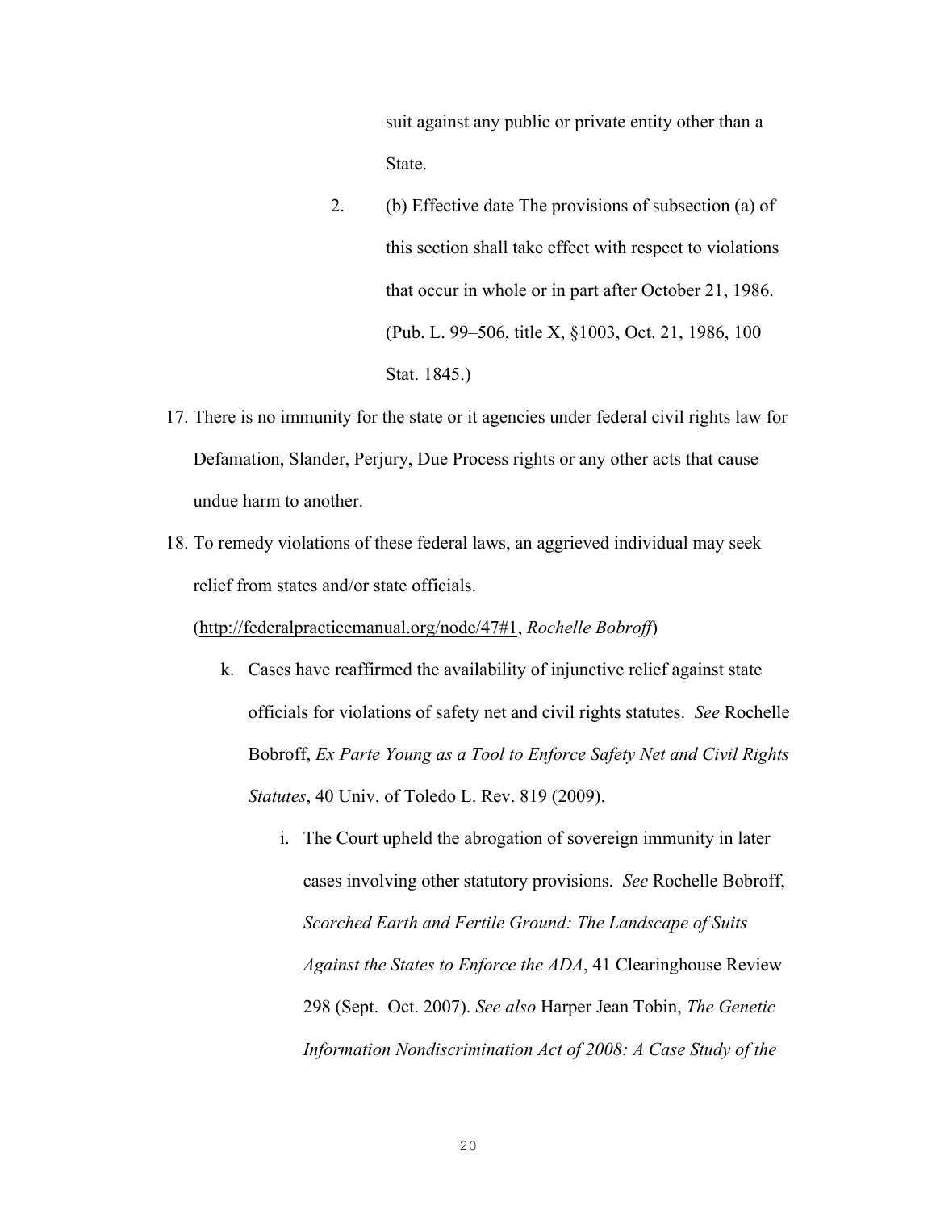suit against any public or private entity other than a State.

2. (b) Effective date The provisions of subsection (a) of this section shall take effect with respect to violations that occur in whole or in part after October 21, 1986. (Pub. L. 99–506, title X, §1003, Oct. 21, 1986, 100 Stat. 1845.)

17. There is no immunity for the state or it agencies under federal civil rights law for Defamation, Slander, Perjury, Due Process rights or any other acts that cause undue harm to another.

18. To remedy violations of these federal laws, an aggrieved individual may seek relief from states and/or state officials.

    (http://federalpracticemanual.org/node/47#1, *Rochelle Bobroff*)

    k. Cases have reaffirmed the availability of injunctive relief against state officials for violations of safety net and civil rights statutes. *See* Rochelle Bobroff, *Ex Parte Young as a Tool to Enforce Safety Net and Civil Rights Statutes*, 40 Univ. of Toledo L. Rev. 819 (2009).

        i. The Court upheld the abrogation of sovereign immunity in later cases involving other statutory provisions. *See* Rochelle Bobroff, *Scorched Earth and Fertile Ground: The Landscape of Suits Against the States to Enforce the ADA*, 41 Clearinghouse Review 298 (Sept.–Oct. 2007). *See also* Harper Jean Tobin, *The Genetic Information Nondiscrimination Act of 2008: A Case Study of the*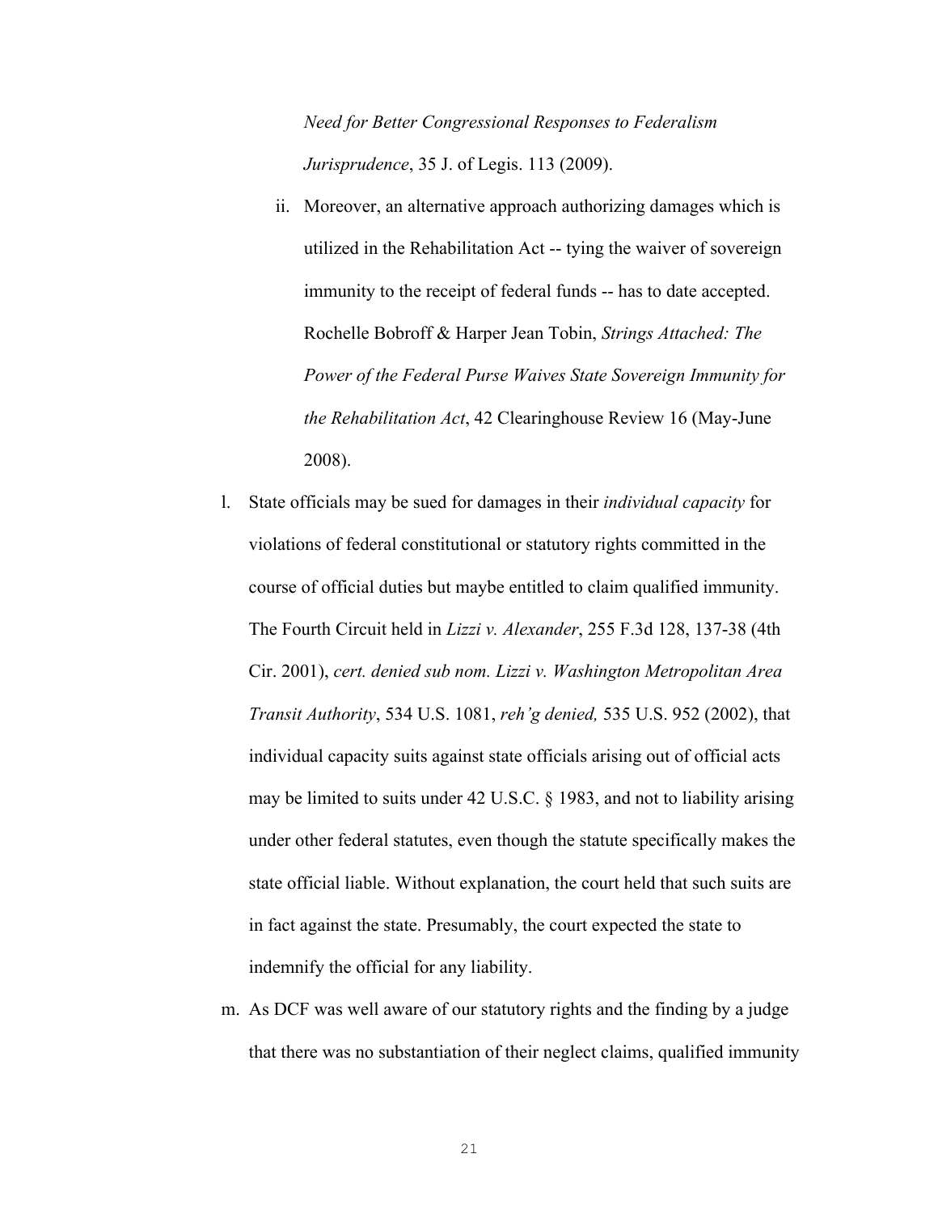*Need for Better Congressional Responses to Federalism Jurisprudence*, 35 J. of Legis. 113 (2009).

ii. Moreover, an alternative approach authorizing damages which is utilized in the Rehabilitation Act -- tying the waiver of sovereign immunity to the receipt of federal funds -- has to date accepted. Rochelle Bobroff & Harper Jean Tobin, *Strings Attached: The Power of the Federal Purse Waives State Sovereign Immunity for the Rehabilitation Act*, 42 Clearinghouse Review 16 (May-June 2008).

l. State officials may be sued for damages in their *individual capacity* for violations of federal constitutional or statutory rights committed in the course of official duties but maybe entitled to claim qualified immunity. The Fourth Circuit held in *Lizzi v. Alexander*, 255 F.3d 128, 137-38 (4th Cir. 2001), *cert. denied sub nom. Lizzi v. Washington Metropolitan Area Transit Authority*, 534 U.S. 1081, *reh'g denied,* 535 U.S. 952 (2002), that individual capacity suits against state officials arising out of official acts may be limited to suits under 42 U.S.C. § 1983, and not to liability arising under other federal statutes, even though the statute specifically makes the state official liable. Without explanation, the court held that such suits are in fact against the state. Presumably, the court expected the state to indemnify the official for any liability.

m. As DCF was well aware of our statutory rights and the finding by a judge that there was no substantiation of their neglect claims, qualified immunity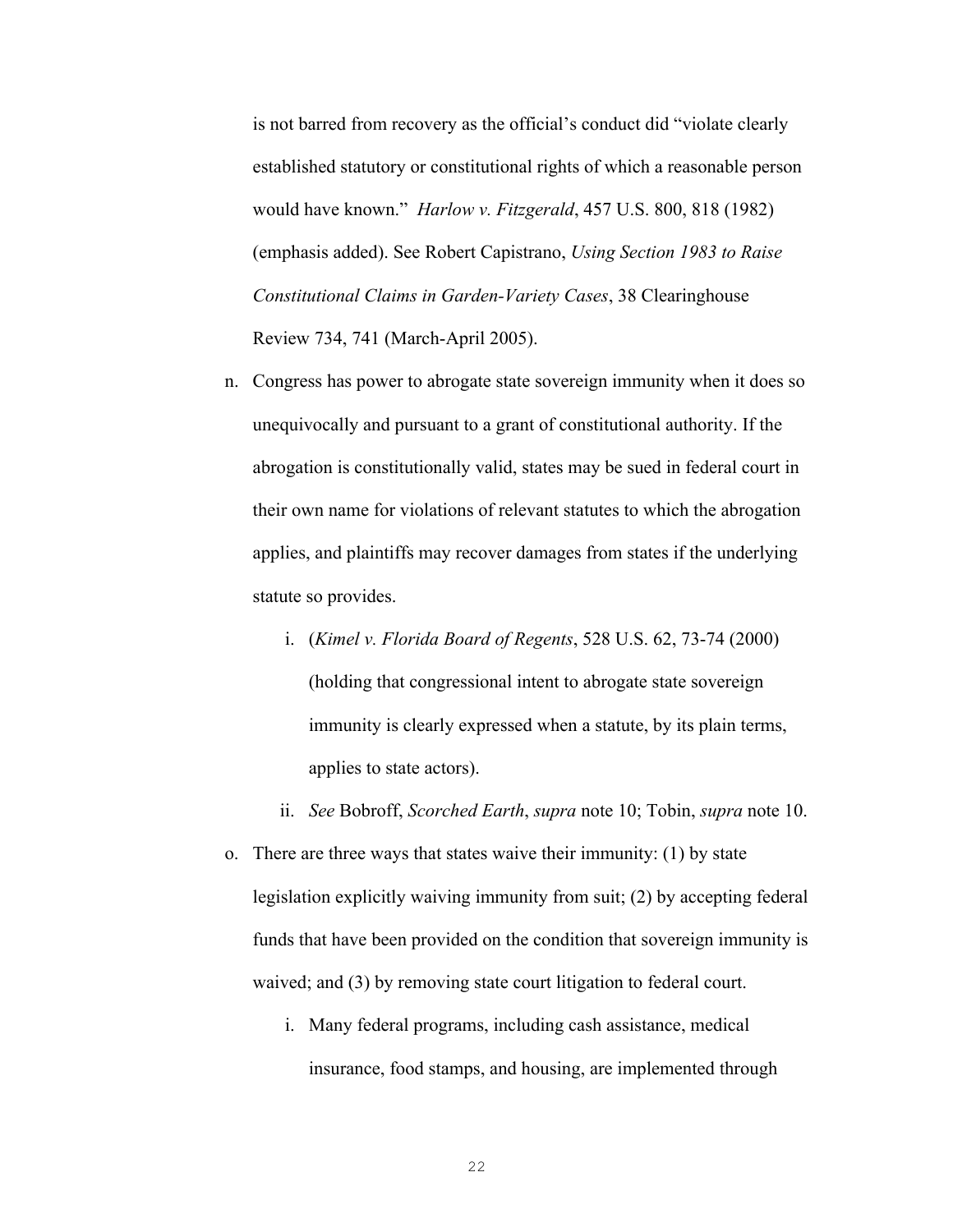is not barred from recovery as the official's conduct did "violate clearly established statutory or constitutional rights of which a reasonable person would have known." *Harlow v. Fitzgerald*, 457 U.S. 800, 818 (1982) (emphasis added). See Robert Capistrano, *Using Section 1983 to Raise Constitutional Claims in Garden-Variety Cases*, 38 Clearinghouse Review 734, 741 (March-April 2005).

n. Congress has power to abrogate state sovereign immunity when it does so unequivocally and pursuant to a grant of constitutional authority. If the abrogation is constitutionally valid, states may be sued in federal court in their own name for violations of relevant statutes to which the abrogation applies, and plaintiffs may recover damages from states if the underlying statute so provides.

    i. (*Kimel v. Florida Board of Regents*, 528 U.S. 62, 73-74 (2000) (holding that congressional intent to abrogate state sovereign immunity is clearly expressed when a statute, by its plain terms, applies to state actors).

    ii. *See* Bobroff, *Scorched Earth*, *supra* note 10; Tobin, *supra* note 10.

o. There are three ways that states waive their immunity: (1) by state legislation explicitly waiving immunity from suit; (2) by accepting federal funds that have been provided on the condition that sovereign immunity is waived; and (3) by removing state court litigation to federal court.

    i. Many federal programs, including cash assistance, medical insurance, food stamps, and housing, are implemented through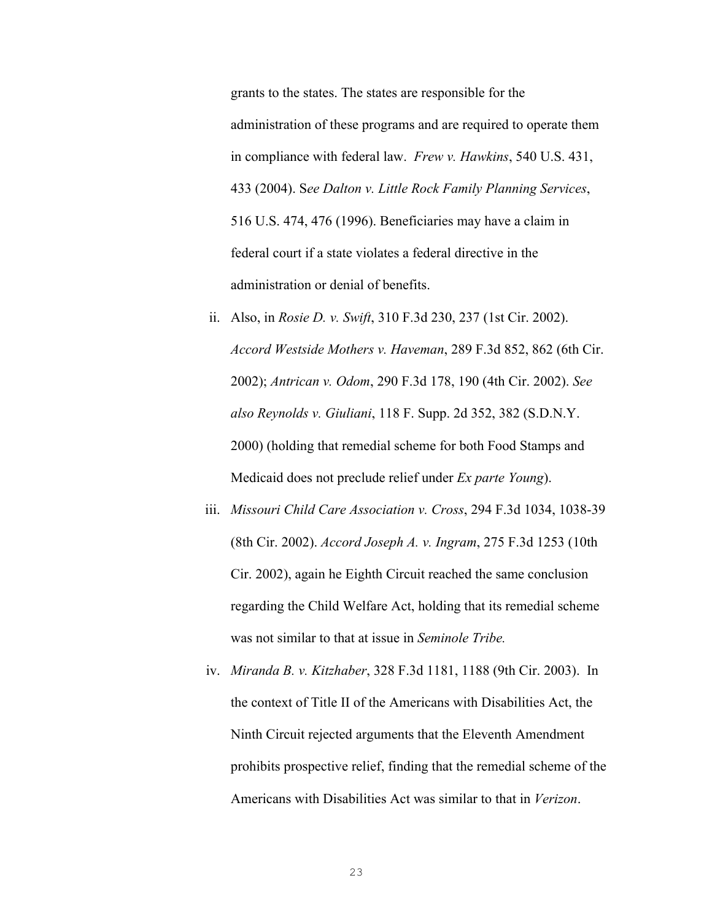grants to the states. The states are responsible for the administration of these programs and are required to operate them in compliance with federal law. *Frew v. Hawkins*, 540 U.S. 431, 433 (2004). S*ee Dalton v. Little Rock Family Planning Services*, 516 U.S. 474, 476 (1996). Beneficiaries may have a claim in federal court if a state violates a federal directive in the administration or denial of benefits.

ii. Also, in *Rosie D. v. Swift*, 310 F.3d 230, 237 (1st Cir. 2002). *Accord Westside Mothers v. Haveman*, 289 F.3d 852, 862 (6th Cir. 2002); *Antrican v. Odom*, 290 F.3d 178, 190 (4th Cir. 2002). *See also Reynolds v. Giuliani*, 118 F. Supp. 2d 352, 382 (S.D.N.Y. 2000) (holding that remedial scheme for both Food Stamps and Medicaid does not preclude relief under *Ex parte Young*).

iii. *Missouri Child Care Association v. Cross*, 294 F.3d 1034, 1038-39 (8th Cir. 2002). *Accord Joseph A. v. Ingram*, 275 F.3d 1253 (10th Cir. 2002), again he Eighth Circuit reached the same conclusion regarding the Child Welfare Act, holding that its remedial scheme was not similar to that at issue in *Seminole Tribe.*

iv. *Miranda B. v. Kitzhaber*, 328 F.3d 1181, 1188 (9th Cir. 2003). In the context of Title II of the Americans with Disabilities Act, the Ninth Circuit rejected arguments that the Eleventh Amendment prohibits prospective relief, finding that the remedial scheme of the Americans with Disabilities Act was similar to that in *Verizon*.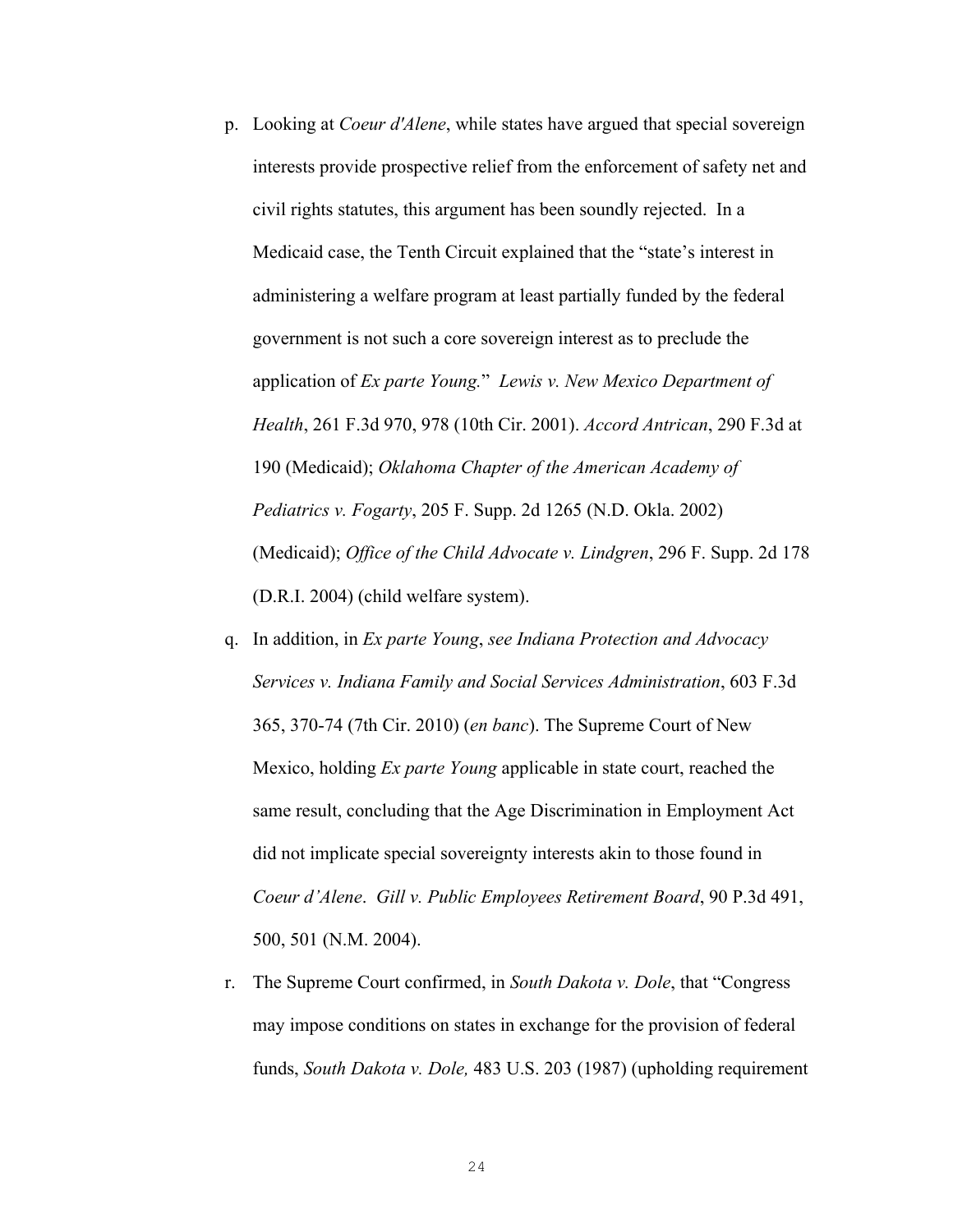p. Looking at *Coeur d'Alene*, while states have argued that special sovereign interests provide prospective relief from the enforcement of safety net and civil rights statutes, this argument has been soundly rejected. In a Medicaid case, the Tenth Circuit explained that the "state's interest in administering a welfare program at least partially funded by the federal government is not such a core sovereign interest as to preclude the application of *Ex parte Young.*" *Lewis v. New Mexico Department of Health*, 261 F.3d 970, 978 (10th Cir. 2001). *Accord Antrican*, 290 F.3d at 190 (Medicaid); *Oklahoma Chapter of the American Academy of Pediatrics v. Fogarty*, 205 F. Supp. 2d 1265 (N.D. Okla. 2002) (Medicaid); *Office of the Child Advocate v. Lindgren*, 296 F. Supp. 2d 178 (D.R.I. 2004) (child welfare system).

q. In addition, in *Ex parte Young*, *see Indiana Protection and Advocacy Services v. Indiana Family and Social Services Administration*, 603 F.3d 365, 370-74 (7th Cir. 2010) (*en banc*). The Supreme Court of New Mexico, holding *Ex parte Young* applicable in state court, reached the same result, concluding that the Age Discrimination in Employment Act did not implicate special sovereignty interests akin to those found in *Coeur d'Alene*. *Gill v. Public Employees Retirement Board*, 90 P.3d 491, 500, 501 (N.M. 2004).

r. The Supreme Court confirmed, in *South Dakota v. Dole*, that "Congress may impose conditions on states in exchange for the provision of federal funds, *South Dakota v. Dole,* 483 U.S. 203 (1987) (upholding requirement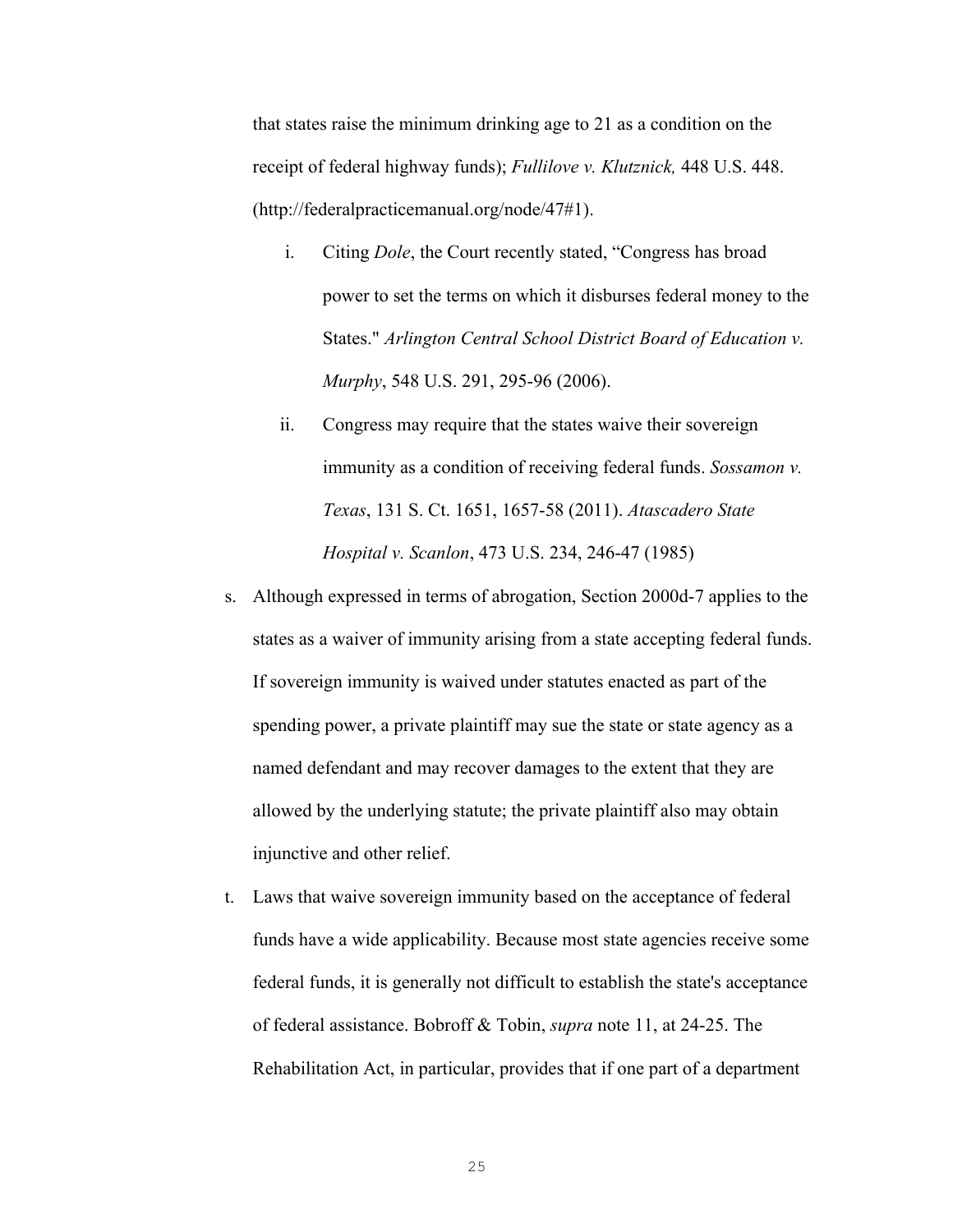that states raise the minimum drinking age to 21 as a condition on the receipt of federal highway funds); *Fullilove v. Klutznick,* 448 U.S. 448. (http://federalpracticemanual.org/node/47#1).

i. Citing *Dole*, the Court recently stated, “Congress has broad power to set the terms on which it disburses federal money to the States." *Arlington Central School District Board of Education v. Murphy*, 548 U.S. 291, 295-96 (2006).

ii. Congress may require that the states waive their sovereign immunity as a condition of receiving federal funds. *Sossamon v. Texas*, 131 S. Ct. 1651, 1657-58 (2011). *Atascadero State Hospital v. Scanlon*, 473 U.S. 234, 246-47 (1985)

s. Although expressed in terms of abrogation, Section 2000d-7 applies to the states as a waiver of immunity arising from a state accepting federal funds. If sovereign immunity is waived under statutes enacted as part of the spending power, a private plaintiff may sue the state or state agency as a named defendant and may recover damages to the extent that they are allowed by the underlying statute; the private plaintiff also may obtain injunctive and other relief.

t. Laws that waive sovereign immunity based on the acceptance of federal funds have a wide applicability. Because most state agencies receive some federal funds, it is generally not difficult to establish the state's acceptance of federal assistance. Bobroff & Tobin, *supra* note 11, at 24-25. The Rehabilitation Act, in particular, provides that if one part of a department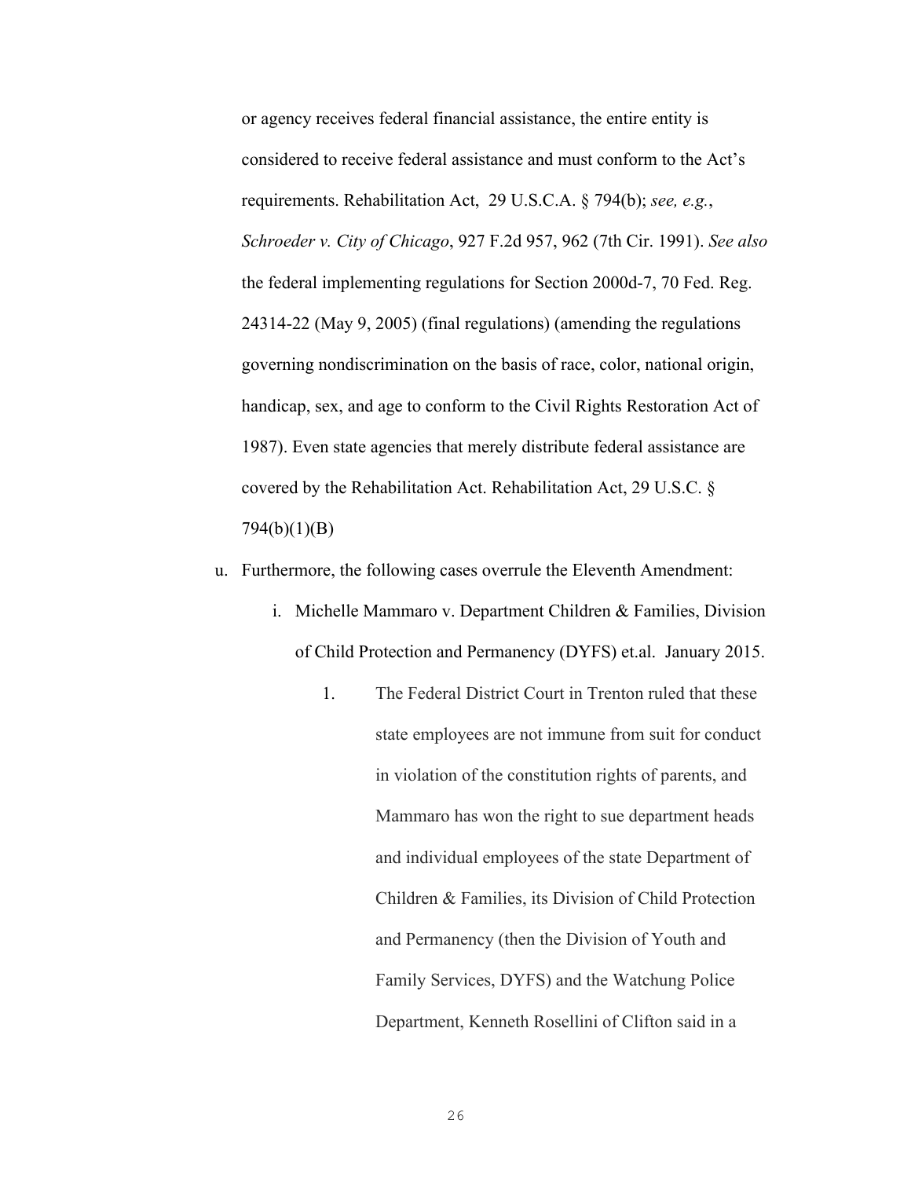or agency receives federal financial assistance, the entire entity is considered to receive federal assistance and must conform to the Act's requirements. Rehabilitation Act, 29 U.S.C.A. § 794(b); *see, e.g.*, *Schroeder v. City of Chicago*, 927 F.2d 957, 962 (7th Cir. 1991). *See also* the federal implementing regulations for Section 2000d-7, 70 Fed. Reg. 24314-22 (May 9, 2005) (final regulations) (amending the regulations governing nondiscrimination on the basis of race, color, national origin, handicap, sex, and age to conform to the Civil Rights Restoration Act of 1987). Even state agencies that merely distribute federal assistance are covered by the Rehabilitation Act. Rehabilitation Act, 29 U.S.C. § 794(b)(1)(B)

u. Furthermore, the following cases overrule the Eleventh Amendment:

   i. Michelle Mammaro v. Department Children & Families, Division of Child Protection and Permanency (DYFS) et.al. January 2015.

      1. The Federal District Court in Trenton ruled that these state employees are not immune from suit for conduct in violation of the constitution rights of parents, and Mammaro has won the right to sue department heads and individual employees of the state Department of Children & Families, its Division of Child Protection and Permanency (then the Division of Youth and Family Services, DYFS) and the Watchung Police Department, Kenneth Rosellini of Clifton said in a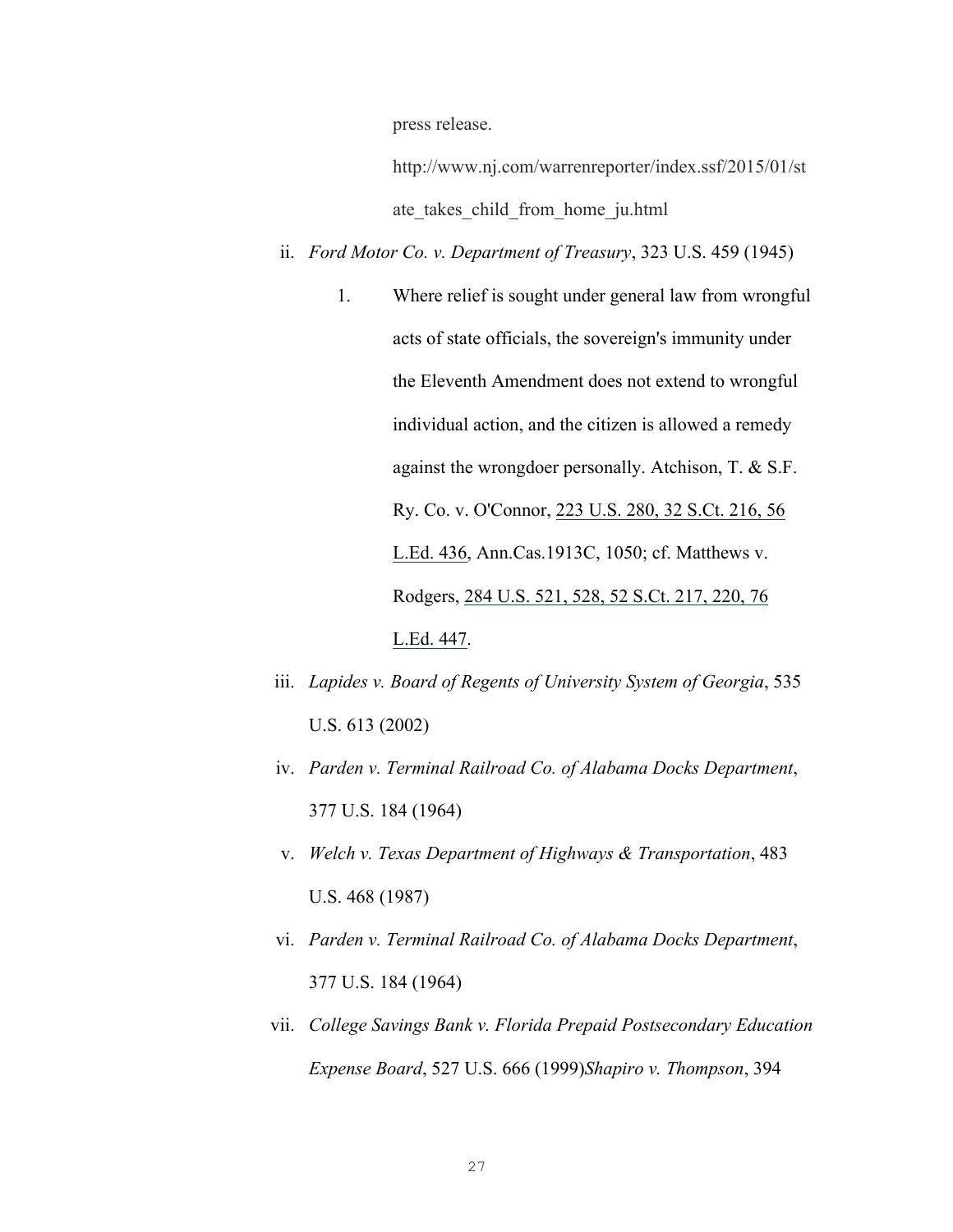press release.

http://www.nj.com/warrenreporter/index.ssf/2015/01/state_takes_child_from_home_ju.html

ii. *Ford Motor Co. v. Department of Treasury*, 323 U.S. 459 (1945)

   1. Where relief is sought under general law from wrongful acts of state officials, the sovereign's immunity under the Eleventh Amendment does not extend to wrongful individual action, and the citizen is allowed a remedy against the wrongdoer personally. Atchison, T. & S.F. Ry. Co. v. O'Connor, 223 U.S. 280, 32 S.Ct. 216, 56 L.Ed. 436, Ann.Cas.1913C, 1050; cf. Matthews v. Rodgers, 284 U.S. 521, 528, 52 S.Ct. 217, 220, 76 L.Ed. 447.

iii. *Lapides v. Board of Regents of University System of Georgia*, 535 U.S. 613 (2002)

iv. *Parden v. Terminal Railroad Co. of Alabama Docks Department*, 377 U.S. 184 (1964)

v. *Welch v. Texas Department of Highways & Transportation*, 483 U.S. 468 (1987)

vi. *Parden v. Terminal Railroad Co. of Alabama Docks Department*, 377 U.S. 184 (1964)

vii. *College Savings Bank v. Florida Prepaid Postsecondary Education Expense Board*, 527 U.S. 666 (1999)*Shapiro v. Thompson*, 394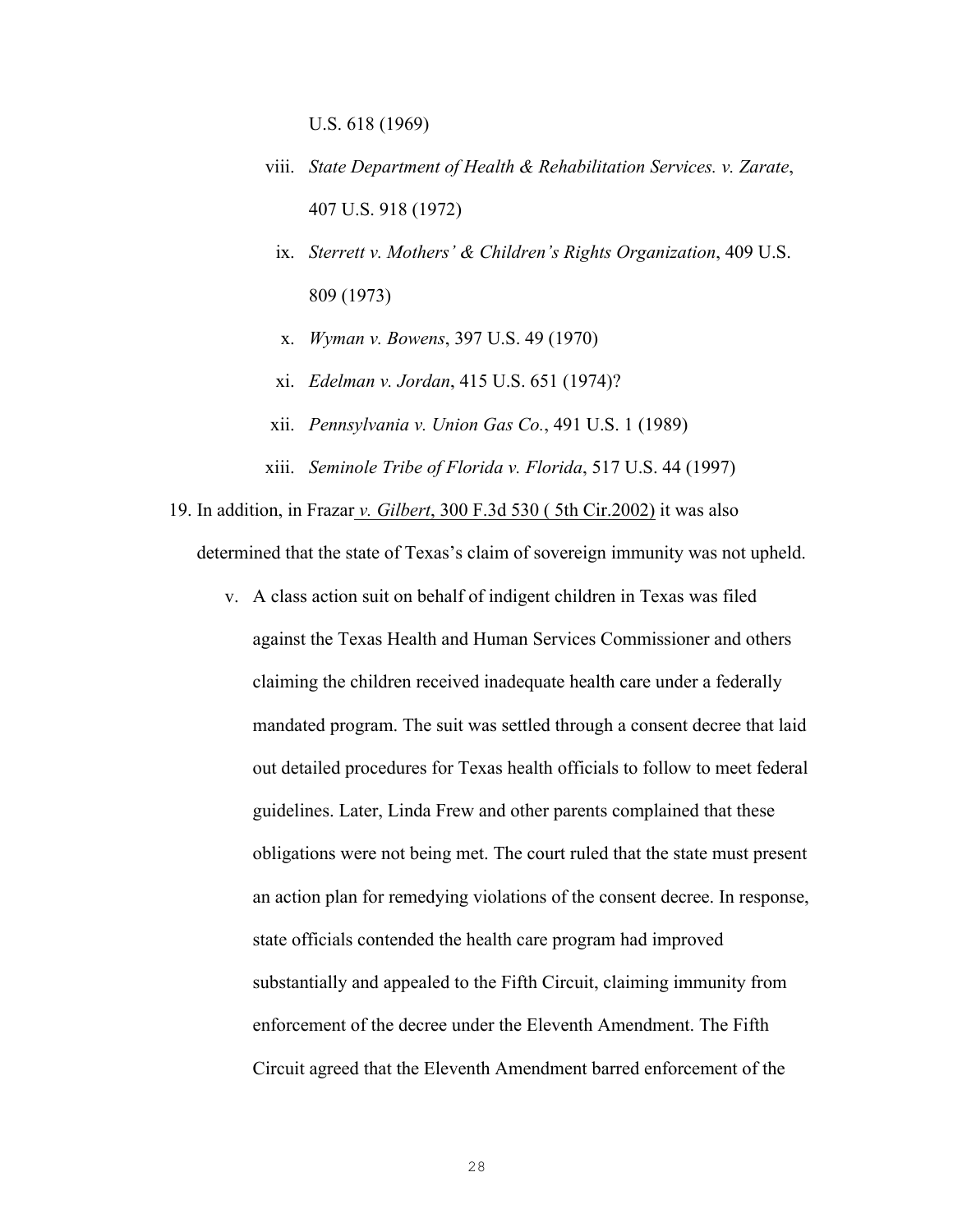U.S. 618 (1969)

viii. *State Department of Health & Rehabilitation Services. v. Zarate*, 407 U.S. 918 (1972)

ix. *Sterrett v. Mothers' & Children's Rights Organization*, 409 U.S. 809 (1973)

x. *Wyman v. Bowens*, 397 U.S. 49 (1970)

xi. *Edelman v. Jordan*, 415 U.S. 651 (1974)?

xii. *Pennsylvania v. Union Gas Co.*, 491 U.S. 1 (1989)

xiii. *Seminole Tribe of Florida v. Florida*, 517 U.S. 44 (1997)

19. In addition, in Frazar *v. Gilbert*, 300 F.3d 530 ( 5th Cir.2002) it was also determined that the state of Texas's claim of sovereign immunity was not upheld.

    v. A class action suit on behalf of indigent children in Texas was filed against the Texas Health and Human Services Commissioner and others claiming the children received inadequate health care under a federally mandated program. The suit was settled through a consent decree that laid out detailed procedures for Texas health officials to follow to meet federal guidelines. Later, Linda Frew and other parents complained that these obligations were not being met. The court ruled that the state must present an action plan for remedying violations of the consent decree. In response, state officials contended the health care program had improved substantially and appealed to the Fifth Circuit, claiming immunity from enforcement of the decree under the Eleventh Amendment. The Fifth Circuit agreed that the Eleventh Amendment barred enforcement of the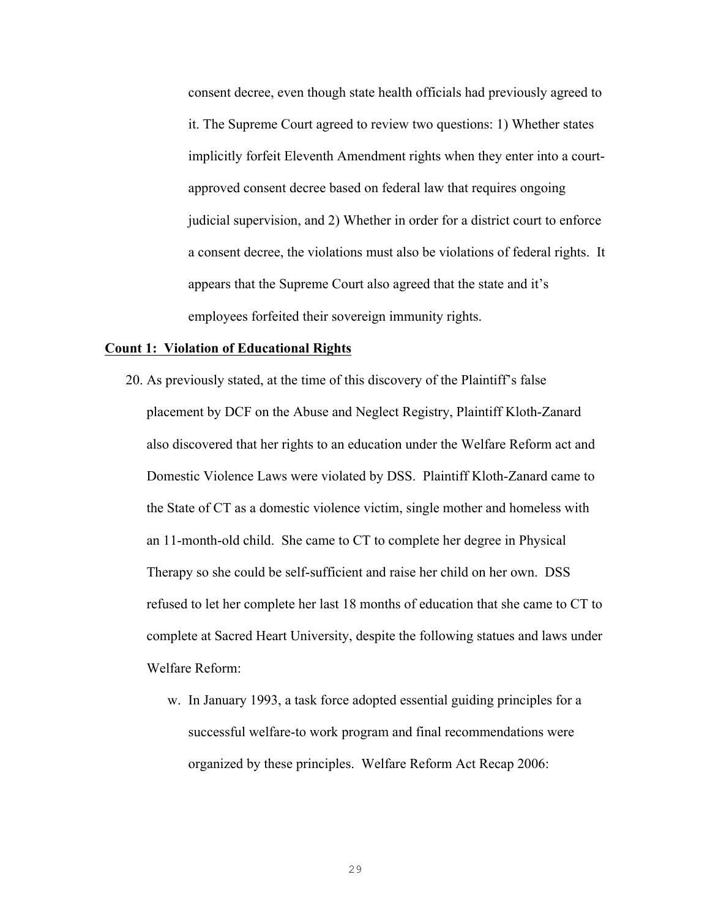consent decree, even though state health officials had previously agreed to it. The Supreme Court agreed to review two questions: 1) Whether states implicitly forfeit Eleventh Amendment rights when they enter into a court-approved consent decree based on federal law that requires ongoing judicial supervision, and 2) Whether in order for a district court to enforce a consent decree, the violations must also be violations of federal rights. It appears that the Supreme Court also agreed that the state and it's employees forfeited their sovereign immunity rights.

**Count 1: Violation of Educational Rights**

20. As previously stated, at the time of this discovery of the Plaintiff's false placement by DCF on the Abuse and Neglect Registry, Plaintiff Kloth-Zanard also discovered that her rights to an education under the Welfare Reform act and Domestic Violence Laws were violated by DSS. Plaintiff Kloth-Zanard came to the State of CT as a domestic violence victim, single mother and homeless with an 11-month-old child. She came to CT to complete her degree in Physical Therapy so she could be self-sufficient and raise her child on her own. DSS refused to let her complete her last 18 months of education that she came to CT to complete at Sacred Heart University, despite the following statues and laws under Welfare Reform:

    w. In January 1993, a task force adopted essential guiding principles for a successful welfare-to work program and final recommendations were organized by these principles. Welfare Reform Act Recap 2006: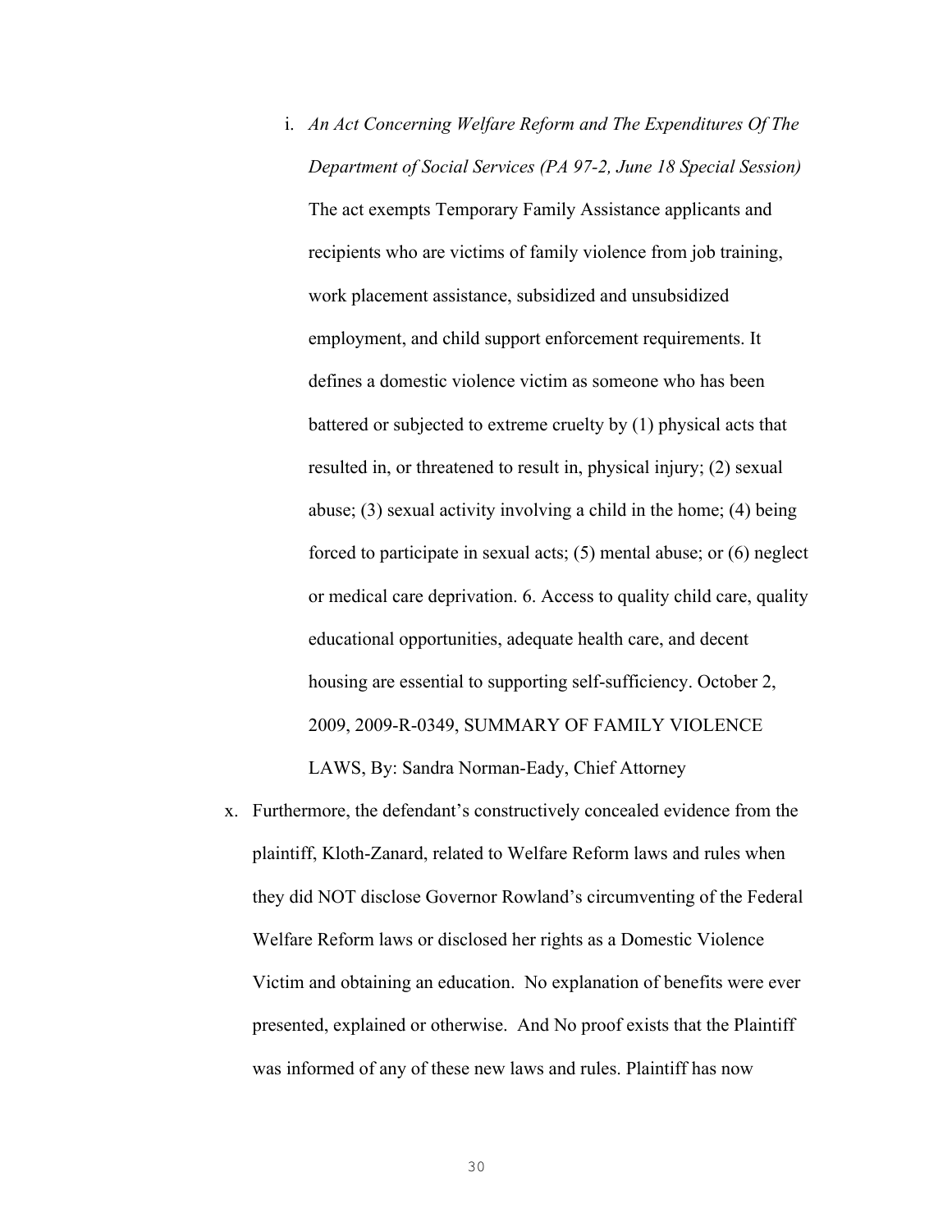i. *An Act Concerning Welfare Reform and The Expenditures Of The Department of Social Services (PA 97-2, June 18 Special Session)* The act exempts Temporary Family Assistance applicants and recipients who are victims of family violence from job training, work placement assistance, subsidized and unsubsidized employment, and child support enforcement requirements. It defines a domestic violence victim as someone who has been battered or subjected to extreme cruelty by (1) physical acts that resulted in, or threatened to result in, physical injury; (2) sexual abuse; (3) sexual activity involving a child in the home; (4) being forced to participate in sexual acts; (5) mental abuse; or (6) neglect or medical care deprivation. 6. Access to quality child care, quality educational opportunities, adequate health care, and decent housing are essential to supporting self-sufficiency. October 2, 2009, 2009-R-0349, SUMMARY OF FAMILY VIOLENCE LAWS, By: Sandra Norman-Eady, Chief Attorney

x. Furthermore, the defendant's constructively concealed evidence from the plaintiff, Kloth-Zanard, related to Welfare Reform laws and rules when they did NOT disclose Governor Rowland's circumventing of the Federal Welfare Reform laws or disclosed her rights as a Domestic Violence Victim and obtaining an education. No explanation of benefits were ever presented, explained or otherwise. And No proof exists that the Plaintiff was informed of any of these new laws and rules. Plaintiff has now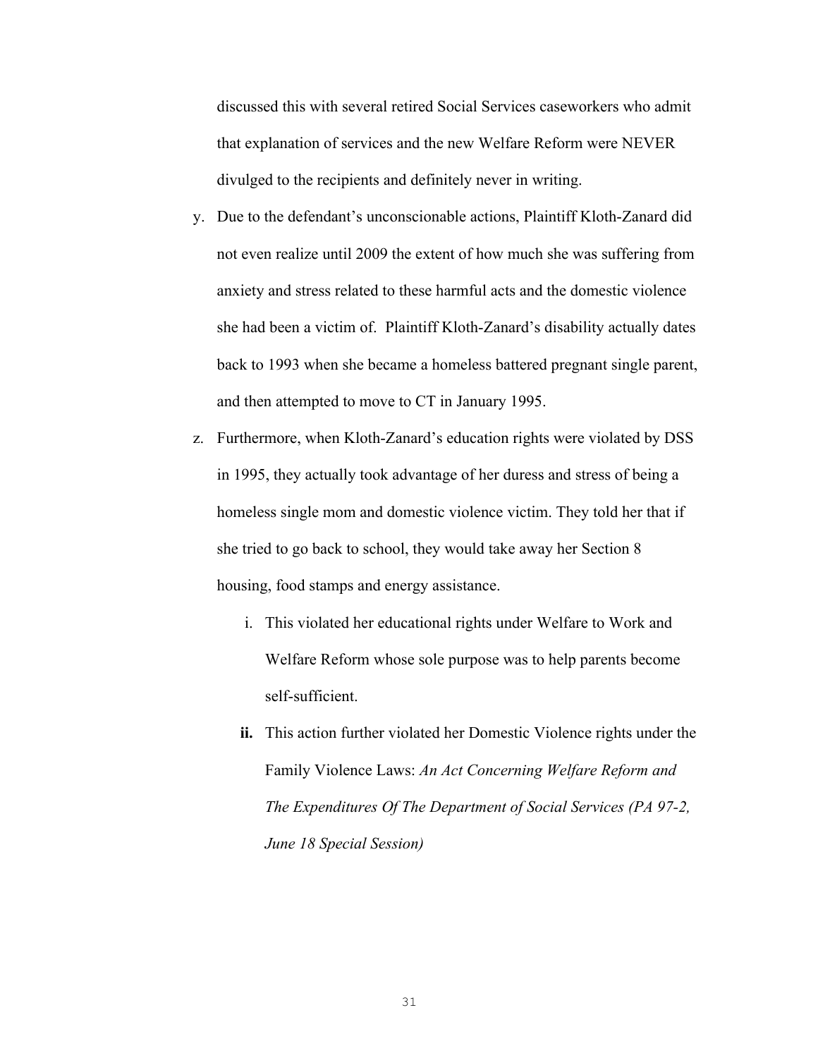discussed this with several retired Social Services caseworkers who admit that explanation of services and the new Welfare Reform were NEVER divulged to the recipients and definitely never in writing.

y. Due to the defendant's unconscionable actions, Plaintiff Kloth-Zanard did not even realize until 2009 the extent of how much she was suffering from anxiety and stress related to these harmful acts and the domestic violence she had been a victim of. Plaintiff Kloth-Zanard's disability actually dates back to 1993 when she became a homeless battered pregnant single parent, and then attempted to move to CT in January 1995.

z. Furthermore, when Kloth-Zanard's education rights were violated by DSS in 1995, they actually took advantage of her duress and stress of being a homeless single mom and domestic violence victim. They told her that if she tried to go back to school, they would take away her Section 8 housing, food stamps and energy assistance.

   i. This violated her educational rights under Welfare to Work and Welfare Reform whose sole purpose was to help parents become self-sufficient.

   **ii.** This action further violated her Domestic Violence rights under the Family Violence Laws: *An Act Concerning Welfare Reform and The Expenditures Of The Department of Social Services (PA 97-2, June 18 Special Session)*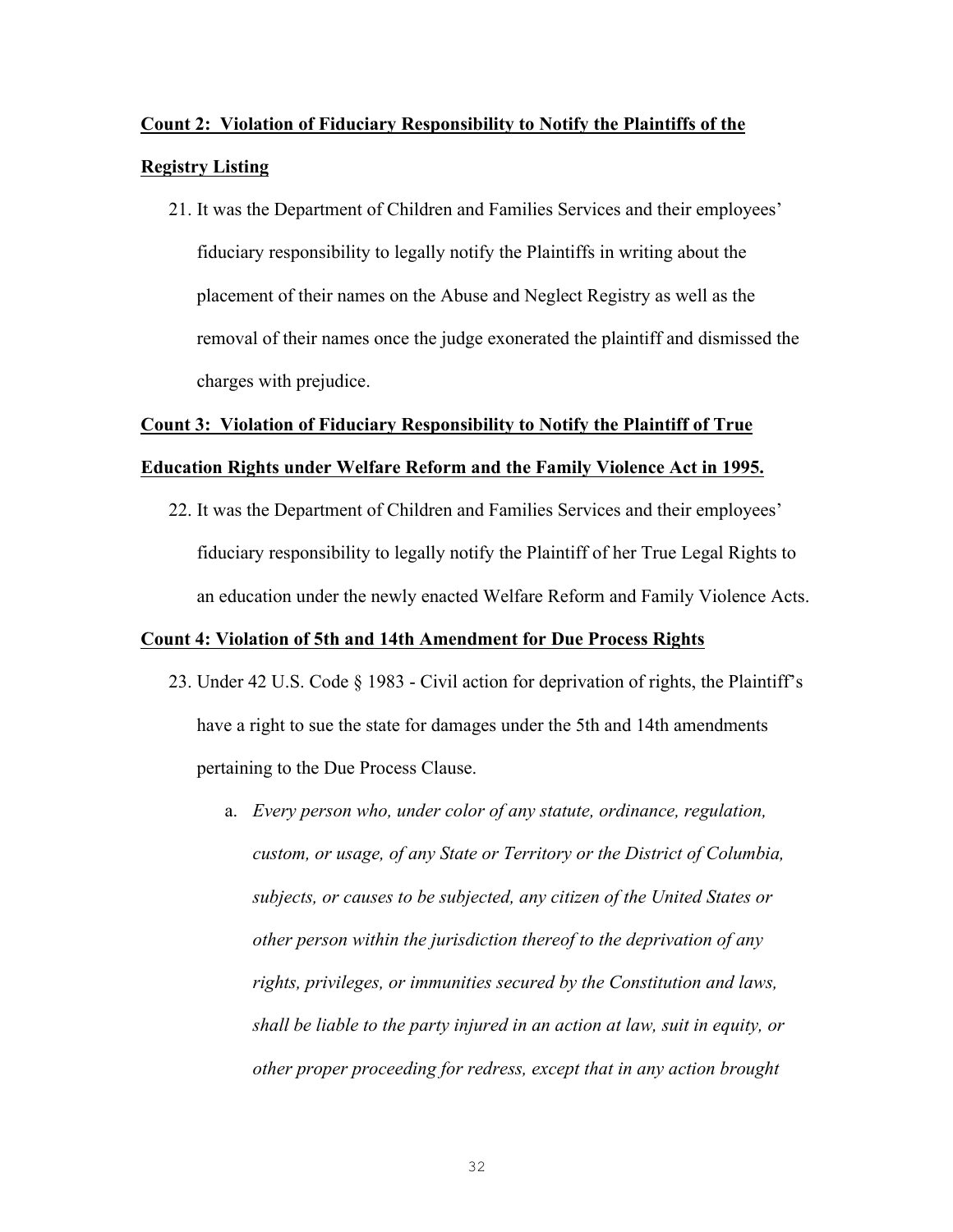**Count 2: Violation of Fiduciary Responsibility to Notify the Plaintiffs of the Registry Listing**

21. It was the Department of Children and Families Services and their employees' fiduciary responsibility to legally notify the Plaintiffs in writing about the placement of their names on the Abuse and Neglect Registry as well as the removal of their names once the judge exonerated the plaintiff and dismissed the charges with prejudice.

**Count 3: Violation of Fiduciary Responsibility to Notify the Plaintiff of True Education Rights under Welfare Reform and the Family Violence Act in 1995.**

22. It was the Department of Children and Families Services and their employees' fiduciary responsibility to legally notify the Plaintiff of her True Legal Rights to an education under the newly enacted Welfare Reform and Family Violence Acts.

**Count 4: Violation of 5th and 14th Amendment for Due Process Rights**

23. Under 42 U.S. Code § 1983 - Civil action for deprivation of rights, the Plaintiff's have a right to sue the state for damages under the 5th and 14th amendments pertaining to the Due Process Clause.

    a. *Every person who, under color of any statute, ordinance, regulation, custom, or usage, of any State or Territory or the District of Columbia, subjects, or causes to be subjected, any citizen of the United States or other person within the jurisdiction thereof to the deprivation of any rights, privileges, or immunities secured by the Constitution and laws, shall be liable to the party injured in an action at law, suit in equity, or other proper proceeding for redress, except that in any action brought*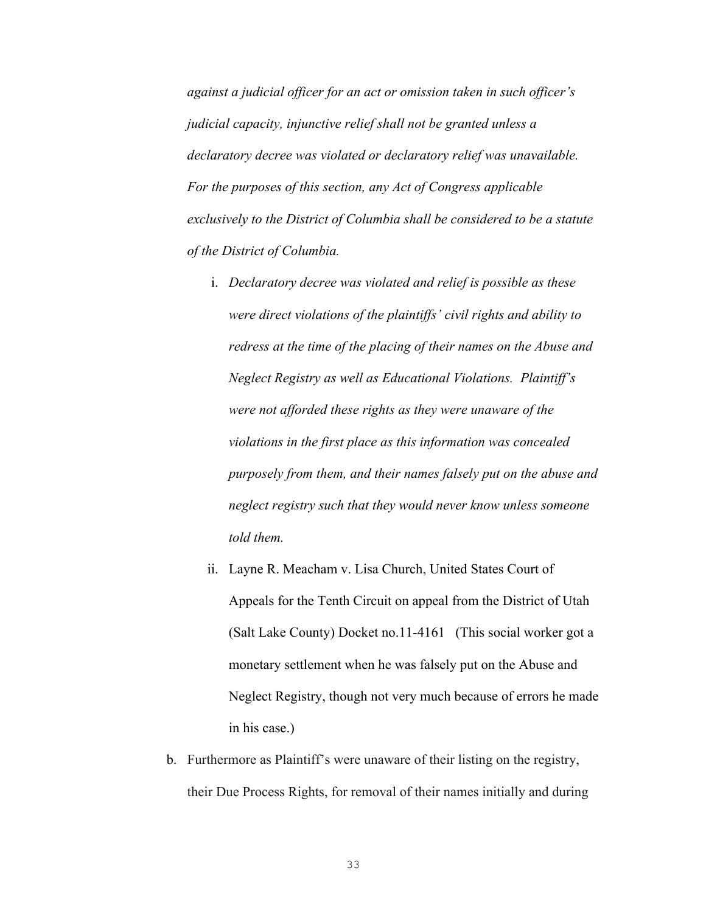*against a judicial officer for an act or omission taken in such officer's judicial capacity, injunctive relief shall not be granted unless a declaratory decree was violated or declaratory relief was unavailable. For the purposes of this section, any Act of Congress applicable exclusively to the District of Columbia shall be considered to be a statute of the District of Columbia.*

   i. *Declaratory decree was violated and relief is possible as these were direct violations of the plaintiffs' civil rights and ability to redress at the time of the placing of their names on the Abuse and Neglect Registry as well as Educational Violations. Plaintiff's were not afforded these rights as they were unaware of the violations in the first place as this information was concealed purposely from them, and their names falsely put on the abuse and neglect registry such that they would never know unless someone told them.*

   ii. Layne R. Meacham v. Lisa Church, United States Court of Appeals for the Tenth Circuit on appeal from the District of Utah (Salt Lake County) Docket no.11-4161 (This social worker got a monetary settlement when he was falsely put on the Abuse and Neglect Registry, though not very much because of errors he made in his case.)

b. Furthermore as Plaintiff's were unaware of their listing on the registry, their Due Process Rights, for removal of their names initially and during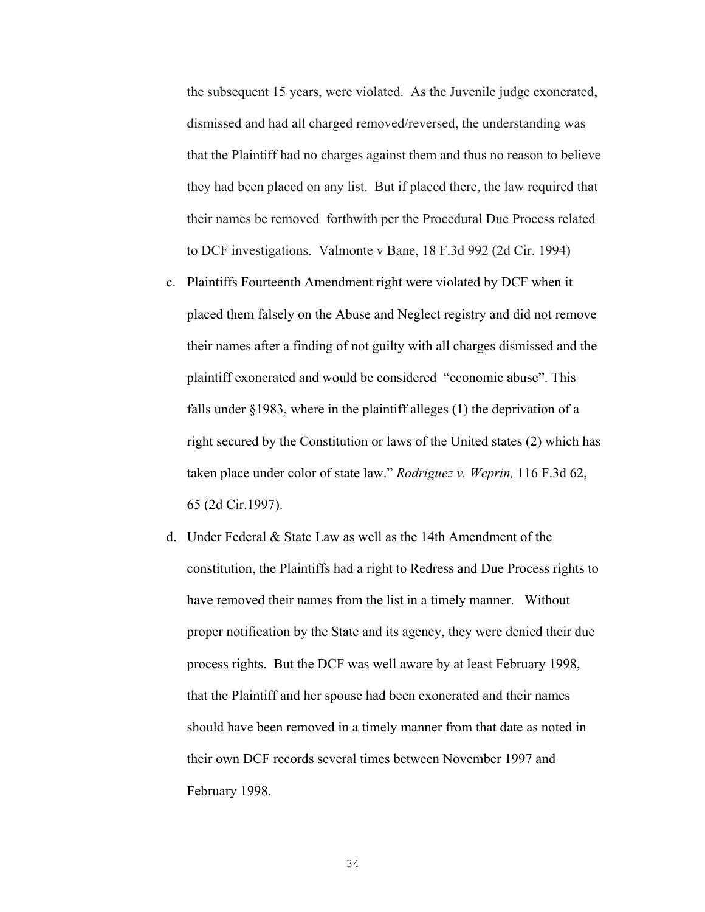the subsequent 15 years, were violated. As the Juvenile judge exonerated, dismissed and had all charged removed/reversed, the understanding was that the Plaintiff had no charges against them and thus no reason to believe they had been placed on any list. But if placed there, the law required that their names be removed forthwith per the Procedural Due Process related to DCF investigations. Valmonte v Bane, 18 F.3d 992 (2d Cir. 1994)

c. Plaintiffs Fourteenth Amendment right were violated by DCF when it placed them falsely on the Abuse and Neglect registry and did not remove their names after a finding of not guilty with all charges dismissed and the plaintiff exonerated and would be considered "economic abuse". This falls under §1983, where in the plaintiff alleges (1) the deprivation of a right secured by the Constitution or laws of the United states (2) which has taken place under color of state law." *Rodriguez v. Weprin,* 116 F.3d 62, 65 (2d Cir.1997).

d. Under Federal & State Law as well as the 14th Amendment of the constitution, the Plaintiffs had a right to Redress and Due Process rights to have removed their names from the list in a timely manner. Without proper notification by the State and its agency, they were denied their due process rights. But the DCF was well aware by at least February 1998, that the Plaintiff and her spouse had been exonerated and their names should have been removed in a timely manner from that date as noted in their own DCF records several times between November 1997 and February 1998.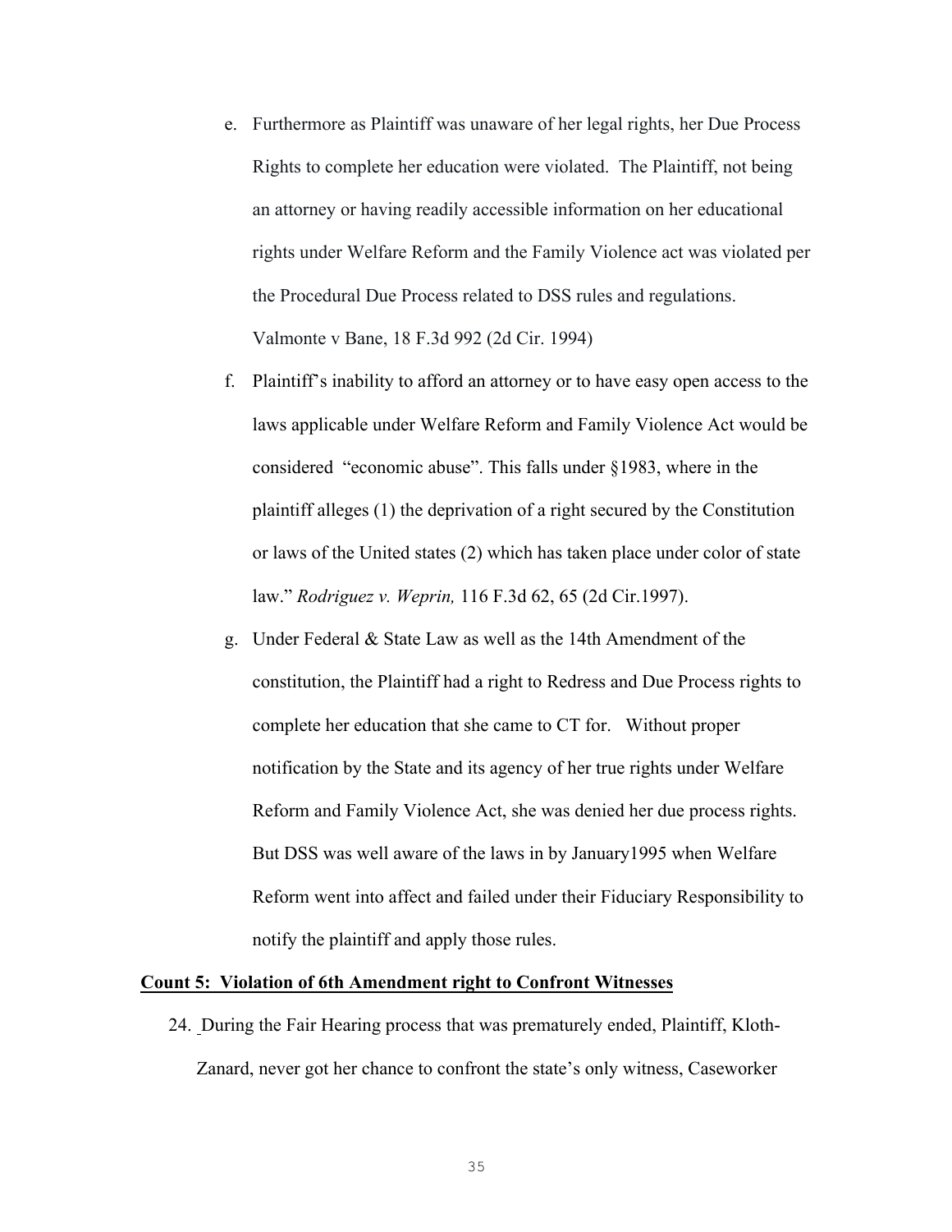e. Furthermore as Plaintiff was unaware of her legal rights, her Due Process Rights to complete her education were violated. The Plaintiff, not being an attorney or having readily accessible information on her educational rights under Welfare Reform and the Family Violence act was violated per the Procedural Due Process related to DSS rules and regulations. Valmonte v Bane, 18 F.3d 992 (2d Cir. 1994)

f. Plaintiff's inability to afford an attorney or to have easy open access to the laws applicable under Welfare Reform and Family Violence Act would be considered "economic abuse". This falls under §1983, where in the plaintiff alleges (1) the deprivation of a right secured by the Constitution or laws of the United states (2) which has taken place under color of state law." *Rodriguez v. Weprin,* 116 F.3d 62, 65 (2d Cir.1997).

g. Under Federal & State Law as well as the 14th Amendment of the constitution, the Plaintiff had a right to Redress and Due Process rights to complete her education that she came to CT for. Without proper notification by the State and its agency of her true rights under Welfare Reform and Family Violence Act, she was denied her due process rights. But DSS was well aware of the laws in by January1995 when Welfare Reform went into affect and failed under their Fiduciary Responsibility to notify the plaintiff and apply those rules.

**Count 5: Violation of 6th Amendment right to Confront Witnesses**

24. During the Fair Hearing process that was prematurely ended, Plaintiff, Kloth-Zanard, never got her chance to confront the state's only witness, Caseworker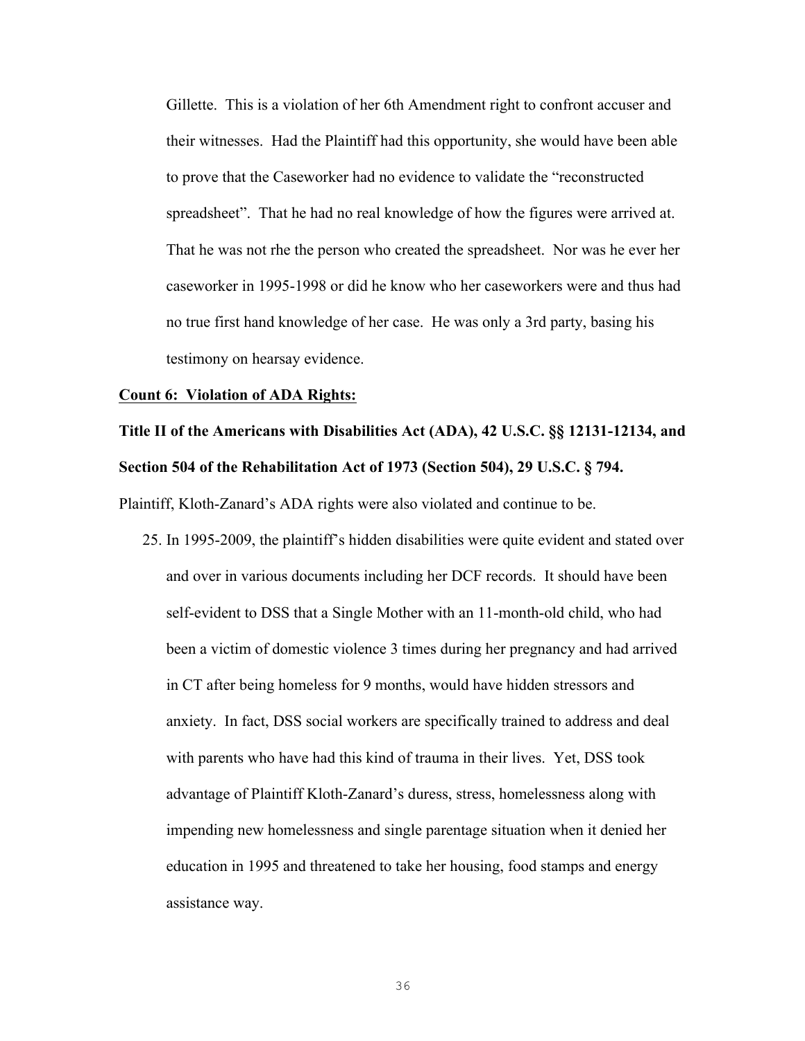Gillette. This is a violation of her 6th Amendment right to confront accuser and their witnesses. Had the Plaintiff had this opportunity, she would have been able to prove that the Caseworker had no evidence to validate the "reconstructed spreadsheet". That he had no real knowledge of how the figures were arrived at. That he was not rhe the person who created the spreadsheet. Nor was he ever her caseworker in 1995-1998 or did he know who her caseworkers were and thus had no true first hand knowledge of her case. He was only a 3rd party, basing his testimony on hearsay evidence.

**Count 6: Violation of ADA Rights:**

**Title II of the Americans with Disabilities Act (ADA), 42 U.S.C. §§ 12131-12134, and Section 504 of the Rehabilitation Act of 1973 (Section 504), 29 U.S.C. § 794.**

Plaintiff, Kloth-Zanard's ADA rights were also violated and continue to be.

25. In 1995-2009, the plaintiff's hidden disabilities were quite evident and stated over and over in various documents including her DCF records. It should have been self-evident to DSS that a Single Mother with an 11-month-old child, who had been a victim of domestic violence 3 times during her pregnancy and had arrived in CT after being homeless for 9 months, would have hidden stressors and anxiety. In fact, DSS social workers are specifically trained to address and deal with parents who have had this kind of trauma in their lives. Yet, DSS took advantage of Plaintiff Kloth-Zanard's duress, stress, homelessness along with impending new homelessness and single parentage situation when it denied her education in 1995 and threatened to take her housing, food stamps and energy assistance way.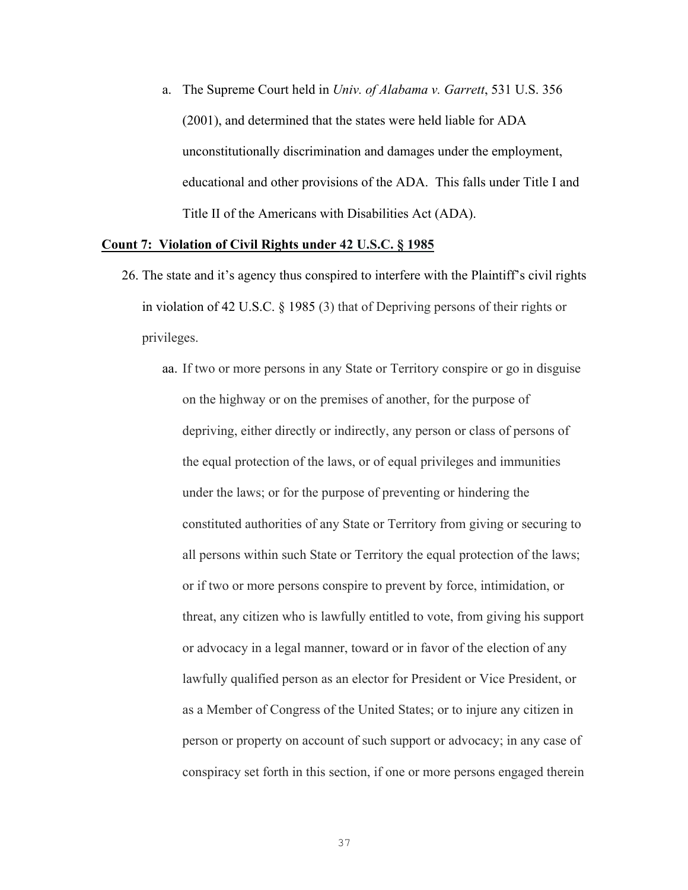a. The Supreme Court held in *Univ. of Alabama v. Garrett*, 531 U.S. 356 (2001), and determined that the states were held liable for ADA unconstitutionally discrimination and damages under the employment, educational and other provisions of the ADA. This falls under Title I and Title II of the Americans with Disabilities Act (ADA).

**Count 7: Violation of Civil Rights under 42 U.S.C. § 1985**

26. The state and it's agency thus conspired to interfere with the Plaintiff's civil rights in violation of 42 U.S.C. § 1985 (3) that of Depriving persons of their rights or privileges.

    aa. If two or more persons in any State or Territory conspire or go in disguise on the highway or on the premises of another, for the purpose of depriving, either directly or indirectly, any person or class of persons of the equal protection of the laws, or of equal privileges and immunities under the laws; or for the purpose of preventing or hindering the constituted authorities of any State or Territory from giving or securing to all persons within such State or Territory the equal protection of the laws; or if two or more persons conspire to prevent by force, intimidation, or threat, any citizen who is lawfully entitled to vote, from giving his support or advocacy in a legal manner, toward or in favor of the election of any lawfully qualified person as an elector for President or Vice President, or as a Member of Congress of the United States; or to injure any citizen in person or property on account of such support or advocacy; in any case of conspiracy set forth in this section, if one or more persons engaged therein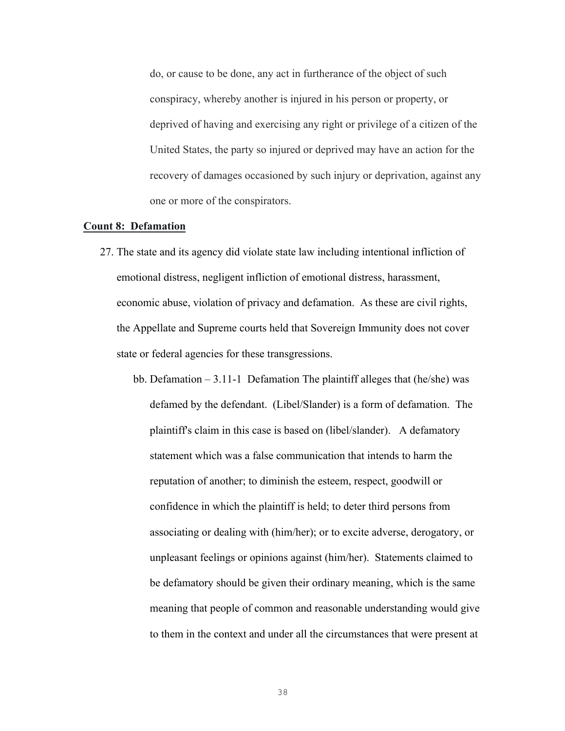do, or cause to be done, any act in furtherance of the object of such conspiracy, whereby another is injured in his person or property, or deprived of having and exercising any right or privilege of a citizen of the United States, the party so injured or deprived may have an action for the recovery of damages occasioned by such injury or deprivation, against any one or more of the conspirators.

**Count 8: Defamation**

27. The state and its agency did violate state law including intentional infliction of emotional distress, negligent infliction of emotional distress, harassment, economic abuse, violation of privacy and defamation. As these are civil rights, the Appellate and Supreme courts held that Sovereign Immunity does not cover state or federal agencies for these transgressions.

    bb. Defamation – 3.11-1 Defamation The plaintiff alleges that (he/she) was defamed by the defendant. (Libel/Slander) is a form of defamation. The plaintiff's claim in this case is based on (libel/slander). A defamatory statement which was a false communication that intends to harm the reputation of another; to diminish the esteem, respect, goodwill or confidence in which the plaintiff is held; to deter third persons from associating or dealing with (him/her); or to excite adverse, derogatory, or unpleasant feelings or opinions against (him/her). Statements claimed to be defamatory should be given their ordinary meaning, which is the same meaning that people of common and reasonable understanding would give to them in the context and under all the circumstances that were present at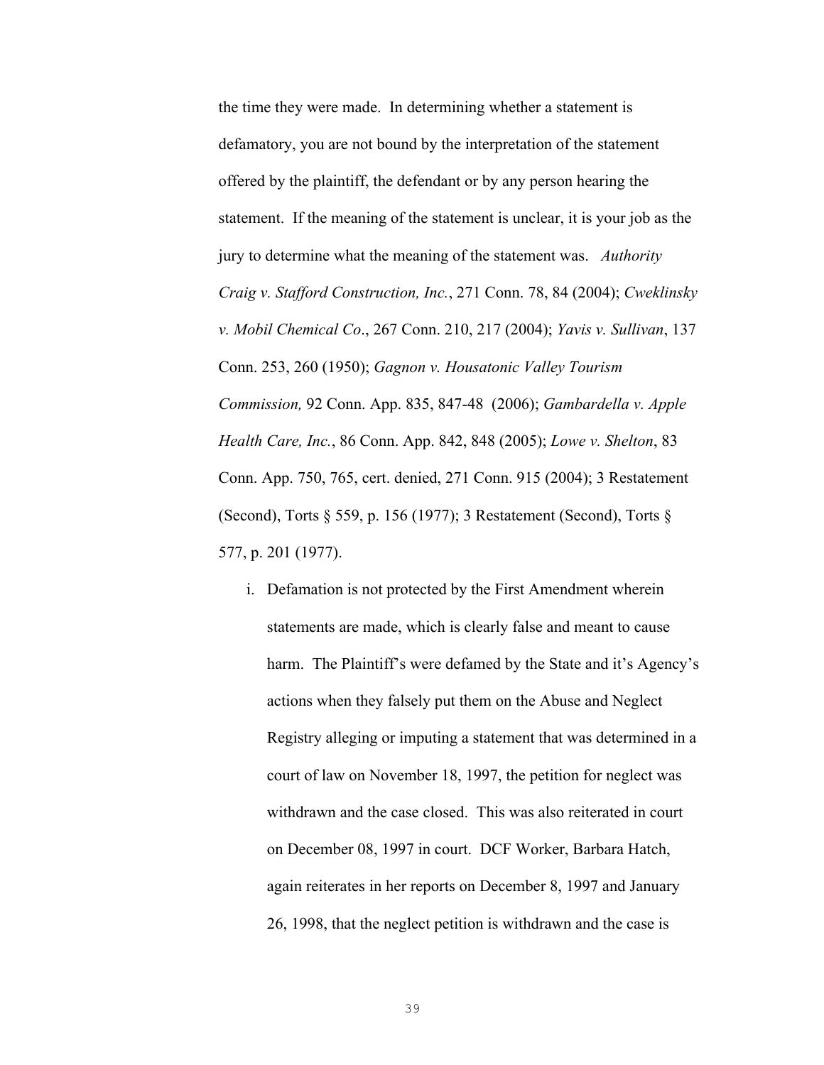the time they were made. In determining whether a statement is defamatory, you are not bound by the interpretation of the statement offered by the plaintiff, the defendant or by any person hearing the statement. If the meaning of the statement is unclear, it is your job as the jury to determine what the meaning of the statement was. *Authority Craig v. Stafford Construction, Inc.*, 271 Conn. 78, 84 (2004); *Cweklinsky v. Mobil Chemical Co*., 267 Conn. 210, 217 (2004); *Yavis v. Sullivan*, 137 Conn. 253, 260 (1950); *Gagnon v. Housatonic Valley Tourism Commission,* 92 Conn. App. 835, 847-48 (2006); *Gambardella v. Apple Health Care, Inc.*, 86 Conn. App. 842, 848 (2005); *Lowe v. Shelton*, 83 Conn. App. 750, 765, cert. denied, 271 Conn. 915 (2004); 3 Restatement (Second), Torts § 559, p. 156 (1977); 3 Restatement (Second), Torts § 577, p. 201 (1977).

i. Defamation is not protected by the First Amendment wherein statements are made, which is clearly false and meant to cause harm. The Plaintiff's were defamed by the State and it's Agency's actions when they falsely put them on the Abuse and Neglect Registry alleging or imputing a statement that was determined in a court of law on November 18, 1997, the petition for neglect was withdrawn and the case closed. This was also reiterated in court on December 08, 1997 in court. DCF Worker, Barbara Hatch, again reiterates in her reports on December 8, 1997 and January 26, 1998, that the neglect petition is withdrawn and the case is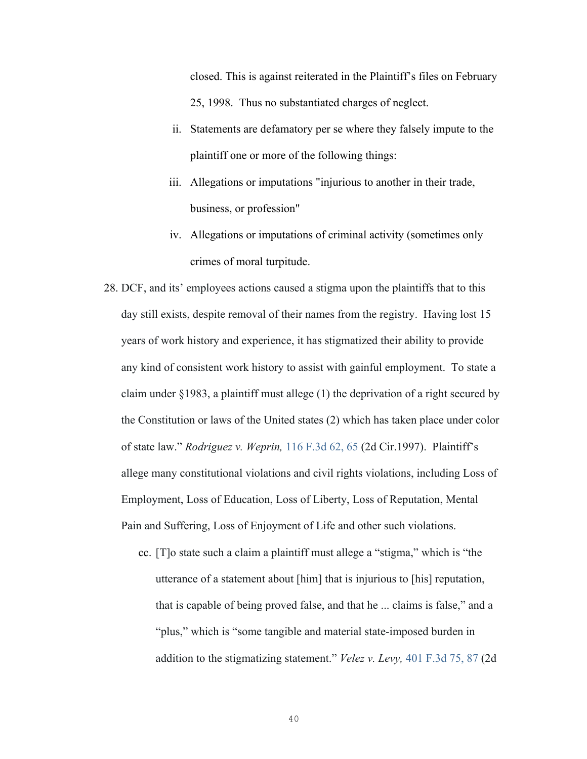closed. This is against reiterated in the Plaintiff's files on February 25, 1998. Thus no substantiated charges of neglect.

ii. Statements are defamatory per se where they falsely impute to the plaintiff one or more of the following things:

iii. Allegations or imputations "injurious to another in their trade, business, or profession"

iv. Allegations or imputations of criminal activity (sometimes only crimes of moral turpitude.

28. DCF, and its' employees actions caused a stigma upon the plaintiffs that to this day still exists, despite removal of their names from the registry. Having lost 15 years of work history and experience, it has stigmatized their ability to provide any kind of consistent work history to assist with gainful employment. To state a claim under §1983, a plaintiff must allege (1) the deprivation of a right secured by the Constitution or laws of the United states (2) which has taken place under color of state law." *Rodriguez v. Weprin,* 116 F.3d 62, 65 (2d Cir.1997). Plaintiff's allege many constitutional violations and civil rights violations, including Loss of Employment, Loss of Education, Loss of Liberty, Loss of Reputation, Mental Pain and Suffering, Loss of Enjoyment of Life and other such violations.

cc. [T]o state such a claim a plaintiff must allege a "stigma," which is "the utterance of a statement about [him] that is injurious to [his] reputation, that is capable of being proved false, and that he ... claims is false," and a "plus," which is "some tangible and material state-imposed burden in addition to the stigmatizing statement." *Velez v. Levy,* 401 F.3d 75, 87 (2d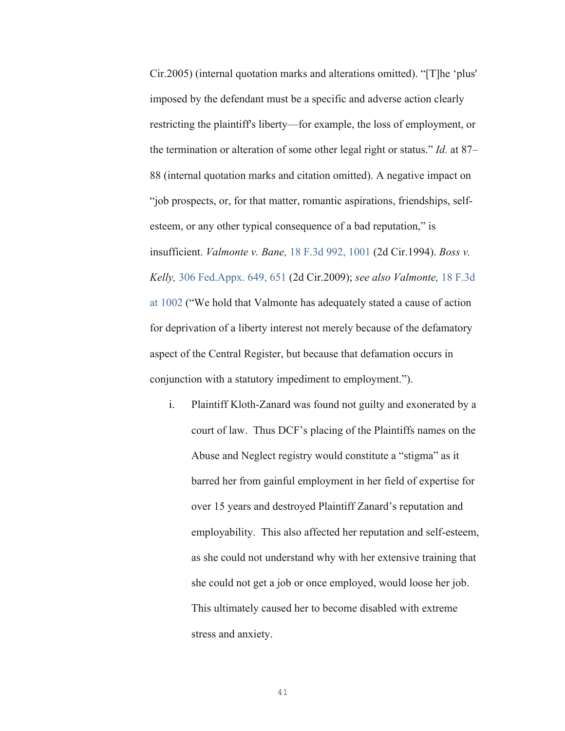Cir.2005) (internal quotation marks and alterations omitted). "[T]he 'plus' imposed by the defendant must be a specific and adverse action clearly restricting the plaintiff's liberty—for example, the loss of employment, or the termination or alteration of some other legal right or status." *Id.* at 87–88 (internal quotation marks and citation omitted). A negative impact on "job prospects, or, for that matter, romantic aspirations, friendships, self-esteem, or any other typical consequence of a bad reputation," is insufficient. *Valmonte v. Bane,* 18 F.3d 992, 1001 (2d Cir.1994). *Boss v. Kelly,* 306 Fed.Appx. 649, 651 (2d Cir.2009); *see also Valmonte,* 18 F.3d at 1002 ("We hold that Valmonte has adequately stated a cause of action for deprivation of a liberty interest not merely because of the defamatory aspect of the Central Register, but because that defamation occurs in conjunction with a statutory impediment to employment.").

i. Plaintiff Kloth-Zanard was found not guilty and exonerated by a court of law. Thus DCF's placing of the Plaintiffs names on the Abuse and Neglect registry would constitute a "stigma" as it barred her from gainful employment in her field of expertise for over 15 years and destroyed Plaintiff Zanard's reputation and employability. This also affected her reputation and self-esteem, as she could not understand why with her extensive training that she could not get a job or once employed, would loose her job. This ultimately caused her to become disabled with extreme stress and anxiety.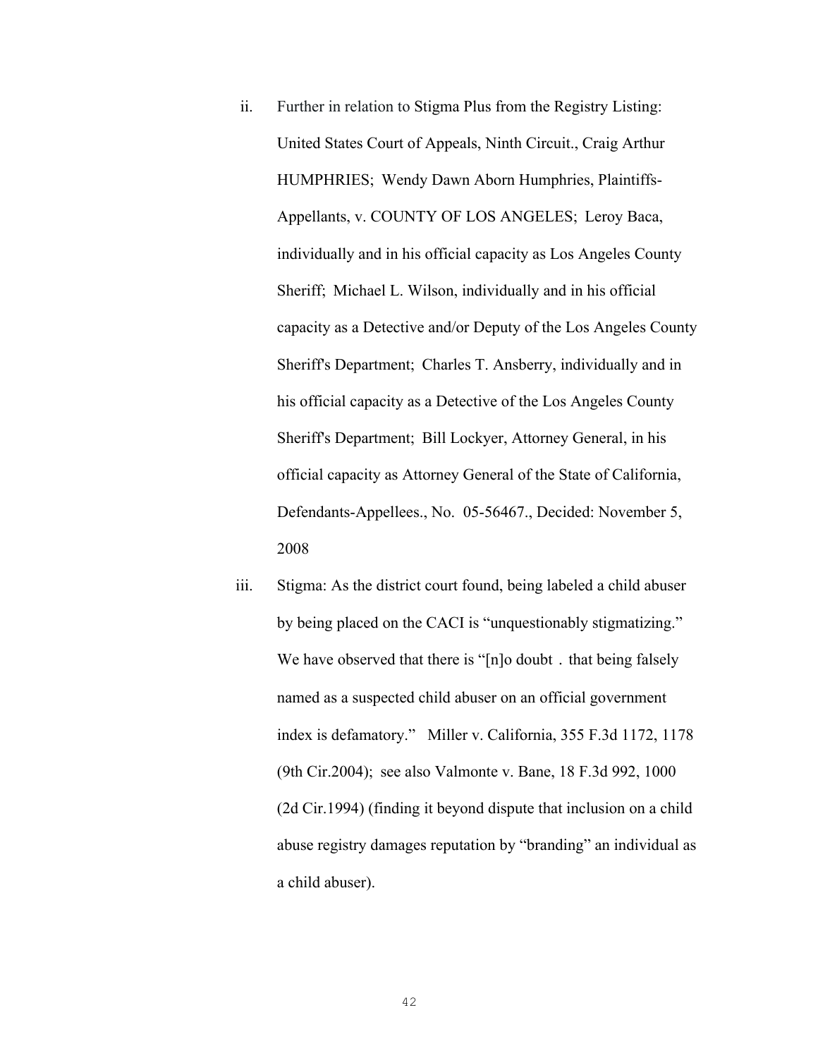ii. Further in relation to Stigma Plus from the Registry Listing: United States Court of Appeals, Ninth Circuit., Craig Arthur HUMPHRIES; Wendy Dawn Aborn Humphries, Plaintiffs-Appellants, v. COUNTY OF LOS ANGELES; Leroy Baca, individually and in his official capacity as Los Angeles County Sheriff; Michael L. Wilson, individually and in his official capacity as a Detective and/or Deputy of the Los Angeles County Sheriff's Department; Charles T. Ansberry, individually and in his official capacity as a Detective of the Los Angeles County Sheriff's Department; Bill Lockyer, Attorney General, in his official capacity as Attorney General of the State of California, Defendants-Appellees., No. 05-56467., Decided: November 5, 2008

iii. Stigma: As the district court found, being labeled a child abuser by being placed on the CACI is "unquestionably stigmatizing." We have observed that there is "[n]o doubt . that being falsely named as a suspected child abuser on an official government index is defamatory." Miller v. California, 355 F.3d 1172, 1178 (9th Cir.2004); see also Valmonte v. Bane, 18 F.3d 992, 1000 (2d Cir.1994) (finding it beyond dispute that inclusion on a child abuse registry damages reputation by "branding" an individual as a child abuser).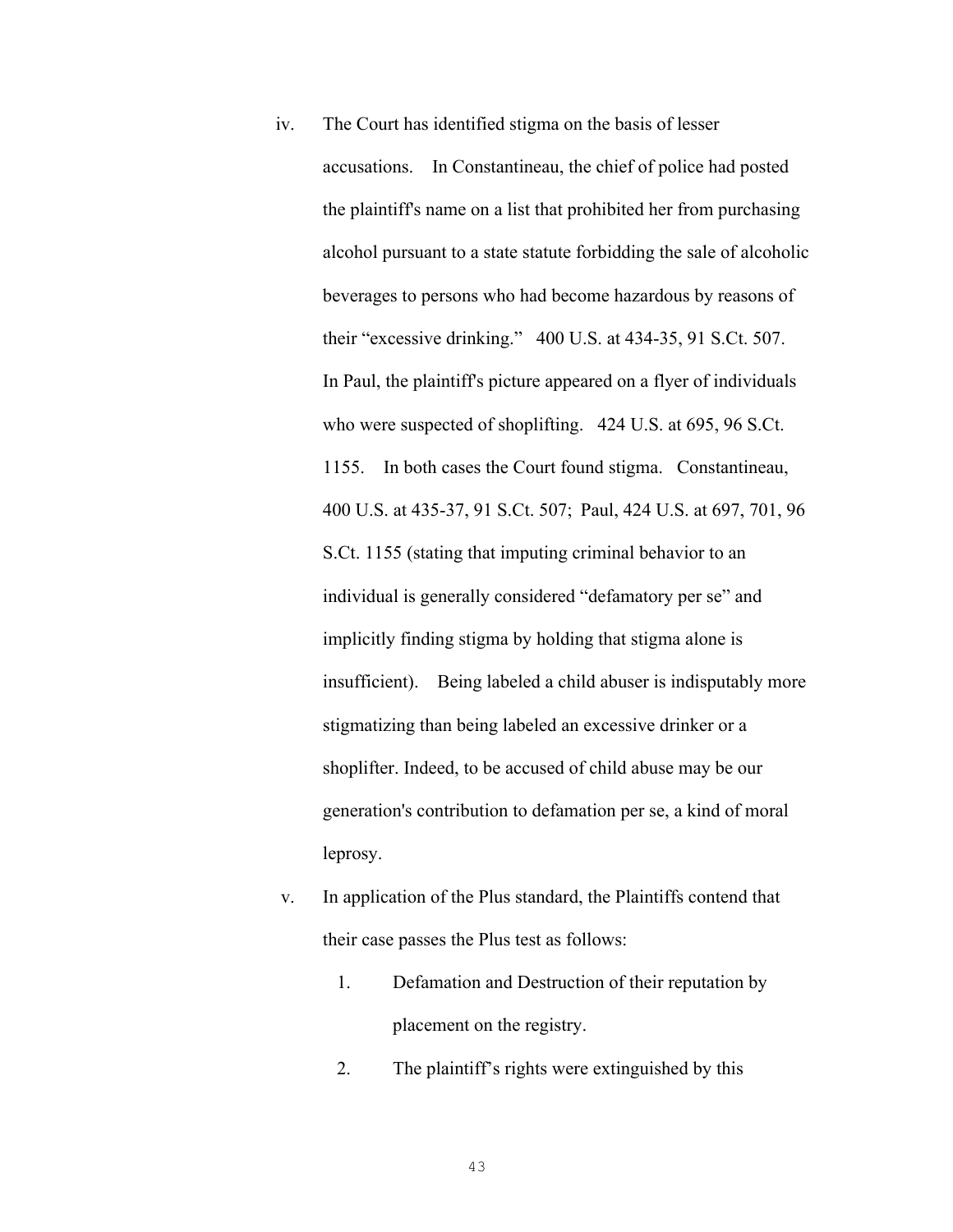iv. The Court has identified stigma on the basis of lesser accusations. In Constantineau, the chief of police had posted the plaintiff's name on a list that prohibited her from purchasing alcohol pursuant to a state statute forbidding the sale of alcoholic beverages to persons who had become hazardous by reasons of their "excessive drinking." 400 U.S. at 434-35, 91 S.Ct. 507. In Paul, the plaintiff's picture appeared on a flyer of individuals who were suspected of shoplifting. 424 U.S. at 695, 96 S.Ct. 1155. In both cases the Court found stigma. Constantineau, 400 U.S. at 435-37, 91 S.Ct. 507; Paul, 424 U.S. at 697, 701, 96 S.Ct. 1155 (stating that imputing criminal behavior to an individual is generally considered "defamatory per se" and implicitly finding stigma by holding that stigma alone is insufficient). Being labeled a child abuser is indisputably more stigmatizing than being labeled an excessive drinker or a shoplifter. Indeed, to be accused of child abuse may be our generation's contribution to defamation per se, a kind of moral leprosy.

v. In application of the Plus standard, the Plaintiffs contend that their case passes the Plus test as follows:

1. Defamation and Destruction of their reputation by placement on the registry.
2. The plaintiff's rights were extinguished by this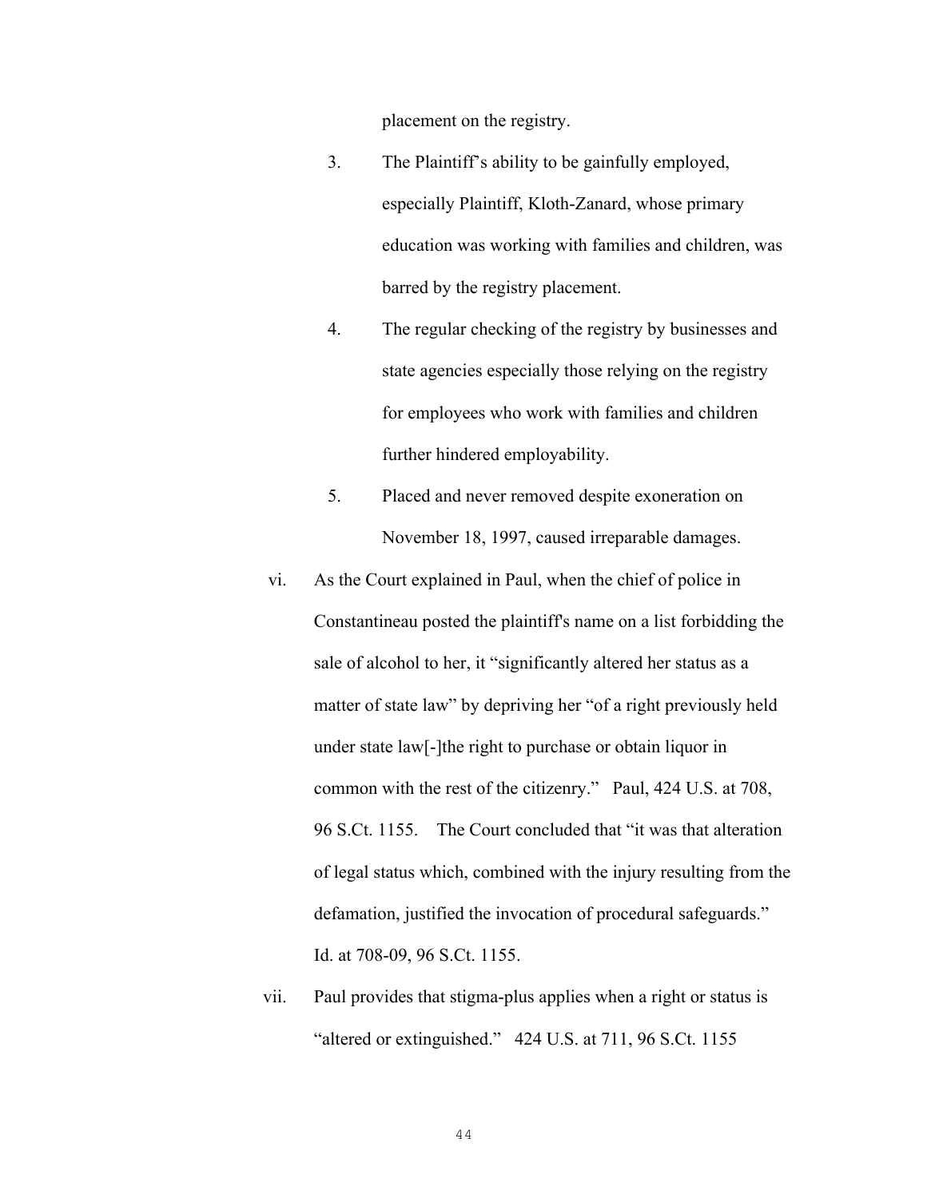placement on the registry.

3. The Plaintiff's ability to be gainfully employed, especially Plaintiff, Kloth-Zanard, whose primary education was working with families and children, was barred by the registry placement.

4. The regular checking of the registry by businesses and state agencies especially those relying on the registry for employees who work with families and children further hindered employability.

5. Placed and never removed despite exoneration on November 18, 1997, caused irreparable damages.

vi. As the Court explained in Paul, when the chief of police in Constantineau posted the plaintiff's name on a list forbidding the sale of alcohol to her, it "significantly altered her status as a matter of state law" by depriving her "of a right previously held under state law[-]the right to purchase or obtain liquor in common with the rest of the citizenry." Paul, 424 U.S. at 708, 96 S.Ct. 1155. The Court concluded that "it was that alteration of legal status which, combined with the injury resulting from the defamation, justified the invocation of procedural safeguards." Id. at 708-09, 96 S.Ct. 1155.

vii. Paul provides that stigma-plus applies when a right or status is "altered or extinguished." 424 U.S. at 711, 96 S.Ct. 1155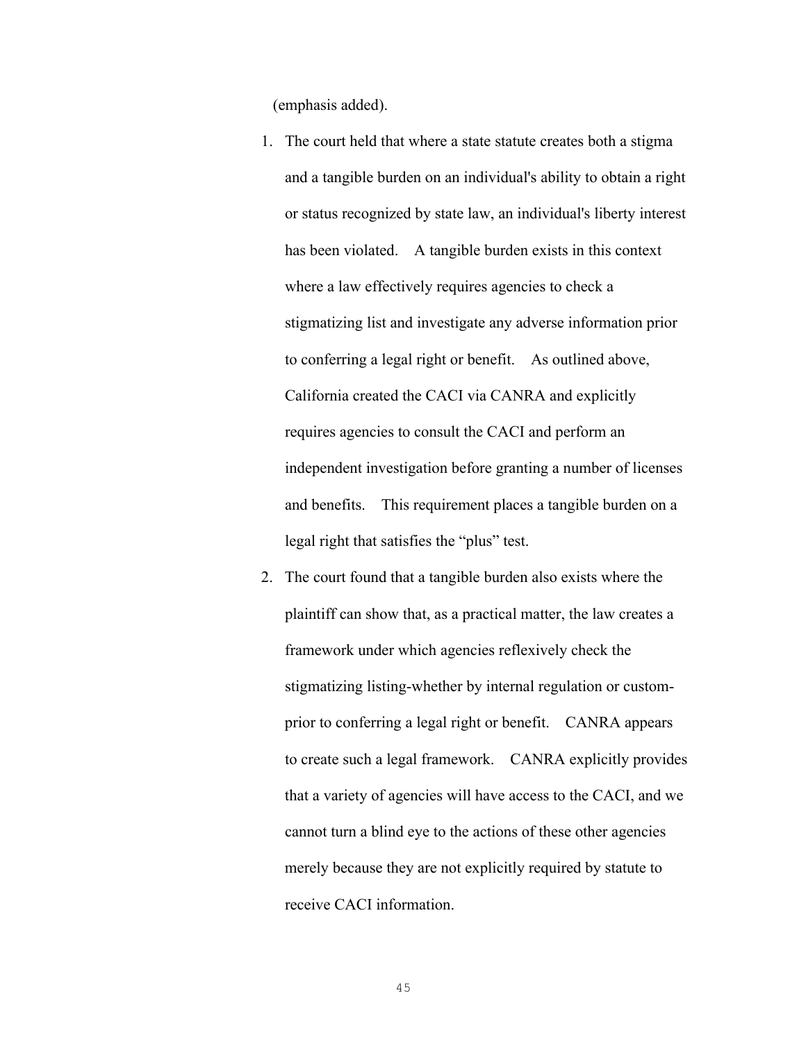(emphasis added).

1. The court held that where a state statute creates both a stigma and a tangible burden on an individual's ability to obtain a right or status recognized by state law, an individual's liberty interest has been violated. A tangible burden exists in this context where a law effectively requires agencies to check a stigmatizing list and investigate any adverse information prior to conferring a legal right or benefit. As outlined above, California created the CACI via CANRA and explicitly requires agencies to consult the CACI and perform an independent investigation before granting a number of licenses and benefits. This requirement places a tangible burden on a legal right that satisfies the "plus" test.
2. The court found that a tangible burden also exists where the plaintiff can show that, as a practical matter, the law creates a framework under which agencies reflexively check the stigmatizing listing-whether by internal regulation or custom-prior to conferring a legal right or benefit. CANRA appears to create such a legal framework. CANRA explicitly provides that a variety of agencies will have access to the CACI, and we cannot turn a blind eye to the actions of these other agencies merely because they are not explicitly required by statute to receive CACI information.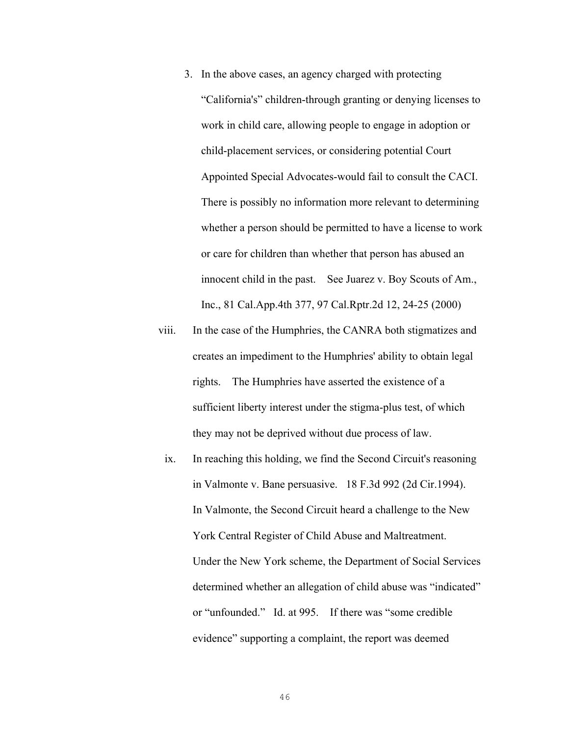3. In the above cases, an agency charged with protecting “California's” children-through granting or denying licenses to work in child care, allowing people to engage in adoption or child-placement services, or considering potential Court Appointed Special Advocates-would fail to consult the CACI. There is possibly no information more relevant to determining whether a person should be permitted to have a license to work or care for children than whether that person has abused an innocent child in the past. See Juarez v. Boy Scouts of Am., Inc., 81 Cal.App.4th 377, 97 Cal.Rptr.2d 12, 24-25 (2000)

viii. In the case of the Humphries, the CANRA both stigmatizes and creates an impediment to the Humphries' ability to obtain legal rights. The Humphries have asserted the existence of a sufficient liberty interest under the stigma-plus test, of which they may not be deprived without due process of law.

ix. In reaching this holding, we find the Second Circuit's reasoning in Valmonte v. Bane persuasive. 18 F.3d 992 (2d Cir.1994). In Valmonte, the Second Circuit heard a challenge to the New York Central Register of Child Abuse and Maltreatment. Under the New York scheme, the Department of Social Services determined whether an allegation of child abuse was “indicated” or “unfounded.” Id. at 995. If there was “some credible evidence” supporting a complaint, the report was deemed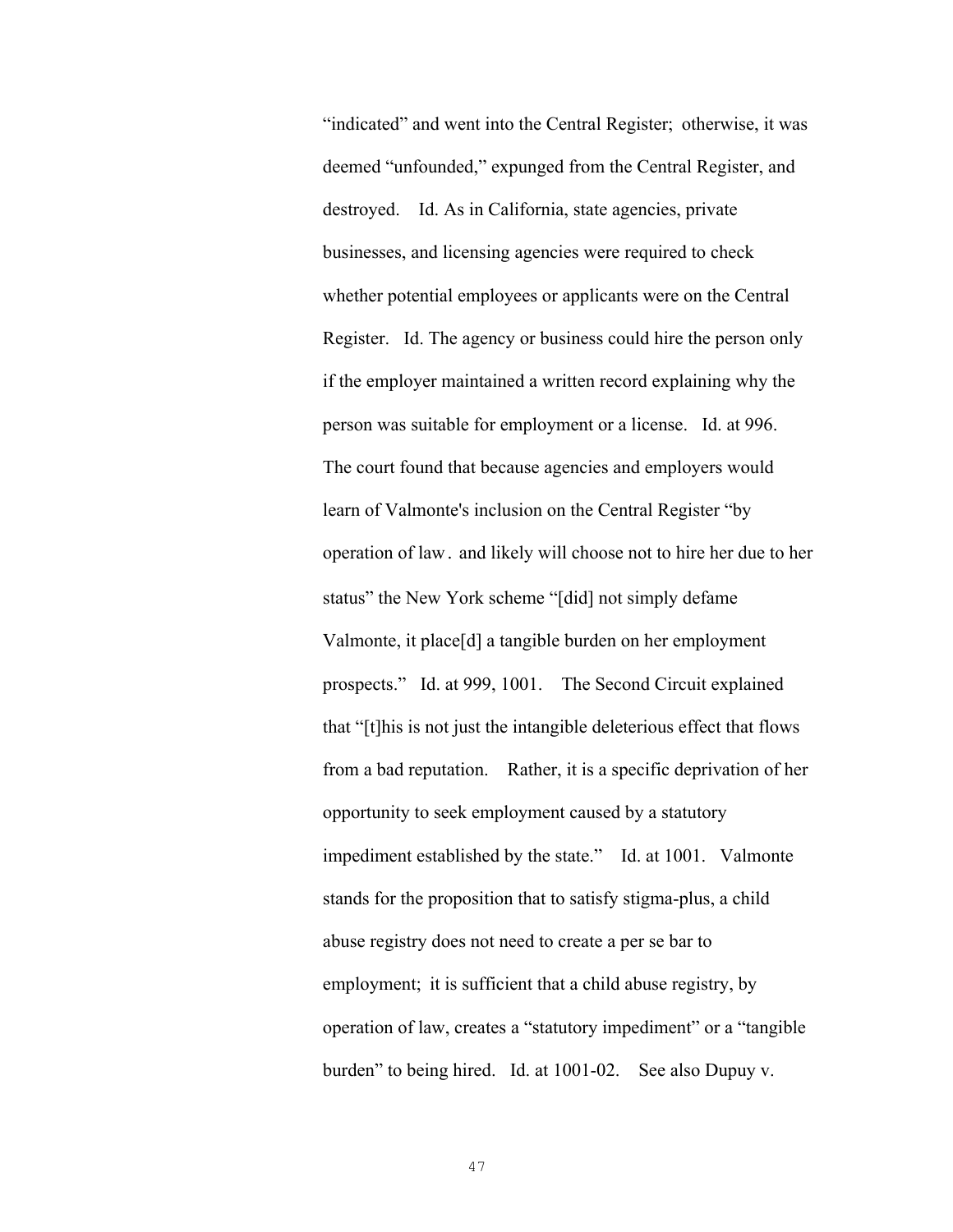"indicated" and went into the Central Register; otherwise, it was deemed "unfounded," expunged from the Central Register, and destroyed. Id. As in California, state agencies, private businesses, and licensing agencies were required to check whether potential employees or applicants were on the Central Register. Id. The agency or business could hire the person only if the employer maintained a written record explaining why the person was suitable for employment or a license. Id. at 996. The court found that because agencies and employers would learn of Valmonte's inclusion on the Central Register "by operation of law . and likely will choose not to hire her due to her status" the New York scheme "[did] not simply defame Valmonte, it place[d] a tangible burden on her employment prospects." Id. at 999, 1001. The Second Circuit explained that "[t]his is not just the intangible deleterious effect that flows from a bad reputation. Rather, it is a specific deprivation of her opportunity to seek employment caused by a statutory impediment established by the state." Id. at 1001. Valmonte stands for the proposition that to satisfy stigma-plus, a child abuse registry does not need to create a per se bar to employment; it is sufficient that a child abuse registry, by operation of law, creates a "statutory impediment" or a "tangible burden" to being hired. Id. at 1001-02. See also Dupuy v.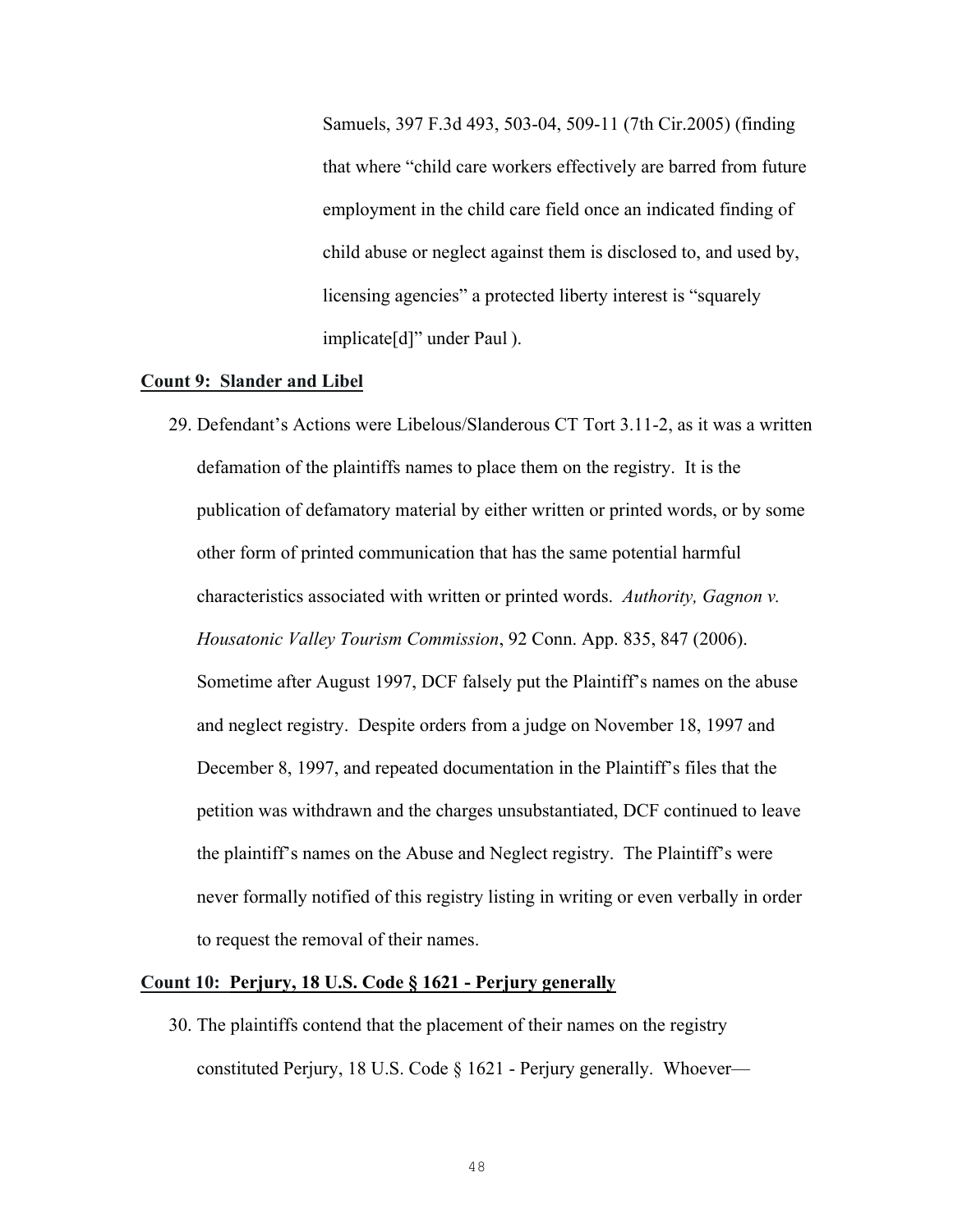Samuels, 397 F.3d 493, 503-04, 509-11 (7th Cir.2005) (finding that where "child care workers effectively are barred from future employment in the child care field once an indicated finding of child abuse or neglect against them is disclosed to, and used by, licensing agencies" a protected liberty interest is "squarely implicate[d]" under Paul ).

**Count 9: Slander and Libel**

29. Defendant's Actions were Libelous/Slanderous CT Tort 3.11-2, as it was a written defamation of the plaintiffs names to place them on the registry. It is the publication of defamatory material by either written or printed words, or by some other form of printed communication that has the same potential harmful characteristics associated with written or printed words. *Authority, Gagnon v. Housatonic Valley Tourism Commission*, 92 Conn. App. 835, 847 (2006). Sometime after August 1997, DCF falsely put the Plaintiff's names on the abuse and neglect registry. Despite orders from a judge on November 18, 1997 and December 8, 1997, and repeated documentation in the Plaintiff's files that the petition was withdrawn and the charges unsubstantiated, DCF continued to leave the plaintiff's names on the Abuse and Neglect registry. The Plaintiff's were never formally notified of this registry listing in writing or even verbally in order to request the removal of their names.

**Count 10: Perjury, 18 U.S. Code § 1621 - Perjury generally**

30. The plaintiffs contend that the placement of their names on the registry constituted Perjury, 18 U.S. Code § 1621 - Perjury generally. Whoever—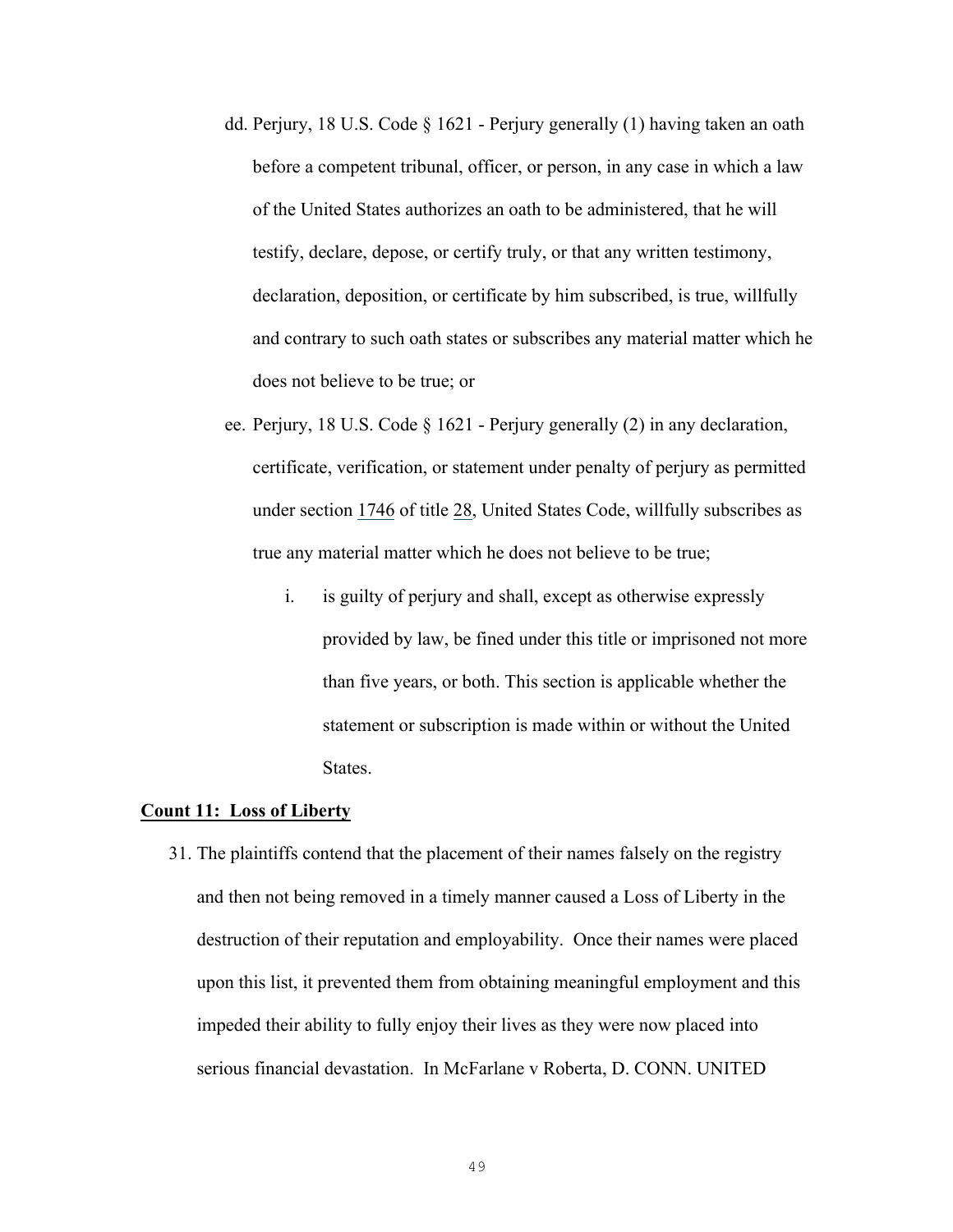dd. Perjury, 18 U.S. Code § 1621 - Perjury generally (1) having taken an oath before a competent tribunal, officer, or person, in any case in which a law of the United States authorizes an oath to be administered, that he will testify, declare, depose, or certify truly, or that any written testimony, declaration, deposition, or certificate by him subscribed, is true, willfully and contrary to such oath states or subscribes any material matter which he does not believe to be true; or

ee. Perjury, 18 U.S. Code § 1621 - Perjury generally (2) in any declaration, certificate, verification, or statement under penalty of perjury as permitted under section 1746 of title 28, United States Code, willfully subscribes as true any material matter which he does not believe to be true;

   i. is guilty of perjury and shall, except as otherwise expressly provided by law, be fined under this title or imprisoned not more than five years, or both. This section is applicable whether the statement or subscription is made within or without the United States.

**Count 11: Loss of Liberty**

31. The plaintiffs contend that the placement of their names falsely on the registry and then not being removed in a timely manner caused a Loss of Liberty in the destruction of their reputation and employability. Once their names were placed upon this list, it prevented them from obtaining meaningful employment and this impeded their ability to fully enjoy their lives as they were now placed into serious financial devastation. In McFarlane v Roberta, D. CONN. UNITED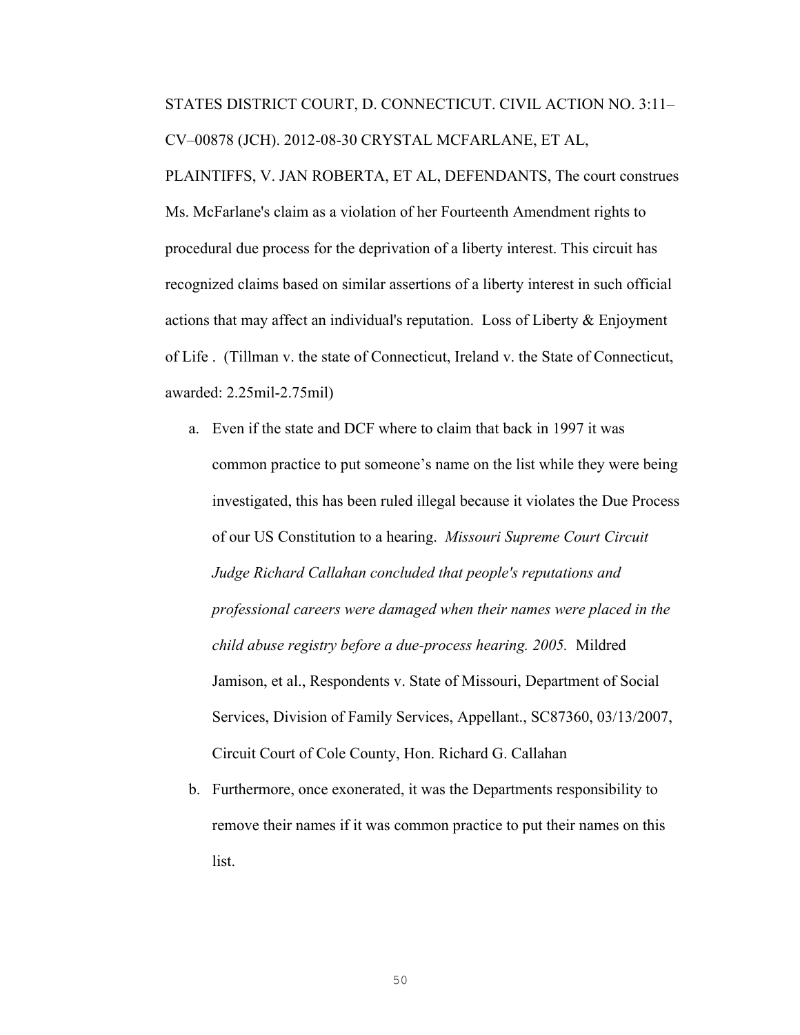STATES DISTRICT COURT, D. CONNECTICUT. CIVIL ACTION NO. 3:11–CV–00878 (JCH). 2012-08-30 CRYSTAL MCFARLANE, ET AL, PLAINTIFFS, V. JAN ROBERTA, ET AL, DEFENDANTS, The court construes Ms. McFarlane's claim as a violation of her Fourteenth Amendment rights to procedural due process for the deprivation of a liberty interest. This circuit has recognized claims based on similar assertions of a liberty interest in such official actions that may affect an individual's reputation. Loss of Liberty & Enjoyment of Life . (Tillman v. the state of Connecticut, Ireland v. the State of Connecticut, awarded: 2.25mil-2.75mil)

a. Even if the state and DCF where to claim that back in 1997 it was common practice to put someone's name on the list while they were being investigated, this has been ruled illegal because it violates the Due Process of our US Constitution to a hearing. *Missouri Supreme Court Circuit Judge Richard Callahan concluded that people's reputations and professional careers were damaged when their names were placed in the child abuse registry before a due-process hearing. 2005.* Mildred Jamison, et al., Respondents v. State of Missouri, Department of Social Services, Division of Family Services, Appellant., SC87360, 03/13/2007, Circuit Court of Cole County, Hon. Richard G. Callahan

b. Furthermore, once exonerated, it was the Departments responsibility to remove their names if it was common practice to put their names on this list.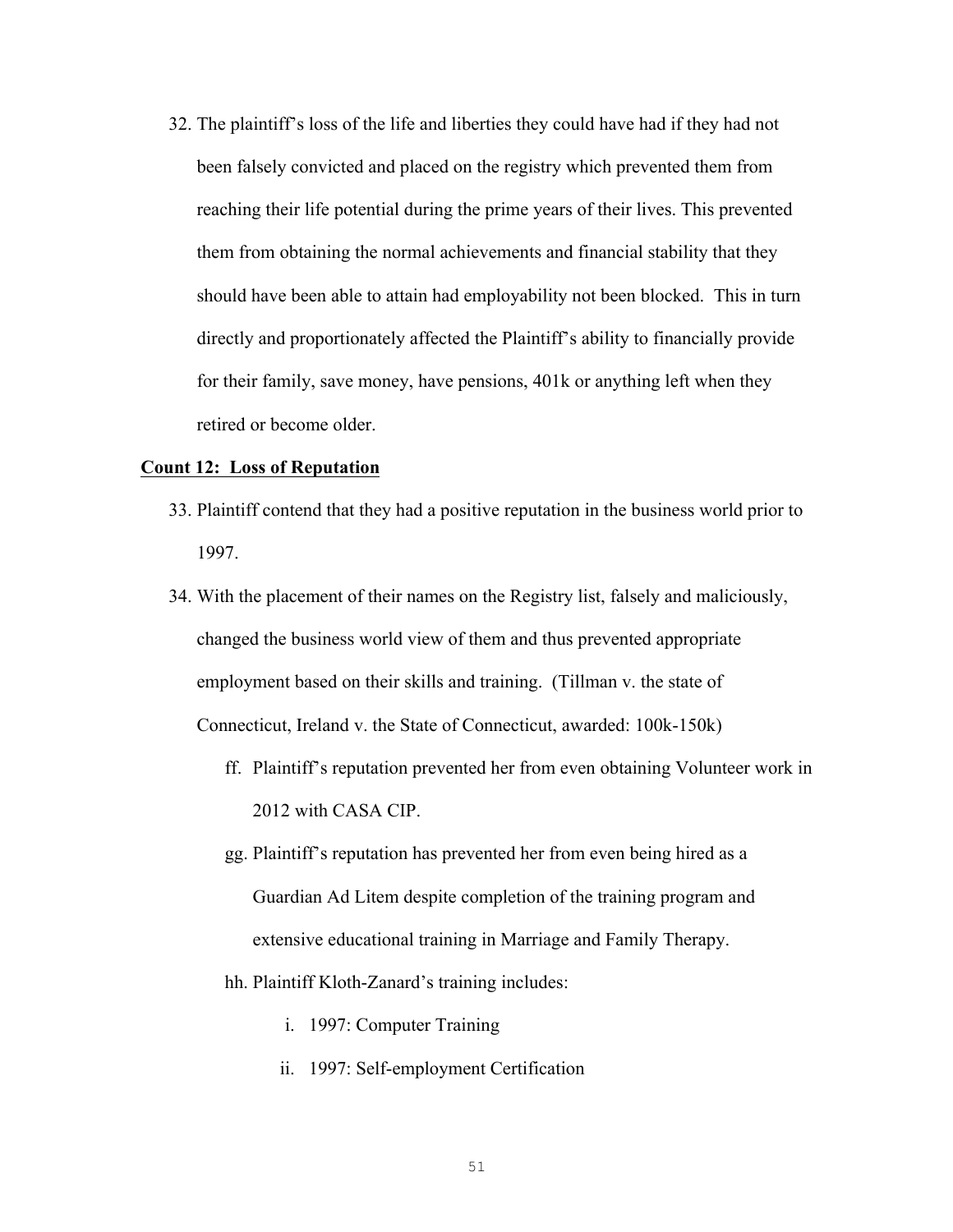32. The plaintiff's loss of the life and liberties they could have had if they had not been falsely convicted and placed on the registry which prevented them from reaching their life potential during the prime years of their lives. This prevented them from obtaining the normal achievements and financial stability that they should have been able to attain had employability not been blocked. This in turn directly and proportionately affected the Plaintiff's ability to financially provide for their family, save money, have pensions, 401k or anything left when they retired or become older.

**Count 12: Loss of Reputation**

33. Plaintiff contend that they had a positive reputation in the business world prior to 1997.
34. With the placement of their names on the Registry list, falsely and maliciously, changed the business world view of them and thus prevented appropriate employment based on their skills and training. (Tillman v. the state of Connecticut, Ireland v. the State of Connecticut, awarded: 100k-150k)
    - ff. Plaintiff's reputation prevented her from even obtaining Volunteer work in 2012 with CASA CIP.
    - gg. Plaintiff's reputation has prevented her from even being hired as a Guardian Ad Litem despite completion of the training program and extensive educational training in Marriage and Family Therapy.
    - hh. Plaintiff Kloth-Zanard's training includes:
        - i. 1997: Computer Training
        - ii. 1997: Self-employment Certification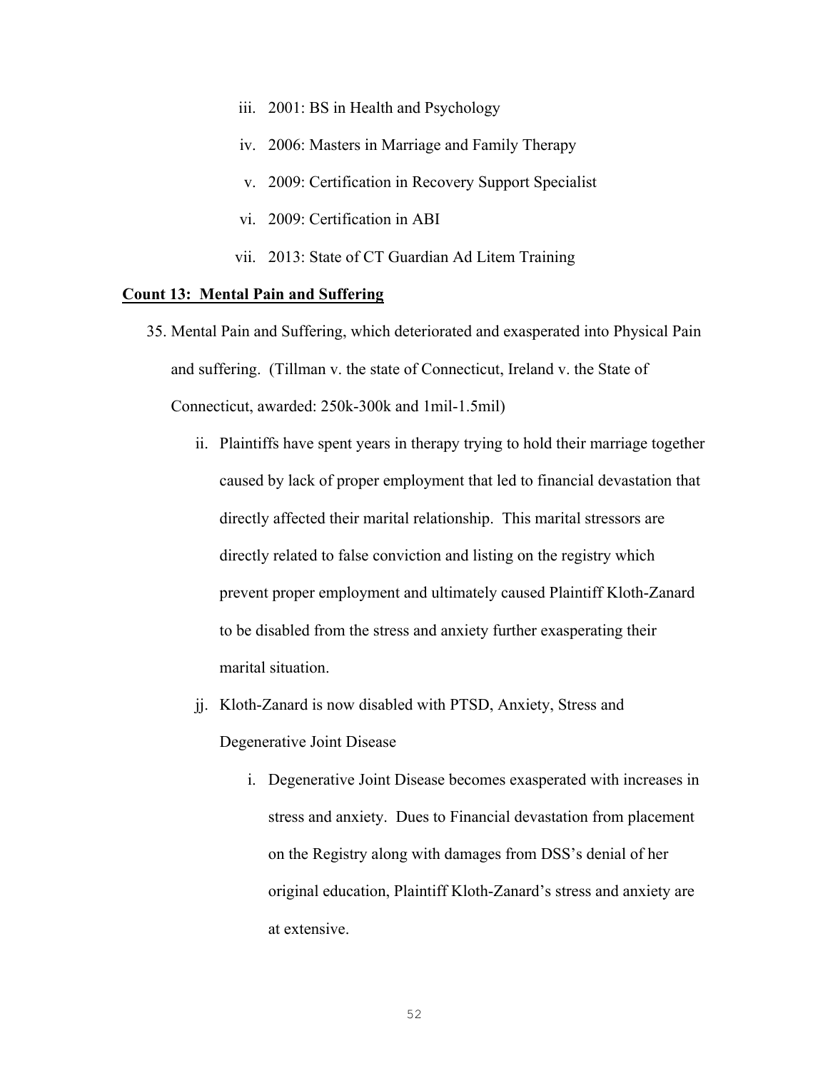iii. 2001: BS in Health and Psychology

iv. 2006: Masters in Marriage and Family Therapy

v. 2009: Certification in Recovery Support Specialist

vi. 2009: Certification in ABI

vii. 2013: State of CT Guardian Ad Litem Training

**<u>Count 13: Mental Pain and Suffering</u>**

35. Mental Pain and Suffering, which deteriorated and exasperated into Physical Pain and suffering. (Tillman v. the state of Connecticut, Ireland v. the State of Connecticut, awarded: 250k-300k and 1mil-1.5mil)

    ii. Plaintiffs have spent years in therapy trying to hold their marriage together caused by lack of proper employment that led to financial devastation that directly affected their marital relationship. This marital stressors are directly related to false conviction and listing on the registry which prevent proper employment and ultimately caused Plaintiff Kloth-Zanard to be disabled from the stress and anxiety further exasperating their marital situation.

    jj. Kloth-Zanard is now disabled with PTSD, Anxiety, Stress and Degenerative Joint Disease

        i. Degenerative Joint Disease becomes exasperated with increases in stress and anxiety. Dues to Financial devastation from placement on the Registry along with damages from DSS's denial of her original education, Plaintiff Kloth-Zanard's stress and anxiety are at extensive.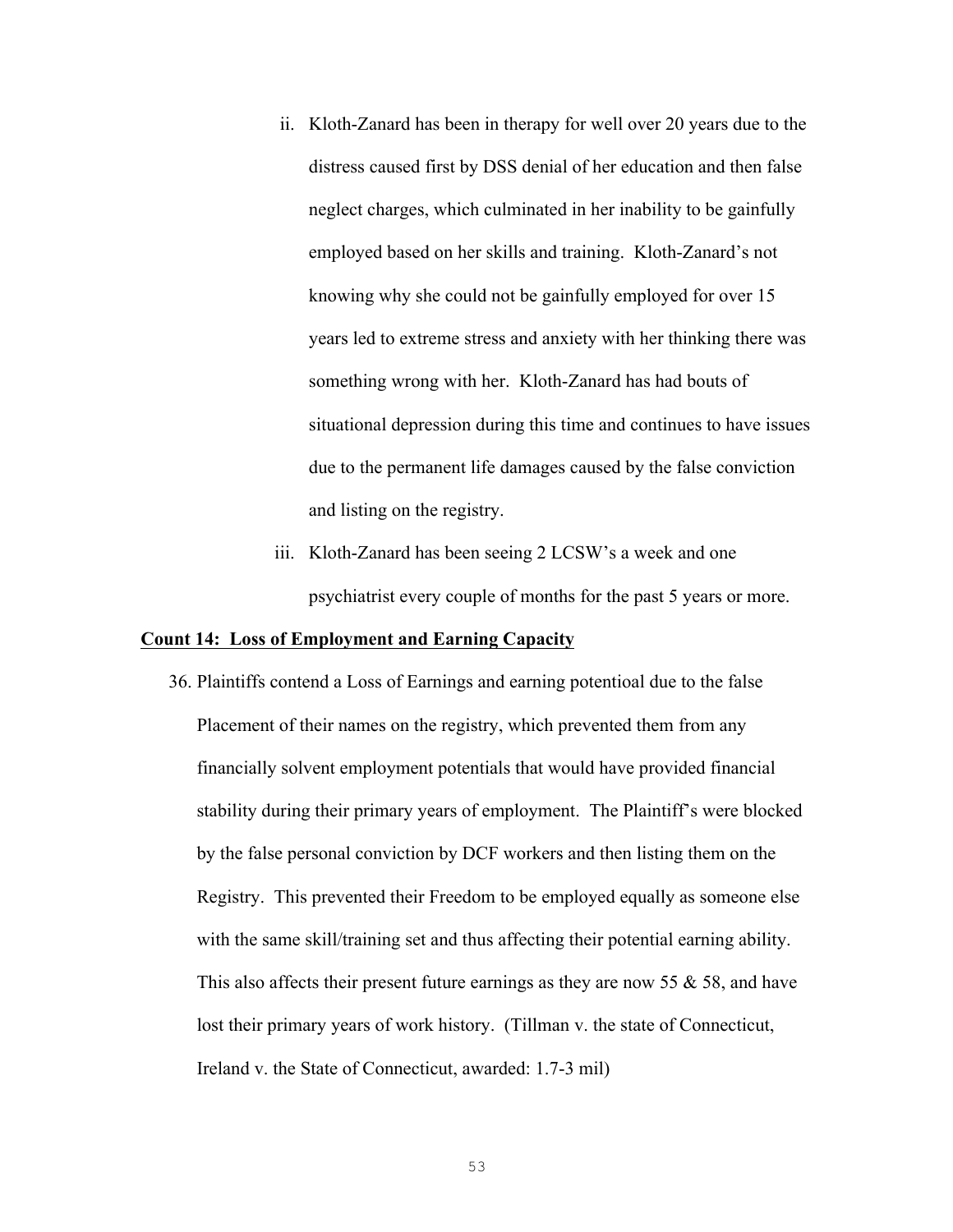ii. Kloth-Zanard has been in therapy for well over 20 years due to the distress caused first by DSS denial of her education and then false neglect charges, which culminated in her inability to be gainfully employed based on her skills and training. Kloth-Zanard's not knowing why she could not be gainfully employed for over 15 years led to extreme stress and anxiety with her thinking there was something wrong with her. Kloth-Zanard has had bouts of situational depression during this time and continues to have issues due to the permanent life damages caused by the false conviction and listing on the registry.

iii. Kloth-Zanard has been seeing 2 LCSW's a week and one psychiatrist every couple of months for the past 5 years or more.

**<u>Count 14: Loss of Employment and Earning Capacity</u>**

36. Plaintiffs contend a Loss of Earnings and earning potentioal due to the false Placement of their names on the registry, which prevented them from any financially solvent employment potentials that would have provided financial stability during their primary years of employment. The Plaintiff's were blocked by the false personal conviction by DCF workers and then listing them on the Registry. This prevented their Freedom to be employed equally as someone else with the same skill/training set and thus affecting their potential earning ability. This also affects their present future earnings as they are now 55 & 58, and have lost their primary years of work history. (Tillman v. the state of Connecticut, Ireland v. the State of Connecticut, awarded: 1.7-3 mil)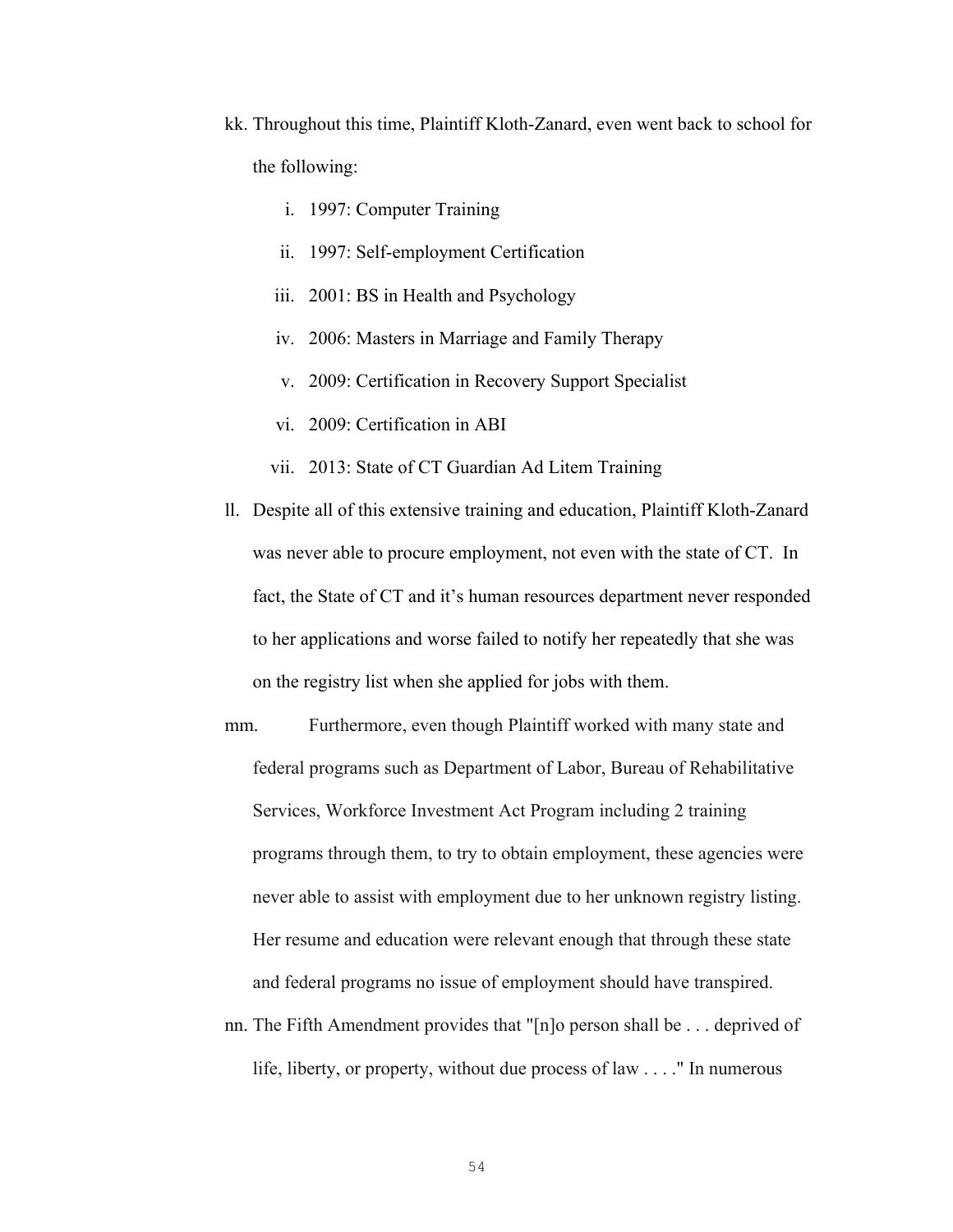kk. Throughout this time, Plaintiff Kloth-Zanard, even went back to school for the following:

   i. 1997: Computer Training
   ii. 1997: Self-employment Certification
   iii. 2001: BS in Health and Psychology
   iv. 2006: Masters in Marriage and Family Therapy
   v. 2009: Certification in Recovery Support Specialist
   vi. 2009: Certification in ABI
   vii. 2013: State of CT Guardian Ad Litem Training

ll. Despite all of this extensive training and education, Plaintiff Kloth-Zanard was never able to procure employment, not even with the state of CT. In fact, the State of CT and it's human resources department never responded to her applications and worse failed to notify her repeatedly that she was on the registry list when she applied for jobs with them.

mm. Furthermore, even though Plaintiff worked with many state and federal programs such as Department of Labor, Bureau of Rehabilitative Services, Workforce Investment Act Program including 2 training programs through them, to try to obtain employment, these agencies were never able to assist with employment due to her unknown registry listing. Her resume and education were relevant enough that through these state and federal programs no issue of employment should have transpired.

nn. The Fifth Amendment provides that "[n]o person shall be . . . deprived of life, liberty, or property, without due process of law . . . ." In numerous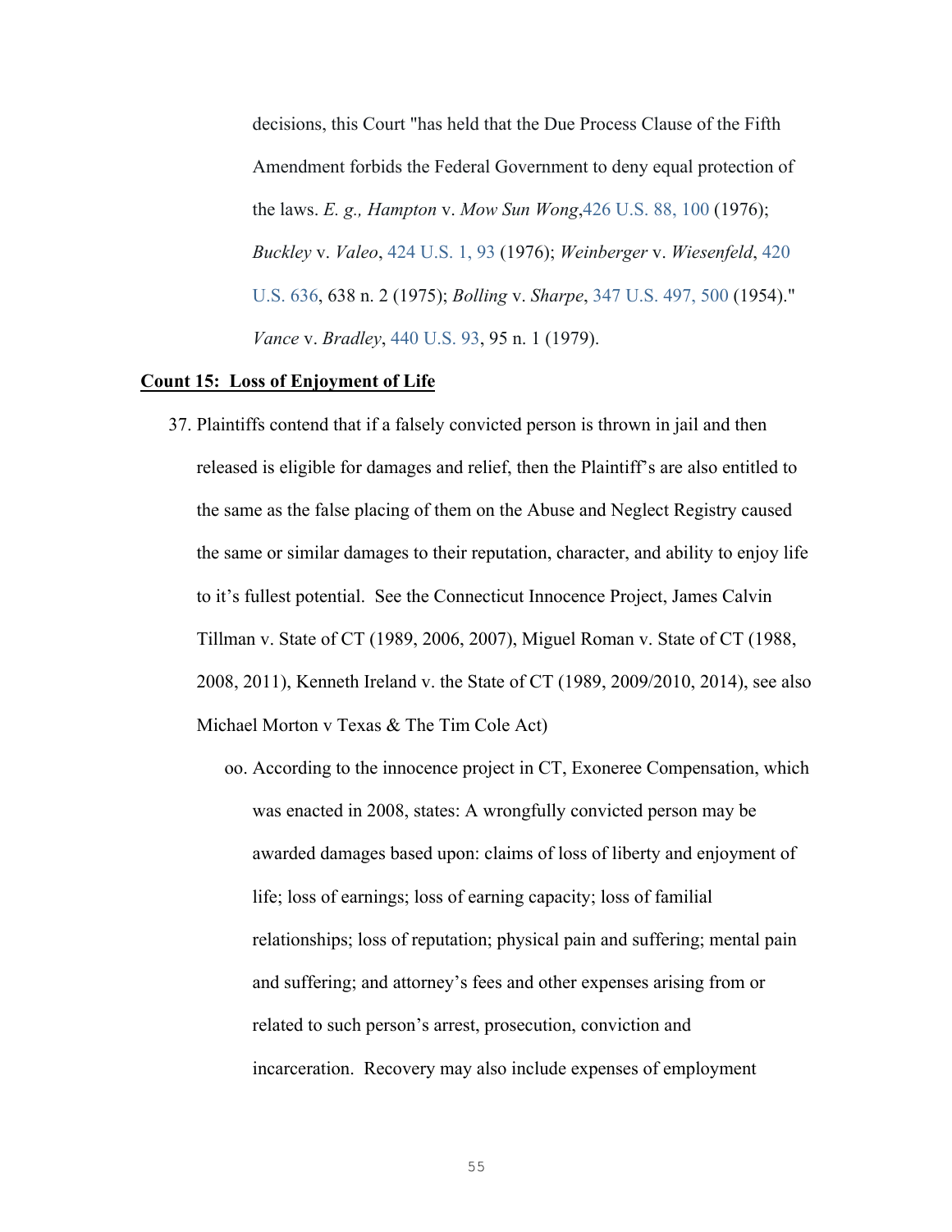decisions, this Court "has held that the Due Process Clause of the Fifth Amendment forbids the Federal Government to deny equal protection of the laws. *E. g., Hampton* v. *Mow Sun Wong*,426 U.S. 88, 100 (1976); *Buckley* v. *Valeo*, 424 U.S. 1, 93 (1976); *Weinberger* v. *Wiesenfeld*, 420 U.S. 636, 638 n. 2 (1975); *Bolling* v. *Sharpe*, 347 U.S. 497, 500 (1954)." *Vance* v. *Bradley*, 440 U.S. 93, 95 n. 1 (1979).

**Count 15: Loss of Enjoyment of Life**

37. Plaintiffs contend that if a falsely convicted person is thrown in jail and then released is eligible for damages and relief, then the Plaintiff's are also entitled to the same as the false placing of them on the Abuse and Neglect Registry caused the same or similar damages to their reputation, character, and ability to enjoy life to it's fullest potential. See the Connecticut Innocence Project, James Calvin Tillman v. State of CT (1989, 2006, 2007), Miguel Roman v. State of CT (1988, 2008, 2011), Kenneth Ireland v. the State of CT (1989, 2009/2010, 2014), see also Michael Morton v Texas & The Tim Cole Act)

    oo. According to the innocence project in CT, Exoneree Compensation, which was enacted in 2008, states: A wrongfully convicted person may be awarded damages based upon: claims of loss of liberty and enjoyment of life; loss of earnings; loss of earning capacity; loss of familial relationships; loss of reputation; physical pain and suffering; mental pain and suffering; and attorney's fees and other expenses arising from or related to such person's arrest, prosecution, conviction and incarceration. Recovery may also include expenses of employment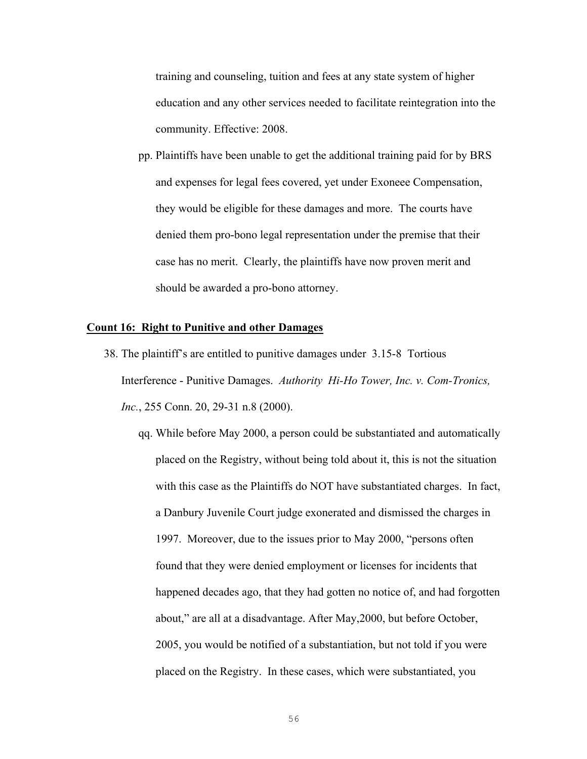training and counseling, tuition and fees at any state system of higher education and any other services needed to facilitate reintegration into the community. Effective: 2008.

pp. Plaintiffs have been unable to get the additional training paid for by BRS and expenses for legal fees covered, yet under Exoneee Compensation, they would be eligible for these damages and more. The courts have denied them pro-bono legal representation under the premise that their case has no merit. Clearly, the plaintiffs have now proven merit and should be awarded a pro-bono attorney.

**Count 16: Right to Punitive and other Damages**

38. The plaintiff's are entitled to punitive damages under 3.15-8 Tortious Interference - Punitive Damages. *Authority Hi-Ho Tower, Inc. v. Com-Tronics, Inc.*, 255 Conn. 20, 29-31 n.8 (2000).

qq. While before May 2000, a person could be substantiated and automatically placed on the Registry, without being told about it, this is not the situation with this case as the Plaintiffs do NOT have substantiated charges. In fact, a Danbury Juvenile Court judge exonerated and dismissed the charges in 1997. Moreover, due to the issues prior to May 2000, "persons often found that they were denied employment or licenses for incidents that happened decades ago, that they had gotten no notice of, and had forgotten about," are all at a disadvantage. After May,2000, but before October, 2005, you would be notified of a substantiation, but not told if you were placed on the Registry. In these cases, which were substantiated, you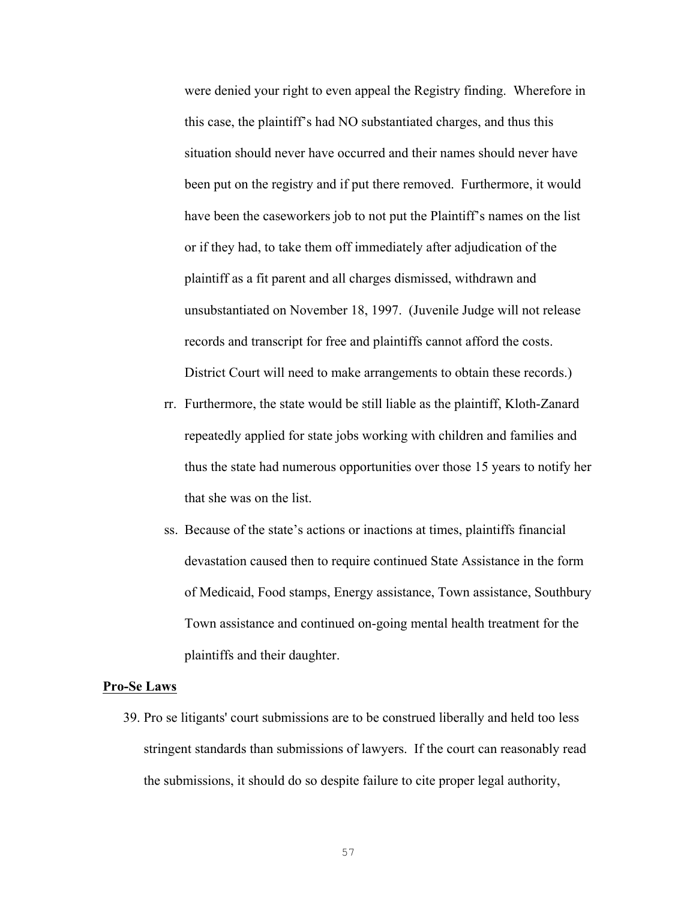were denied your right to even appeal the Registry finding. Wherefore in this case, the plaintiff's had NO substantiated charges, and thus this situation should never have occurred and their names should never have been put on the registry and if put there removed. Furthermore, it would have been the caseworkers job to not put the Plaintiff's names on the list or if they had, to take them off immediately after adjudication of the plaintiff as a fit parent and all charges dismissed, withdrawn and unsubstantiated on November 18, 1997. (Juvenile Judge will not release records and transcript for free and plaintiffs cannot afford the costs. District Court will need to make arrangements to obtain these records.)

rr. Furthermore, the state would be still liable as the plaintiff, Kloth-Zanard repeatedly applied for state jobs working with children and families and thus the state had numerous opportunities over those 15 years to notify her that she was on the list.

ss. Because of the state's actions or inactions at times, plaintiffs financial devastation caused then to require continued State Assistance in the form of Medicaid, Food stamps, Energy assistance, Town assistance, Southbury Town assistance and continued on-going mental health treatment for the plaintiffs and their daughter.

**Pro-Se Laws**

39. Pro se litigants' court submissions are to be construed liberally and held too less stringent standards than submissions of lawyers. If the court can reasonably read the submissions, it should do so despite failure to cite proper legal authority,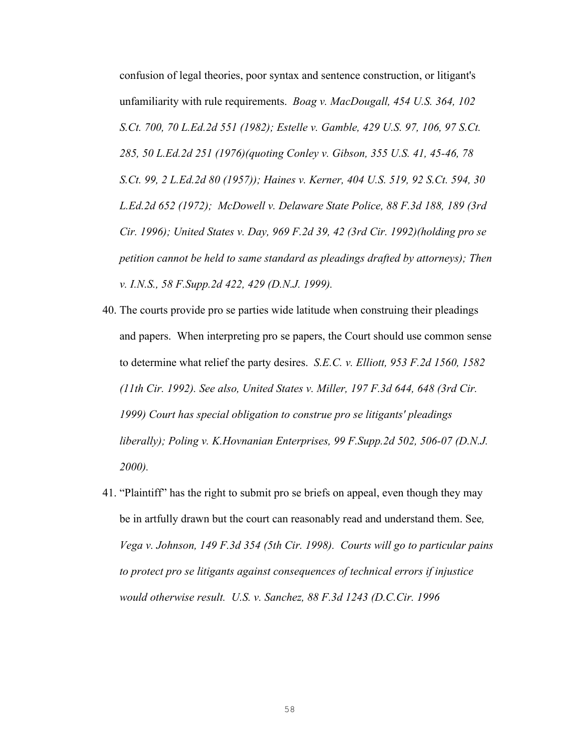confusion of legal theories, poor syntax and sentence construction, or litigant's unfamiliarity with rule requirements. *Boag v. MacDougall, 454 U.S. 364, 102 S.Ct. 700, 70 L.Ed.2d 551 (1982); Estelle v. Gamble, 429 U.S. 97, 106, 97 S.Ct. 285, 50 L.Ed.2d 251 (1976)(quoting Conley v. Gibson, 355 U.S. 41, 45-46, 78 S.Ct. 99, 2 L.Ed.2d 80 (1957)); Haines v. Kerner, 404 U.S. 519, 92 S.Ct. 594, 30 L.Ed.2d 652 (1972); McDowell v. Delaware State Police, 88 F.3d 188, 189 (3rd Cir. 1996); United States v. Day, 969 F.2d 39, 42 (3rd Cir. 1992)(holding pro se petition cannot be held to same standard as pleadings drafted by attorneys); Then v. I.N.S., 58 F.Supp.2d 422, 429 (D.N.J. 1999).*

40. The courts provide pro se parties wide latitude when construing their pleadings and papers. When interpreting pro se papers, the Court should use common sense to determine what relief the party desires. *S.E.C. v. Elliott, 953 F.2d 1560, 1582 (11th Cir. 1992). See also, United States v. Miller, 197 F.3d 644, 648 (3rd Cir. 1999) Court has special obligation to construe pro se litigants' pleadings liberally); Poling v. K.Hovnanian Enterprises, 99 F.Supp.2d 502, 506-07 (D.N.J. 2000).*

41. "Plaintiff" has the right to submit pro se briefs on appeal, even though they may be in artfully drawn but the court can reasonably read and understand them. See*, Vega v. Johnson, 149 F.3d 354 (5th Cir. 1998). Courts will go to particular pains to protect pro se litigants against consequences of technical errors if injustice would otherwise result. U.S. v. Sanchez, 88 F.3d 1243 (D.C.Cir. 1996*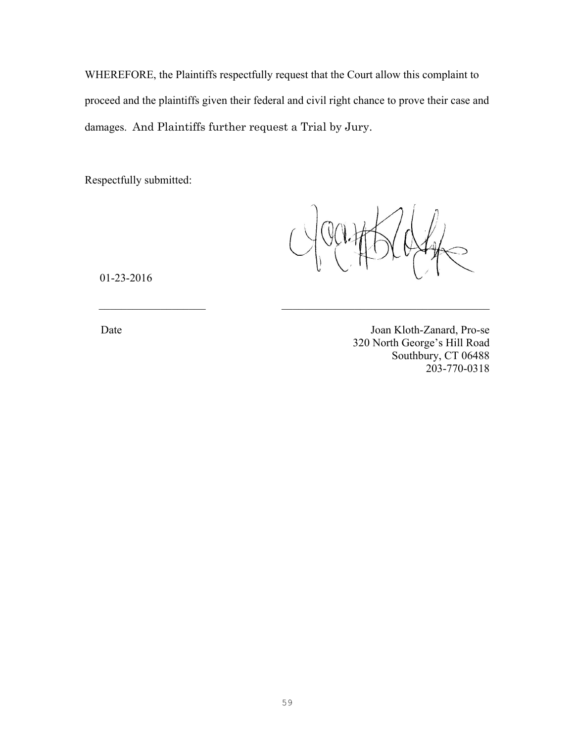WHEREFORE, the Plaintiffs respectfully request that the Court allow this complaint to proceed and the plaintiffs given their federal and civil right chance to prove their case and damages. And Plaintiffs further request a Trial by Jury.

Respectfully submitted:

01-23-2016

\_\_\_\_\_\_\_\_\_\_\_\_\_\_\_\_\_\_\_\_ \_\_\_\_\_\_\_\_\_\_\_\_\_\_\_\_\_\_\_\_\_\_\_\_\_\_\_\_\_\_\_\_\_\_\_\_\_\_

Date

Joan Kloth-Zanard, Pro-se
320 North George's Hill Road
Southbury, CT 06488
203-770-0318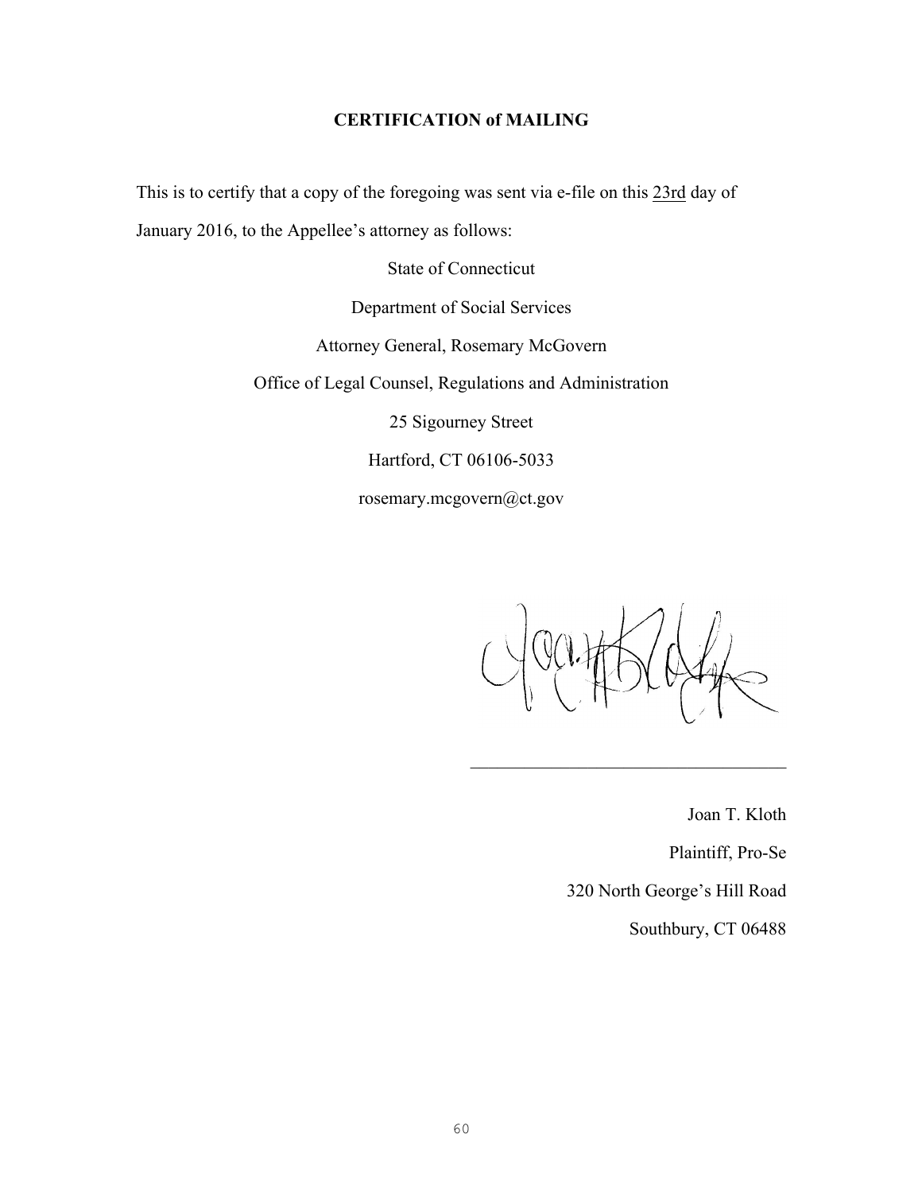**CERTIFICATION of MAILING**

This is to certify that a copy of the foregoing was sent via e-file on this 23rd day of January 2016, to the Appellee's attorney as follows:

State of Connecticut

Department of Social Services

Attorney General, Rosemary McGovern

Office of Legal Counsel, Regulations and Administration

25 Sigourney Street

Hartford, CT 06106-5033

rosemary.mcgovern@ct.gov

\_\_\_\_\_\_\_\_\_\_\_\_\_\_\_\_\_\_\_\_\_\_\_\_\_\_\_\_\_\_\_\_\_\_

Joan T. Kloth

Plaintiff, Pro-Se

320 North George's Hill Road

Southbury, CT 06488